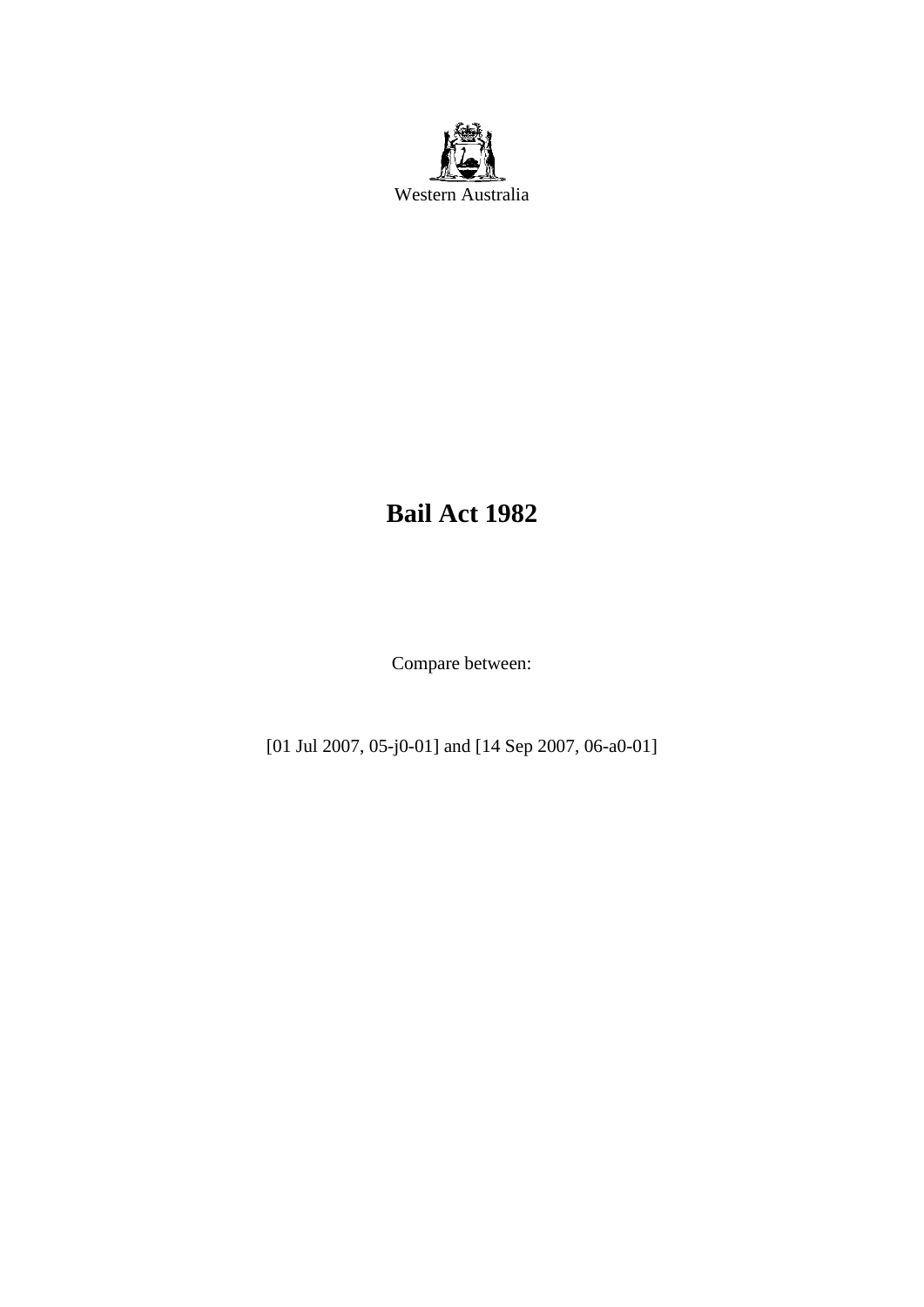Western Australia

# Bail Act 1982

Compare between:

[01 Jul 2007, 05-j0-01] and [14 Sep 2007, 06-a0-01]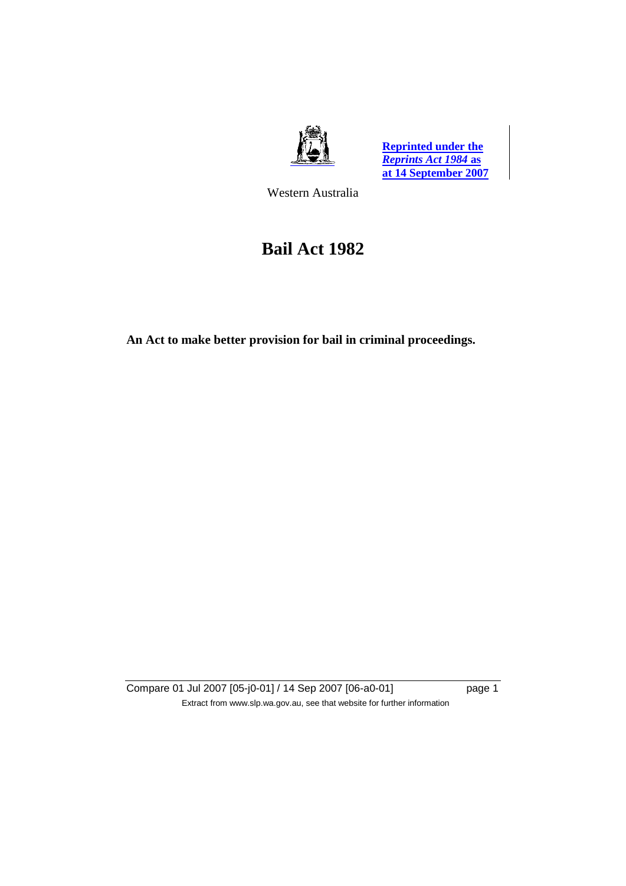Reprinted under the *Reprints Act 1984* as at 14 September 2007

Western Australia

# Bail Act 1982

**An Act to make better provision for bail in criminal proceedings.**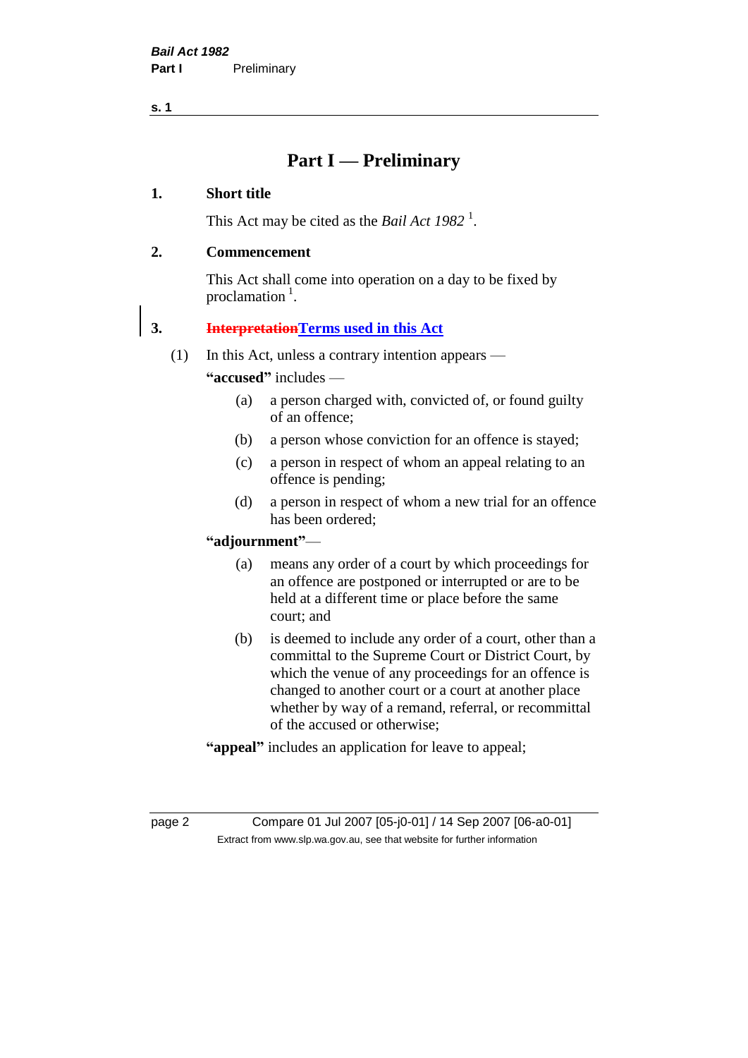# Part I — Preliminary

## 1. Short title

This Act may be cited as the *Bail Act 1982* [1].

## 2. Commencement

This Act shall come into operation on a day to be fixed by proclamation [1].

## 3. ~~Interpretation~~Terms used in this Act

(1) In this Act, unless a contrary intention appears —

**"accused"** includes —

- (a) a person charged with, convicted of, or found guilty of an offence;
- (b) a person whose conviction for an offence is stayed;
- (c) a person in respect of whom an appeal relating to an offence is pending;
- (d) a person in respect of whom a new trial for an offence has been ordered;

**"adjournment"**—

- (a) means any order of a court by which proceedings for an offence are postponed or interrupted or are to be held at a different time or place before the same court; and
- (b) is deemed to include any order of a court, other than a committal to the Supreme Court or District Court, by which the venue of any proceedings for an offence is changed to another court or a court at another place whether by way of a remand, referral, or recommittal of the accused or otherwise;

**"appeal"** includes an application for leave to appeal;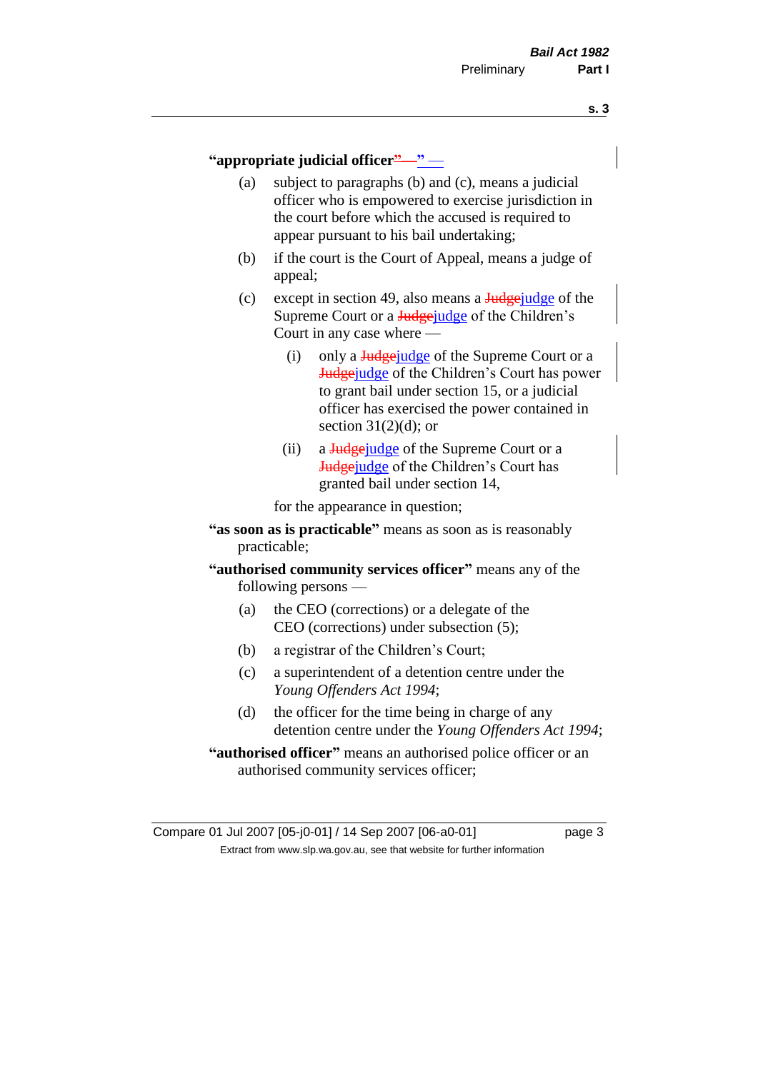**“appropriate judicial officer~~”—~~”** —

(a) subject to paragraphs (b) and (c), means a judicial officer who is empowered to exercise jurisdiction in the court before which the accused is required to appear pursuant to his bail undertaking;

(b) if the court is the Court of Appeal, means a judge of appeal;

(c) except in section 49, also means a ~~Judge~~judge of the Supreme Court or a ~~Judge~~judge of the Children’s Court in any case where —

  (i) only a ~~Judge~~judge of the Supreme Court or a ~~Judge~~judge of the Children’s Court has power to grant bail under section 15, or a judicial officer has exercised the power contained in section 31(2)(d); or

  (ii) a ~~Judge~~judge of the Supreme Court or a ~~Judge~~judge of the Children’s Court has granted bail under section 14,

for the appearance in question;

**“as soon as is practicable”** means as soon as is reasonably practicable;

**“authorised community services officer”** means any of the following persons —

(a) the CEO (corrections) or a delegate of the CEO (corrections) under subsection (5);

(b) a registrar of the Children’s Court;

(c) a superintendent of a detention centre under the *Young Offenders Act 1994*;

(d) the officer for the time being in charge of any detention centre under the *Young Offenders Act 1994*;

**“authorised officer”** means an authorised police officer or an authorised community services officer;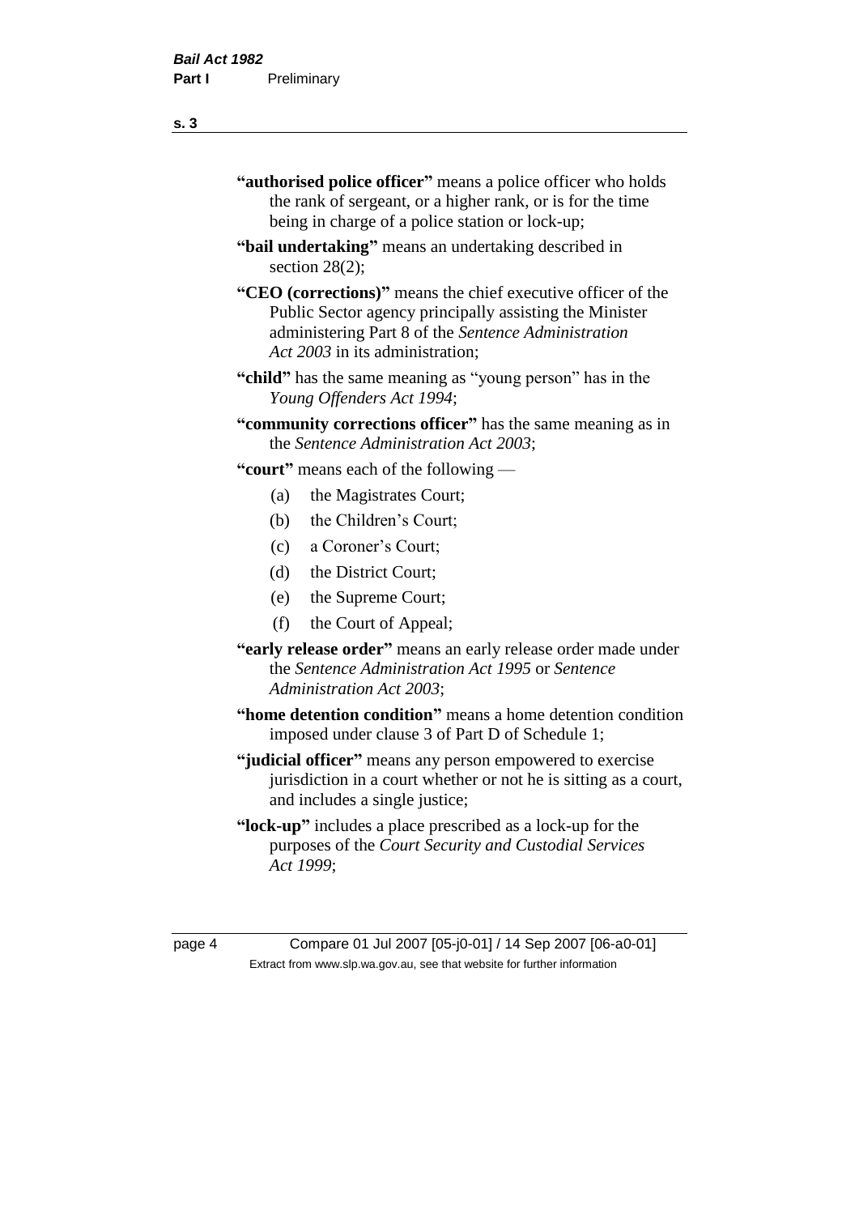"**authorised police officer**" means a police officer who holds the rank of sergeant, or a higher rank, or is for the time being in charge of a police station or lock-up;

"**bail undertaking**" means an undertaking described in section 28(2);

"**CEO (corrections)**" means the chief executive officer of the Public Sector agency principally assisting the Minister administering Part 8 of the *Sentence Administration Act 2003* in its administration;

"**child**" has the same meaning as "young person" has in the *Young Offenders Act 1994*;

"**community corrections officer**" has the same meaning as in the *Sentence Administration Act 2003*;

"**court**" means each of the following —

(a) the Magistrates Court;

(b) the Children's Court;

(c) a Coroner's Court;

(d) the District Court;

(e) the Supreme Court;

(f) the Court of Appeal;

"**early release order**" means an early release order made under the *Sentence Administration Act 1995* or *Sentence Administration Act 2003*;

"**home detention condition**" means a home detention condition imposed under clause 3 of Part D of Schedule 1;

"**judicial officer**" means any person empowered to exercise jurisdiction in a court whether or not he is sitting as a court, and includes a single justice;

"**lock-up**" includes a place prescribed as a lock-up for the purposes of the *Court Security and Custodial Services Act 1999*;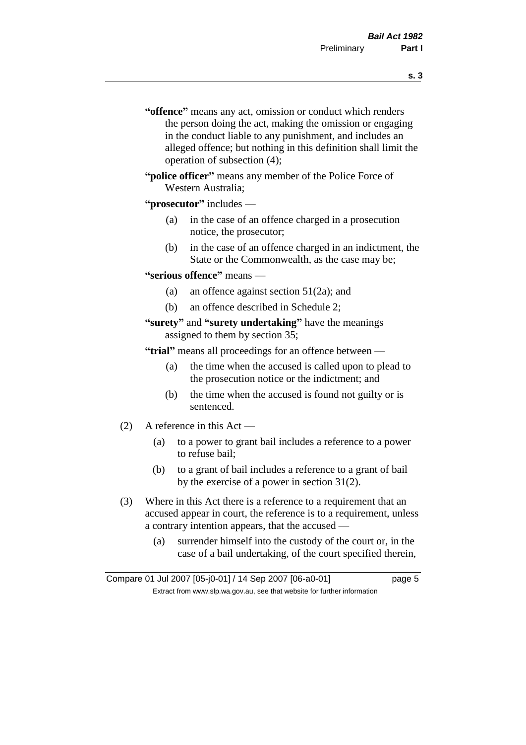"**offence**" means any act, omission or conduct which renders the person doing the act, making the omission or engaging in the conduct liable to any punishment, and includes an alleged offence; but nothing in this definition shall limit the operation of subsection (4);

"**police officer**" means any member of the Police Force of Western Australia;

"**prosecutor**" includes —

- (a) in the case of an offence charged in a prosecution notice, the prosecutor;
- (b) in the case of an offence charged in an indictment, the State or the Commonwealth, as the case may be;

"**serious offence**" means —

- (a) an offence against section 51(2a); and
- (b) an offence described in Schedule 2;

"**surety**" and "**surety undertaking**" have the meanings assigned to them by section 35;

"**trial**" means all proceedings for an offence between —

- (a) the time when the accused is called upon to plead to the prosecution notice or the indictment; and
- (b) the time when the accused is found not guilty or is sentenced.

(2) A reference in this Act —

- (a) to a power to grant bail includes a reference to a power to refuse bail;
- (b) to a grant of bail includes a reference to a grant of bail by the exercise of a power in section 31(2).

(3) Where in this Act there is a reference to a requirement that an accused appear in court, the reference is to a requirement, unless a contrary intention appears, that the accused —

- (a) surrender himself into the custody of the court or, in the case of a bail undertaking, of the court specified therein,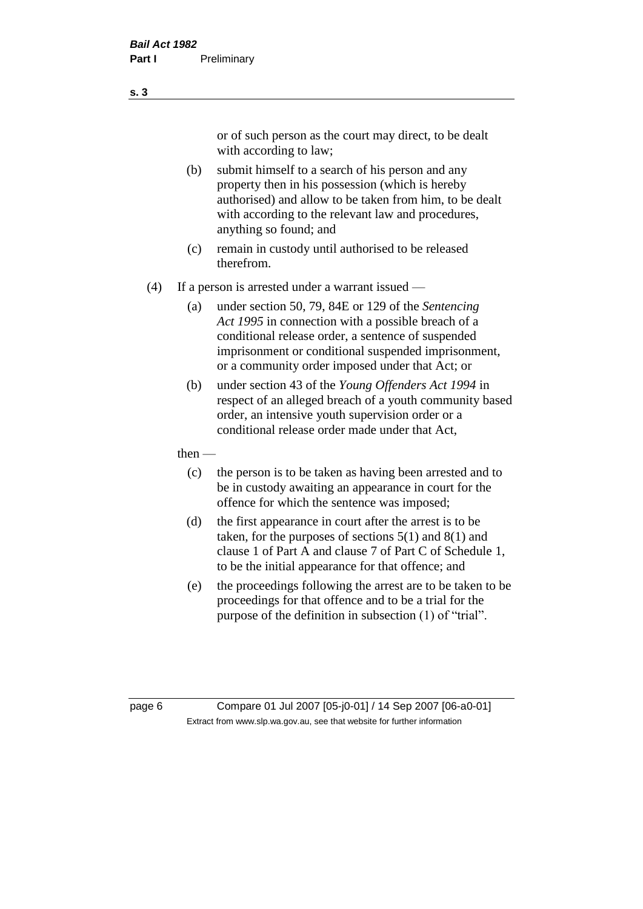or of such person as the court may direct, to be dealt with according to law;

(b) submit himself to a search of his person and any property then in his possession (which is hereby authorised) and allow to be taken from him, to be dealt with according to the relevant law and procedures, anything so found; and

(c) remain in custody until authorised to be released therefrom.

(4) If a person is arrested under a warrant issued —

(a) under section 50, 79, 84E or 129 of the *Sentencing Act 1995* in connection with a possible breach of a conditional release order, a sentence of suspended imprisonment or conditional suspended imprisonment, or a community order imposed under that Act; or

(b) under section 43 of the *Young Offenders Act 1994* in respect of an alleged breach of a youth community based order, an intensive youth supervision order or a conditional release order made under that Act,

then —

(c) the person is to be taken as having been arrested and to be in custody awaiting an appearance in court for the offence for which the sentence was imposed;

(d) the first appearance in court after the arrest is to be taken, for the purposes of sections 5(1) and 8(1) and clause 1 of Part A and clause 7 of Part C of Schedule 1, to be the initial appearance for that offence; and

(e) the proceedings following the arrest are to be taken to be proceedings for that offence and to be a trial for the purpose of the definition in subsection (1) of "trial".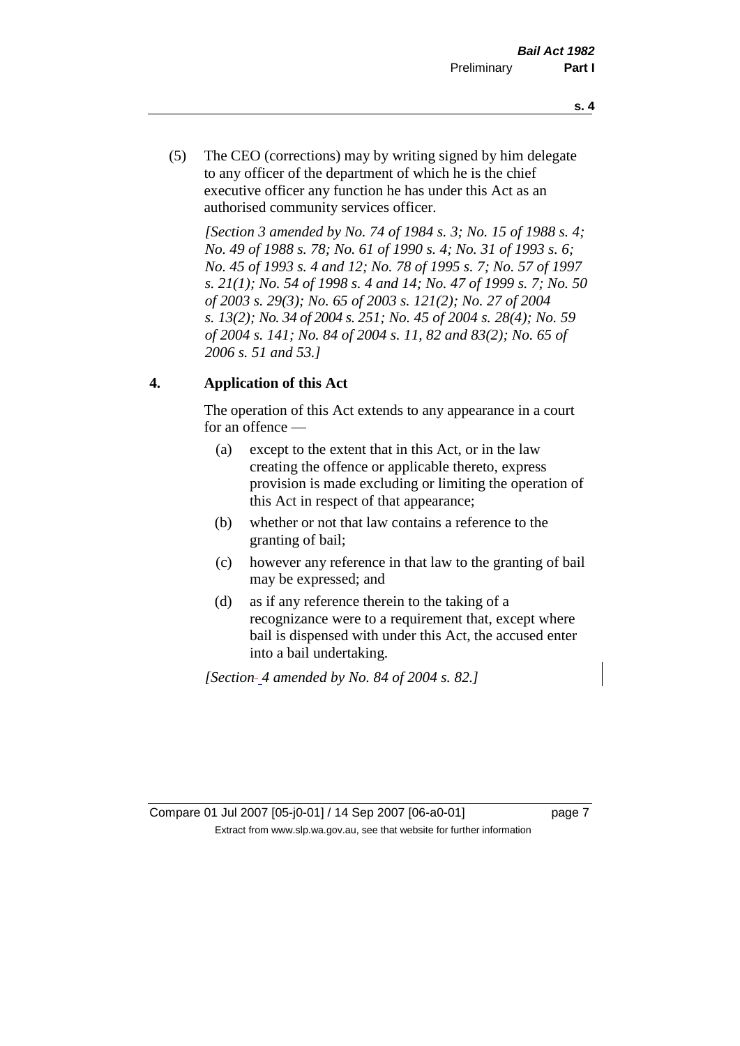(5) The CEO (corrections) may by writing signed by him delegate to any officer of the department of which he is the chief executive officer any function he has under this Act as an authorised community services officer.

*[Section 3 amended by No. 74 of 1984 s. 3; No. 15 of 1988 s. 4; No. 49 of 1988 s. 78; No. 61 of 1990 s. 4; No. 31 of 1993 s. 6; No. 45 of 1993 s. 4 and 12; No. 78 of 1995 s. 7; No. 57 of 1997 s. 21(1); No. 54 of 1998 s. 4 and 14; No. 47 of 1999 s. 7; No. 50 of 2003 s. 29(3); No. 65 of 2003 s. 121(2); No. 27 of 2004 s. 13(2); No. 34 of 2004 s. 251; No. 45 of 2004 s. 28(4); No. 59 of 2004 s. 141; No. 84 of 2004 s. 11, 82 and 83(2); No. 65 of 2006 s. 51 and 53.]*

### 4. Application of this Act

The operation of this Act extends to any appearance in a court for an offence —

(a) except to the extent that in this Act, or in the law creating the offence or applicable thereto, express provision is made excluding or limiting the operation of this Act in respect of that appearance;

(b) whether or not that law contains a reference to the granting of bail;

(c) however any reference in that law to the granting of bail may be expressed; and

(d) as if any reference therein to the taking of a recognizance were to a requirement that, except where bail is dispensed with under this Act, the accused enter into a bail undertaking.

*[Section 4 amended by No. 84 of 2004 s. 82.]*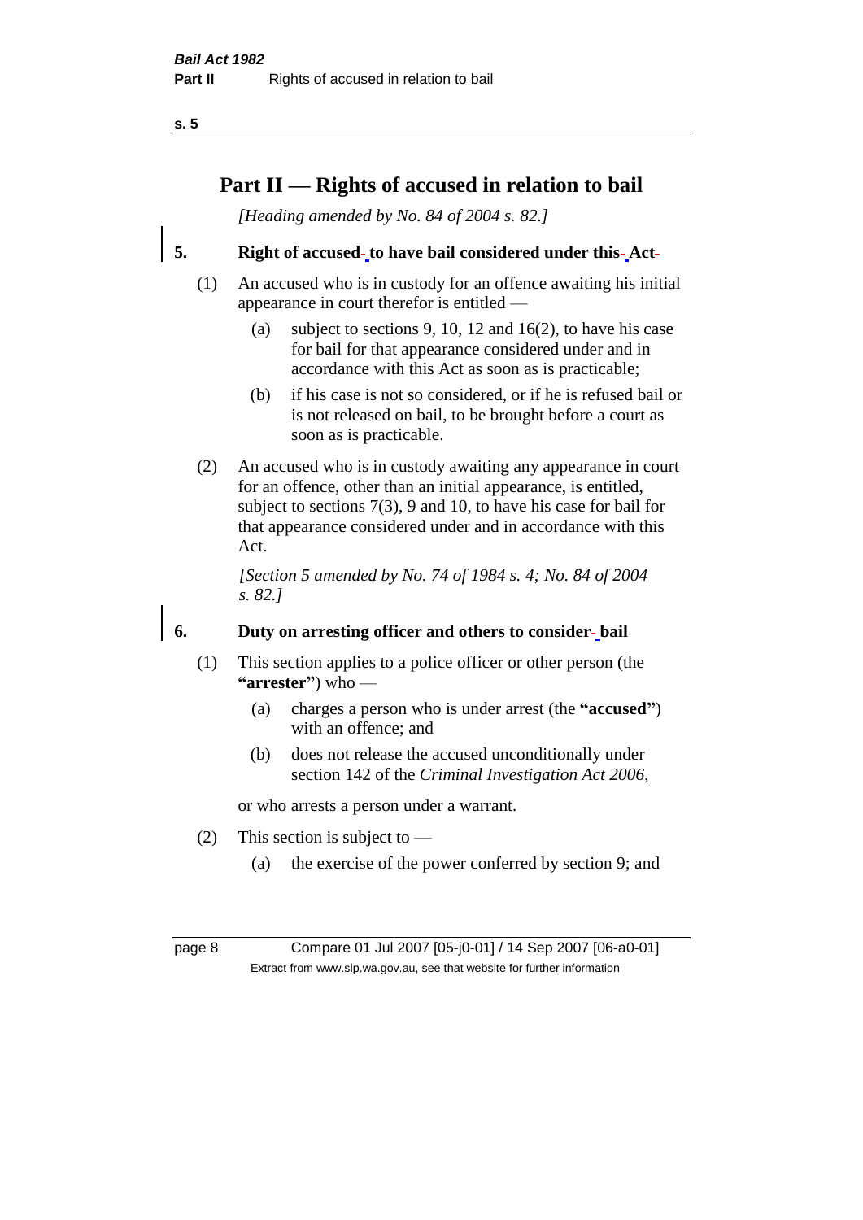# Part II — Rights of accused in relation to bail

*[Heading amended by No. 84 of 2004 s. 82.]*

## 5. Right of accused to have bail considered under this Act

(1) An accused who is in custody for an offence awaiting his initial appearance in court therefor is entitled —

- (a) subject to sections 9, 10, 12 and 16(2), to have his case for bail for that appearance considered under and in accordance with this Act as soon as is practicable;
- (b) if his case is not so considered, or if he is refused bail or is not released on bail, to be brought before a court as soon as is practicable.

(2) An accused who is in custody awaiting any appearance in court for an offence, other than an initial appearance, is entitled, subject to sections 7(3), 9 and 10, to have his case for bail for that appearance considered under and in accordance with this Act.

*[Section 5 amended by No. 74 of 1984 s. 4; No. 84 of 2004 s. 82.]*

## 6. Duty on arresting officer and others to consider bail

(1) This section applies to a police officer or other person (the **"arrester"**) who —

- (a) charges a person who is under arrest (the **"accused"**) with an offence; and
- (b) does not release the accused unconditionally under section 142 of the *Criminal Investigation Act 2006*,

or who arrests a person under a warrant.

(2) This section is subject to —

- (a) the exercise of the power conferred by section 9; and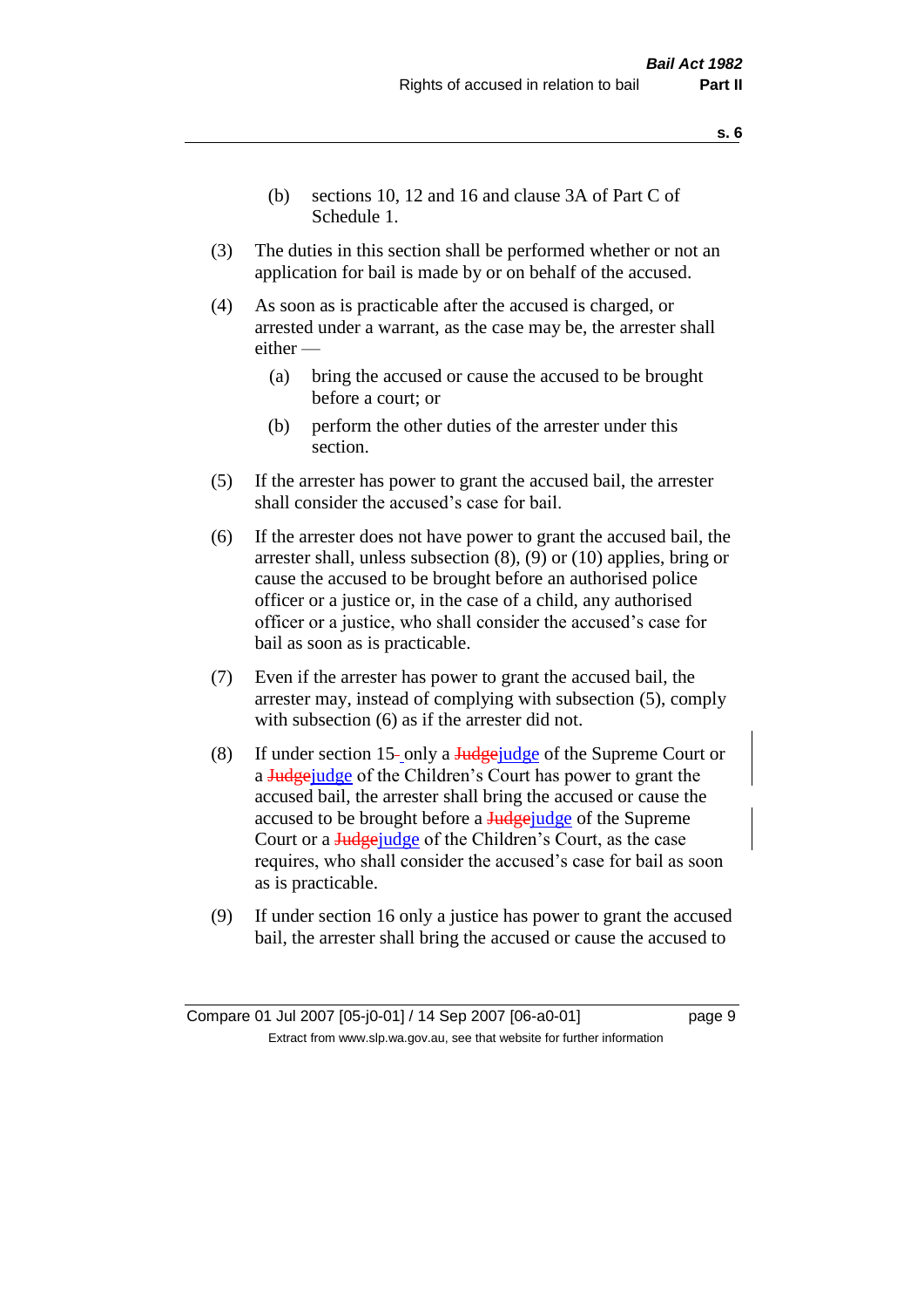(b) sections 10, 12 and 16 and clause 3A of Part C of Schedule 1.

(3) The duties in this section shall be performed whether or not an application for bail is made by or on behalf of the accused.

(4) As soon as is practicable after the accused is charged, or arrested under a warrant, as the case may be, the arrester shall either —

(a) bring the accused or cause the accused to be brought before a court; or

(b) perform the other duties of the arrester under this section.

(5) If the arrester has power to grant the accused bail, the arrester shall consider the accused's case for bail.

(6) If the arrester does not have power to grant the accused bail, the arrester shall, unless subsection (8), (9) or (10) applies, bring or cause the accused to be brought before an authorised police officer or a justice or, in the case of a child, any authorised officer or a justice, who shall consider the accused's case for bail as soon as is practicable.

(7) Even if the arrester has power to grant the accused bail, the arrester may, instead of complying with subsection (5), comply with subsection (6) as if the arrester did not.

(8) If under section 15 only a ~~Judge~~judge of the Supreme Court or a ~~Judge~~judge of the Children's Court has power to grant the accused bail, the arrester shall bring the accused or cause the accused to be brought before a ~~Judge~~judge of the Supreme Court or a ~~Judge~~judge of the Children's Court, as the case requires, who shall consider the accused's case for bail as soon as is practicable.

(9) If under section 16 only a justice has power to grant the accused bail, the arrester shall bring the accused or cause the accused to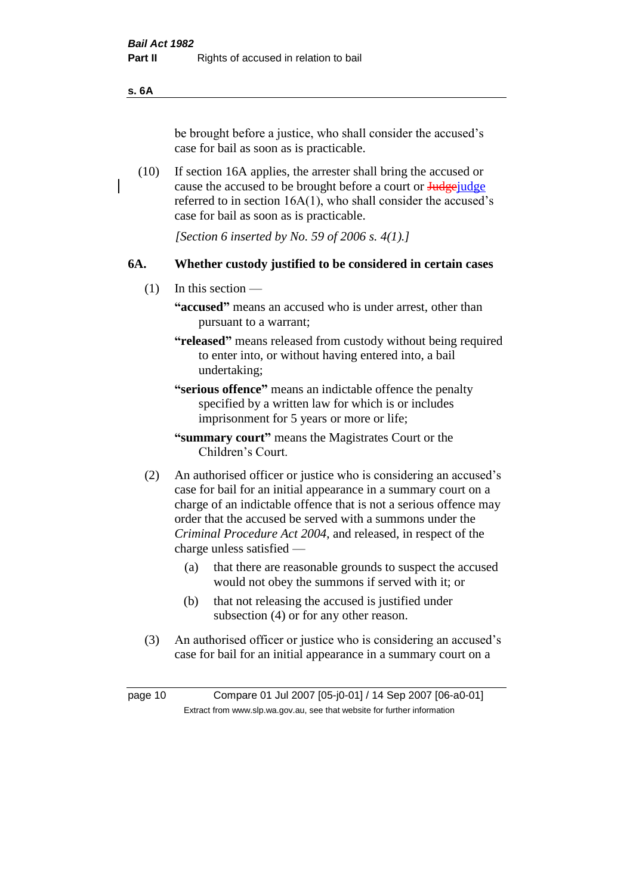be brought before a justice, who shall consider the accused's case for bail as soon as is practicable.

(10) If section 16A applies, the arrester shall bring the accused or cause the accused to be brought before a court or Judgejudge referred to in section 16A(1), who shall consider the accused's case for bail as soon as is practicable.

*[Section 6 inserted by No. 59 of 2006 s. 4(1).]*

## 6A. Whether custody justified to be considered in certain cases

(1) In this section —

**"accused"** means an accused who is under arrest, other than pursuant to a warrant;

**"released"** means released from custody without being required to enter into, or without having entered into, a bail undertaking;

**"serious offence"** means an indictable offence the penalty specified by a written law for which is or includes imprisonment for 5 years or more or life;

**"summary court"** means the Magistrates Court or the Children's Court.

(2) An authorised officer or justice who is considering an accused's case for bail for an initial appearance in a summary court on a charge of an indictable offence that is not a serious offence may order that the accused be served with a summons under the *Criminal Procedure Act 2004*, and released, in respect of the charge unless satisfied —

(a) that there are reasonable grounds to suspect the accused would not obey the summons if served with it; or

(b) that not releasing the accused is justified under subsection (4) or for any other reason.

(3) An authorised officer or justice who is considering an accused's case for bail for an initial appearance in a summary court on a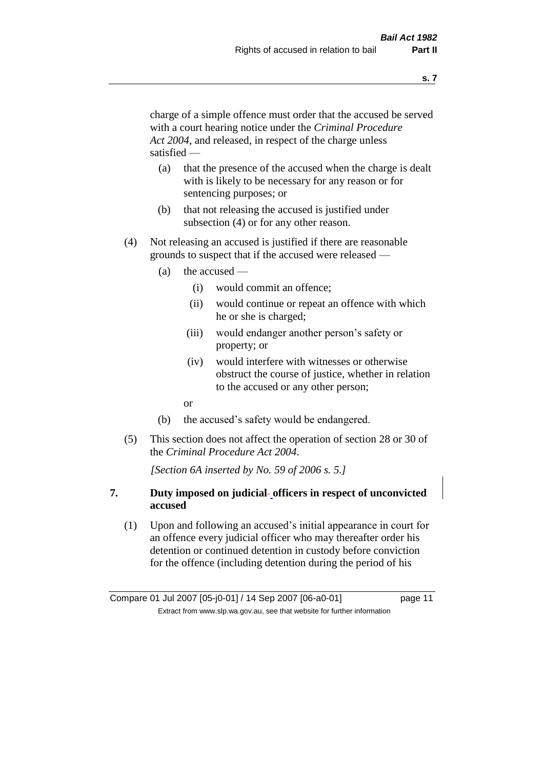charge of a simple offence must order that the accused be served with a court hearing notice under the *Criminal Procedure Act 2004*, and released, in respect of the charge unless satisfied —

- (a) that the presence of the accused when the charge is dealt with is likely to be necessary for any reason or for sentencing purposes; or
- (b) that not releasing the accused is justified under subsection (4) or for any other reason.

(4) Not releasing an accused is justified if there are reasonable grounds to suspect that if the accused were released —

- (a) the accused —
  - (i) would commit an offence;
  - (ii) would continue or repeat an offence with which he or she is charged;
  - (iii) would endanger another person's safety or property; or
  - (iv) would interfere with witnesses or otherwise obstruct the course of justice, whether in relation to the accused or any other person;

  or
- (b) the accused's safety would be endangered.

(5) This section does not affect the operation of section 28 or 30 of the *Criminal Procedure Act 2004*.

*[Section 6A inserted by No. 59 of 2006 s. 5.]*

### 7. Duty imposed on judicial officers in respect of unconvicted accused

(1) Upon and following an accused's initial appearance in court for an offence every judicial officer who may thereafter order his detention or continued detention in custody before conviction for the offence (including detention during the period of his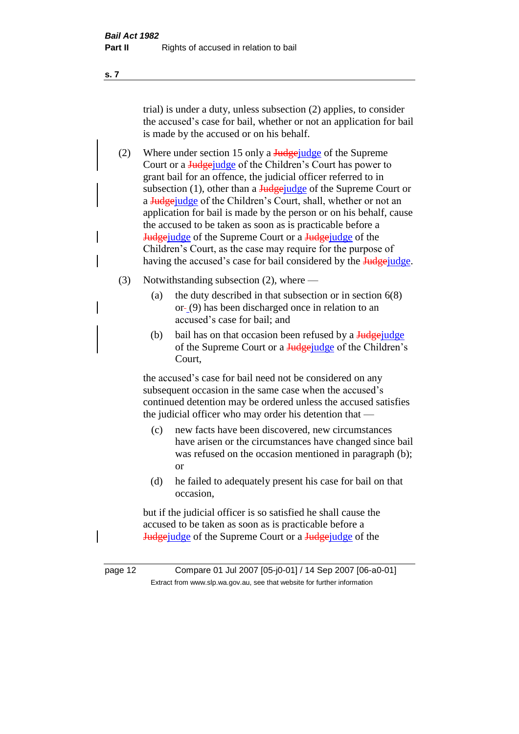trial) is under a duty, unless subsection (2) applies, to consider the accused's case for bail, whether or not an application for bail is made by the accused or on his behalf.

(2) Where under section 15 only a ~~Judge~~judge of the Supreme Court or a ~~Judge~~judge of the Children's Court has power to grant bail for an offence, the judicial officer referred to in subsection (1), other than a ~~Judge~~judge of the Supreme Court or a ~~Judge~~judge of the Children's Court, shall, whether or not an application for bail is made by the person or on his behalf, cause the accused to be taken as soon as is practicable before a ~~Judge~~judge of the Supreme Court or a ~~Judge~~judge of the Children's Court, as the case may require for the purpose of having the accused's case for bail considered by the ~~Judge~~judge.

(3) Notwithstanding subsection (2), where —

(a) the duty described in that subsection or in section 6(8) or (9) has been discharged once in relation to an accused's case for bail; and

(b) bail has on that occasion been refused by a ~~Judge~~judge of the Supreme Court or a ~~Judge~~judge of the Children's Court,

the accused's case for bail need not be considered on any subsequent occasion in the same case when the accused's continued detention may be ordered unless the accused satisfies the judicial officer who may order his detention that —

(c) new facts have been discovered, new circumstances have arisen or the circumstances have changed since bail was refused on the occasion mentioned in paragraph (b); or

(d) he failed to adequately present his case for bail on that occasion,

but if the judicial officer is so satisfied he shall cause the accused to be taken as soon as is practicable before a ~~Judge~~judge of the Supreme Court or a ~~Judge~~judge of the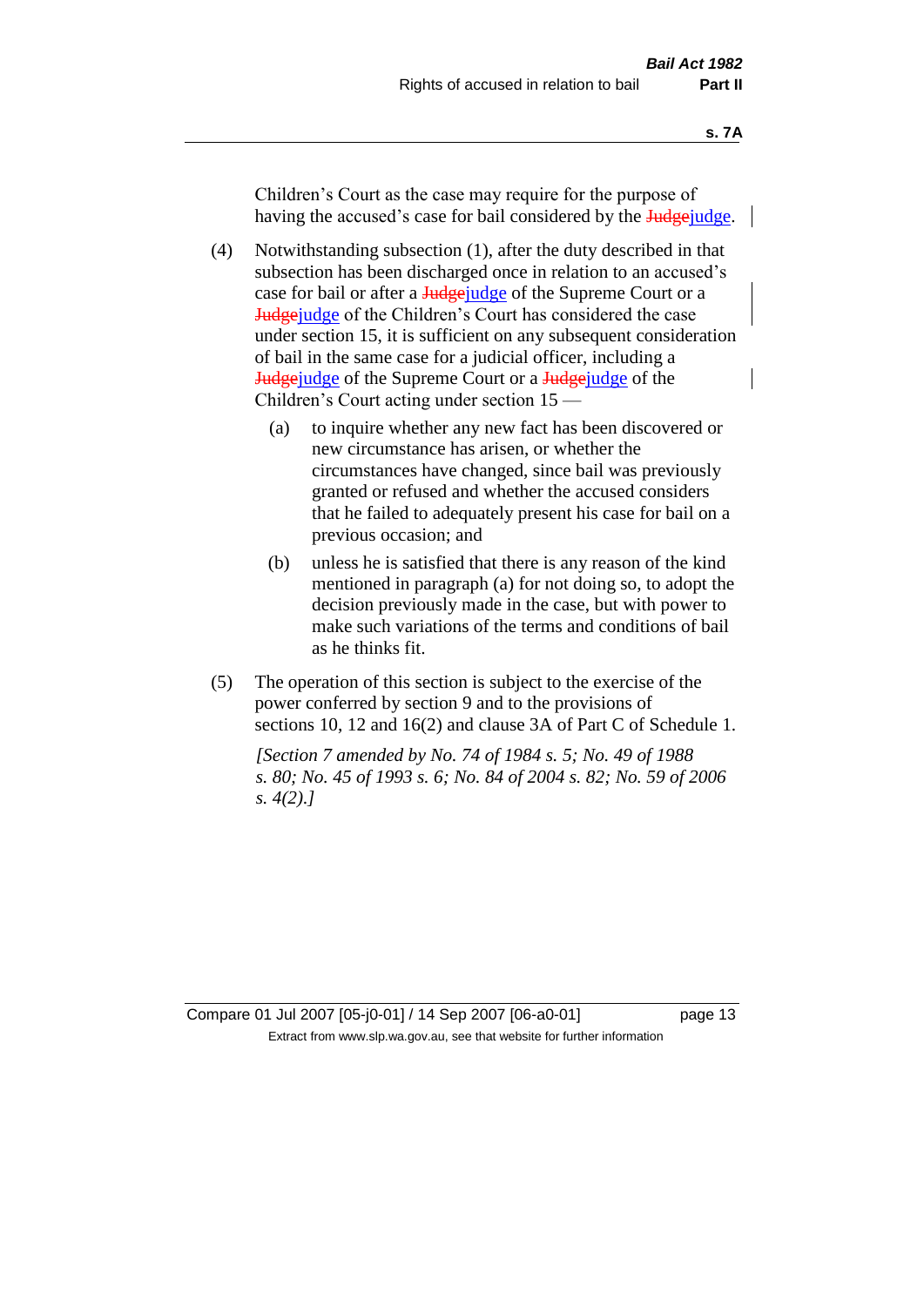Children's Court as the case may require for the purpose of having the accused's case for bail considered by the ~~Judge~~judge.

(4) Notwithstanding subsection (1), after the duty described in that subsection has been discharged once in relation to an accused's case for bail or after a ~~Judge~~judge of the Supreme Court or a ~~Judge~~judge of the Children's Court has considered the case under section 15, it is sufficient on any subsequent consideration of bail in the same case for a judicial officer, including a ~~Judge~~judge of the Supreme Court or a ~~Judge~~judge of the Children's Court acting under section 15 —

(a) to inquire whether any new fact has been discovered or new circumstance has arisen, or whether the circumstances have changed, since bail was previously granted or refused and whether the accused considers that he failed to adequately present his case for bail on a previous occasion; and

(b) unless he is satisfied that there is any reason of the kind mentioned in paragraph (a) for not doing so, to adopt the decision previously made in the case, but with power to make such variations of the terms and conditions of bail as he thinks fit.

(5) The operation of this section is subject to the exercise of the power conferred by section 9 and to the provisions of sections 10, 12 and 16(2) and clause 3A of Part C of Schedule 1.

*[Section 7 amended by No. 74 of 1984 s. 5; No. 49 of 1988 s. 80; No. 45 of 1993 s. 6; No. 84 of 2004 s. 82; No. 59 of 2006 s. 4(2).]*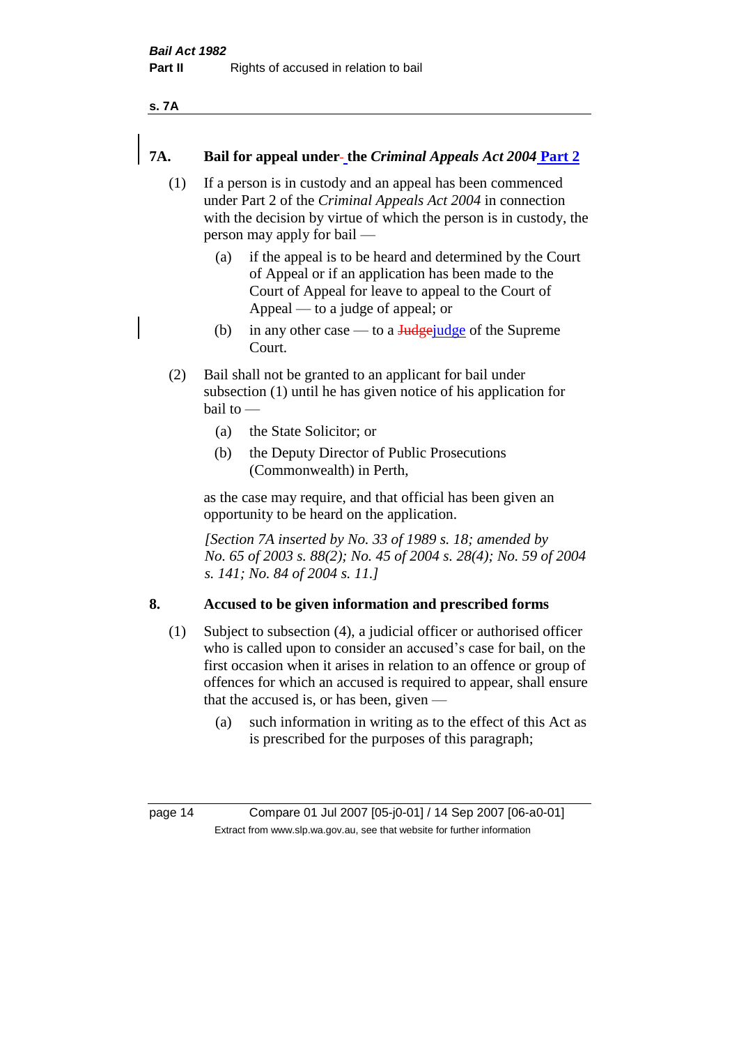## 7A. Bail for appeal under the *Criminal Appeals Act 2004* Part 2

(1) If a person is in custody and an appeal has been commenced under Part 2 of the *Criminal Appeals Act 2004* in connection with the decision by virtue of which the person is in custody, the person may apply for bail —

(a) if the appeal is to be heard and determined by the Court of Appeal or if an application has been made to the Court of Appeal for leave to appeal to the Court of Appeal — to a judge of appeal; or

(b) in any other case — to a ~~Judge~~judge of the Supreme Court.

(2) Bail shall not be granted to an applicant for bail under subsection (1) until he has given notice of his application for bail to —

(a) the State Solicitor; or

(b) the Deputy Director of Public Prosecutions (Commonwealth) in Perth,

as the case may require, and that official has been given an opportunity to be heard on the application.

*[Section 7A inserted by No. 33 of 1989 s. 18; amended by No. 65 of 2003 s. 88(2); No. 45 of 2004 s. 28(4); No. 59 of 2004 s. 141; No. 84 of 2004 s. 11.]*

## 8. Accused to be given information and prescribed forms

(1) Subject to subsection (4), a judicial officer or authorised officer who is called upon to consider an accused's case for bail, on the first occasion when it arises in relation to an offence or group of offences for which an accused is required to appear, shall ensure that the accused is, or has been, given —

(a) such information in writing as to the effect of this Act as is prescribed for the purposes of this paragraph;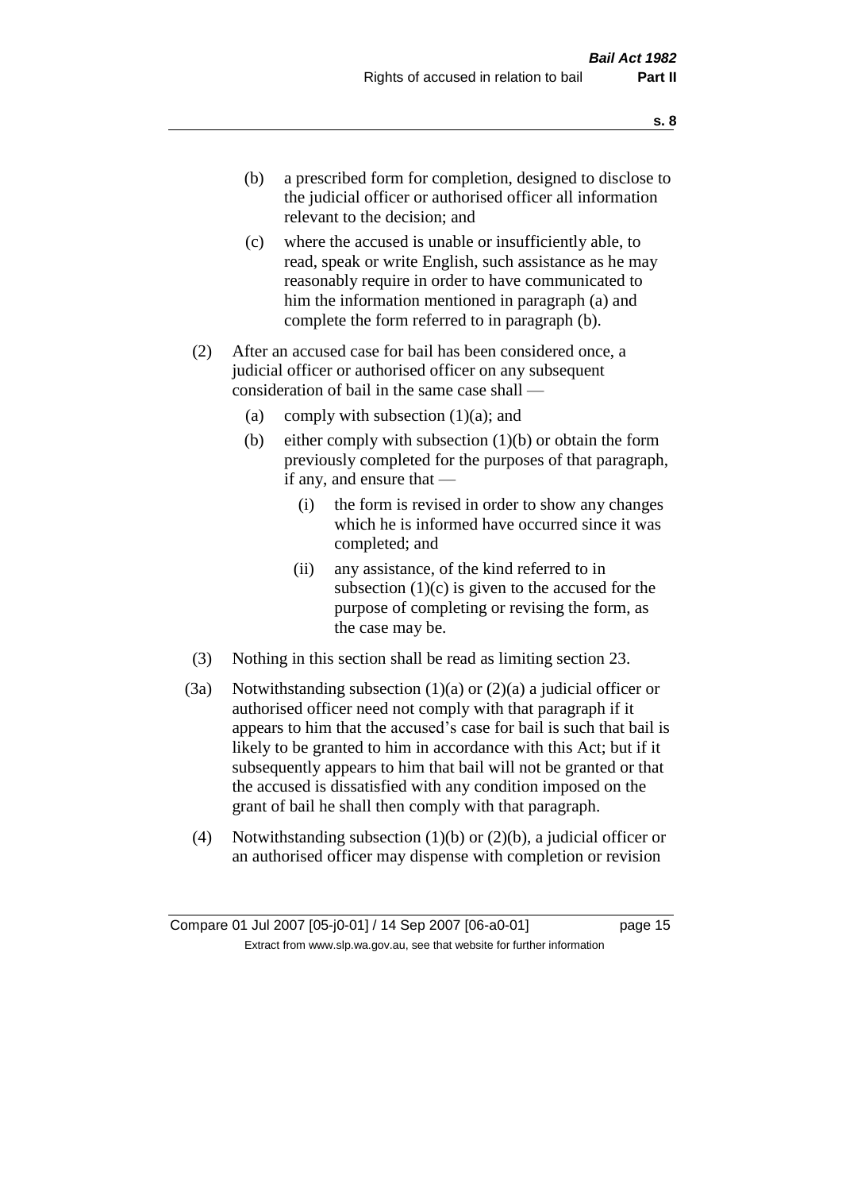(b) a prescribed form for completion, designed to disclose to the judicial officer or authorised officer all information relevant to the decision; and

(c) where the accused is unable or insufficiently able, to read, speak or write English, such assistance as he may reasonably require in order to have communicated to him the information mentioned in paragraph (a) and complete the form referred to in paragraph (b).

(2) After an accused case for bail has been considered once, a judicial officer or authorised officer on any subsequent consideration of bail in the same case shall —

(a) comply with subsection (1)(a); and

(b) either comply with subsection (1)(b) or obtain the form previously completed for the purposes of that paragraph, if any, and ensure that —

(i) the form is revised in order to show any changes which he is informed have occurred since it was completed; and

(ii) any assistance, of the kind referred to in subsection (1)(c) is given to the accused for the purpose of completing or revising the form, as the case may be.

(3) Nothing in this section shall be read as limiting section 23.

(3a) Notwithstanding subsection (1)(a) or (2)(a) a judicial officer or authorised officer need not comply with that paragraph if it appears to him that the accused's case for bail is such that bail is likely to be granted to him in accordance with this Act; but if it subsequently appears to him that bail will not be granted or that the accused is dissatisfied with any condition imposed on the grant of bail he shall then comply with that paragraph.

(4) Notwithstanding subsection (1)(b) or (2)(b), a judicial officer or an authorised officer may dispense with completion or revision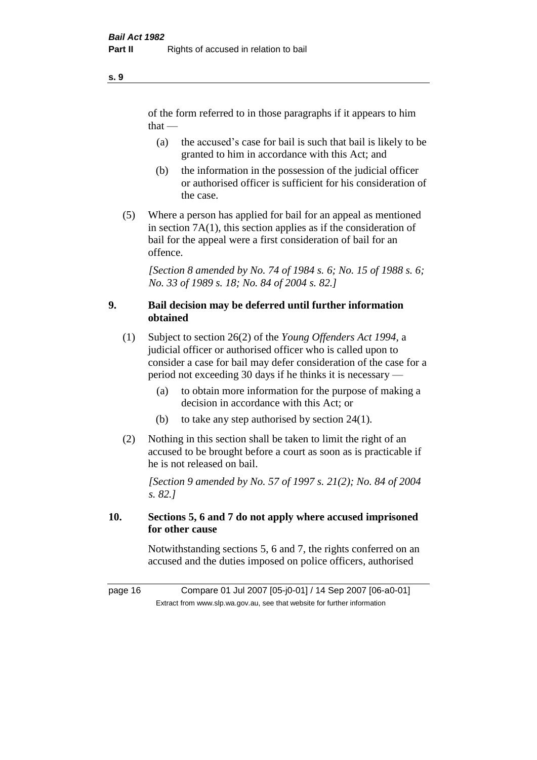of the form referred to in those paragraphs if it appears to him that —

(a) the accused's case for bail is such that bail is likely to be granted to him in accordance with this Act; and

(b) the information in the possession of the judicial officer or authorised officer is sufficient for his consideration of the case.

(5) Where a person has applied for bail for an appeal as mentioned in section 7A(1), this section applies as if the consideration of bail for the appeal were a first consideration of bail for an offence.

*[Section 8 amended by No. 74 of 1984 s. 6; No. 15 of 1988 s. 6; No. 33 of 1989 s. 18; No. 84 of 2004 s. 82.]*

## 9. Bail decision may be deferred until further information obtained

(1) Subject to section 26(2) of the *Young Offenders Act 1994*, a judicial officer or authorised officer who is called upon to consider a case for bail may defer consideration of the case for a period not exceeding 30 days if he thinks it is necessary —

(a) to obtain more information for the purpose of making a decision in accordance with this Act; or

(b) to take any step authorised by section 24(1).

(2) Nothing in this section shall be taken to limit the right of an accused to be brought before a court as soon as is practicable if he is not released on bail.

*[Section 9 amended by No. 57 of 1997 s. 21(2); No. 84 of 2004 s. 82.]*

## 10. Sections 5, 6 and 7 do not apply where accused imprisoned for other cause

Notwithstanding sections 5, 6 and 7, the rights conferred on an accused and the duties imposed on police officers, authorised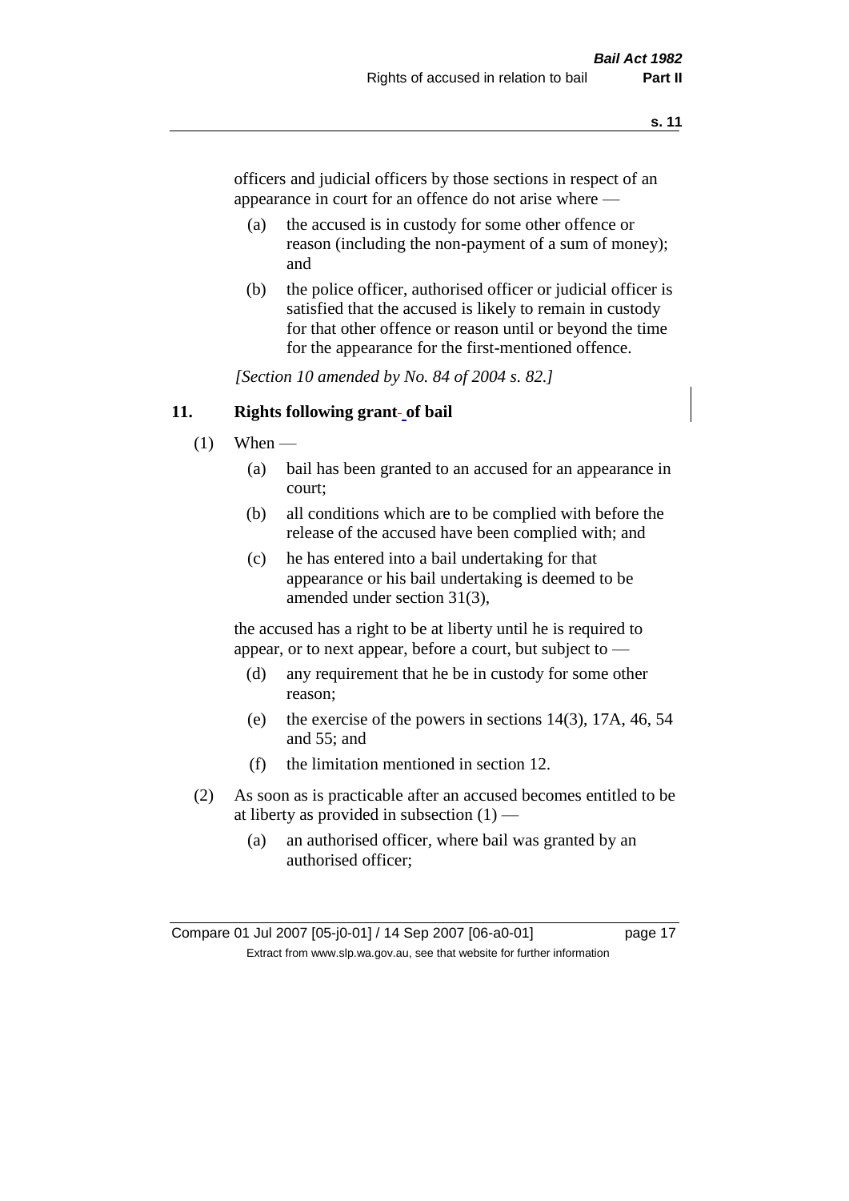officers and judicial officers by those sections in respect of an appearance in court for an offence do not arise where —

(a) the accused is in custody for some other offence or reason (including the non-payment of a sum of money); and

(b) the police officer, authorised officer or judicial officer is satisfied that the accused is likely to remain in custody for that other offence or reason until or beyond the time for the appearance for the first-mentioned offence.

*[Section 10 amended by No. 84 of 2004 s. 82.]*

## 11. Rights following grant of bail

(1) When —

(a) bail has been granted to an accused for an appearance in court;

(b) all conditions which are to be complied with before the release of the accused have been complied with; and

(c) he has entered into a bail undertaking for that appearance or his bail undertaking is deemed to be amended under section 31(3),

the accused has a right to be at liberty until he is required to appear, or to next appear, before a court, but subject to —

(d) any requirement that he be in custody for some other reason;

(e) the exercise of the powers in sections 14(3), 17A, 46, 54 and 55; and

(f) the limitation mentioned in section 12.

(2) As soon as is practicable after an accused becomes entitled to be at liberty as provided in subsection (1) —

(a) an authorised officer, where bail was granted by an authorised officer;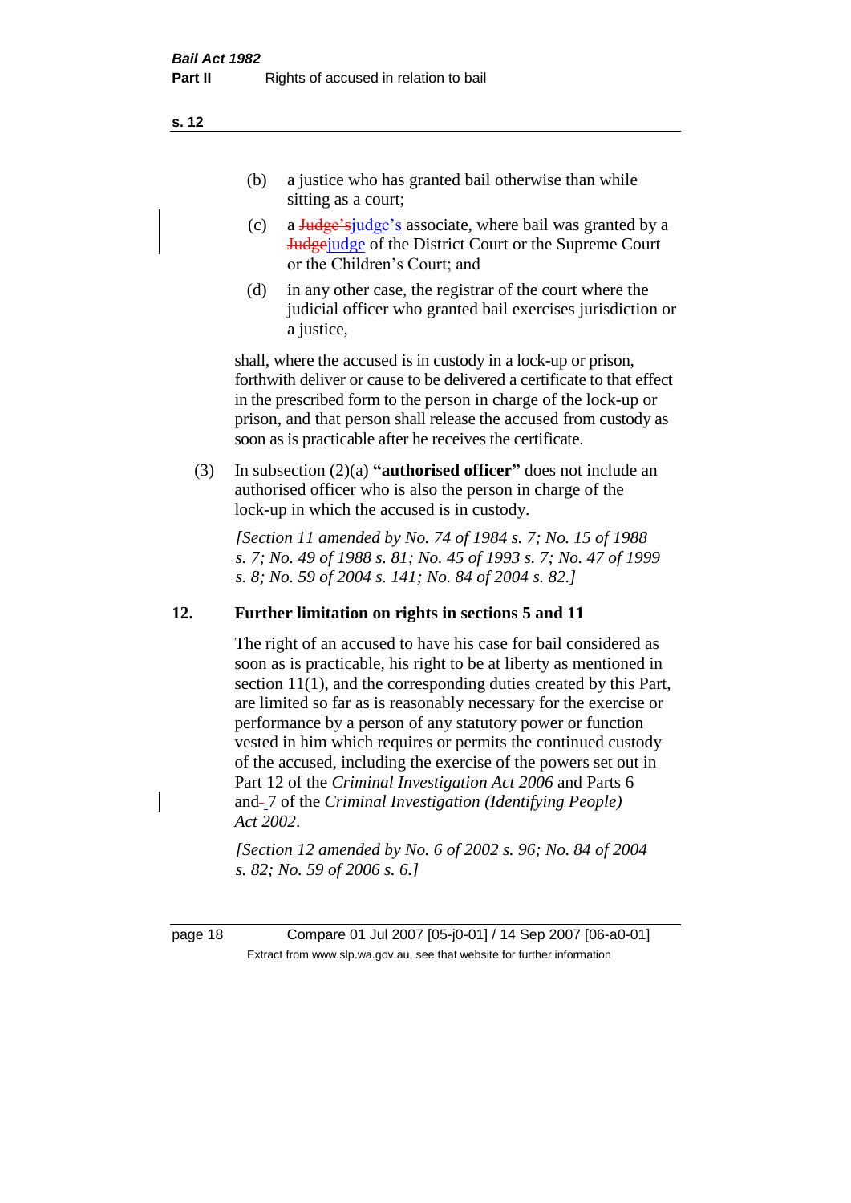(b) a justice who has granted bail otherwise than while sitting as a court;

(c) a ~~Judge's~~judge's associate, where bail was granted by a ~~Judge~~judge of the District Court or the Supreme Court or the Children's Court; and

(d) in any other case, the registrar of the court where the judicial officer who granted bail exercises jurisdiction or a justice,

shall, where the accused is in custody in a lock-up or prison, forthwith deliver or cause to be delivered a certificate to that effect in the prescribed form to the person in charge of the lock-up or prison, and that person shall release the accused from custody as soon as is practicable after he receives the certificate.

(3) In subsection (2)(a) **"authorised officer"** does not include an authorised officer who is also the person in charge of the lock-up in which the accused is in custody.

*[Section 11 amended by No. 74 of 1984 s. 7; No. 15 of 1988 s. 7; No. 49 of 1988 s. 81; No. 45 of 1993 s. 7; No. 47 of 1999 s. 8; No. 59 of 2004 s. 141; No. 84 of 2004 s. 82.]*

## 12. Further limitation on rights in sections 5 and 11

The right of an accused to have his case for bail considered as soon as is practicable, his right to be at liberty as mentioned in section 11(1), and the corresponding duties created by this Part, are limited so far as is reasonably necessary for the exercise or performance by a person of any statutory power or function vested in him which requires or permits the continued custody of the accused, including the exercise of the powers set out in Part 12 of the *Criminal Investigation Act 2006* and Parts 6 and 7 of the *Criminal Investigation (Identifying People) Act 2002*.

*[Section 12 amended by No. 6 of 2002 s. 96; No. 84 of 2004 s. 82; No. 59 of 2006 s. 6.]*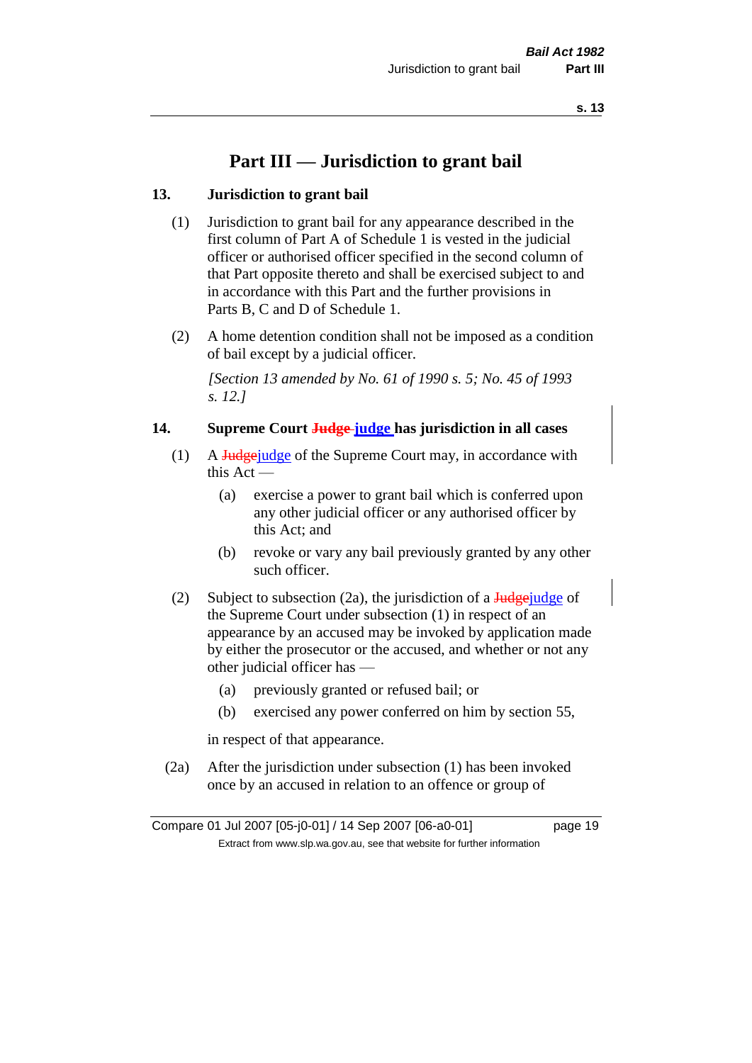# Part III — Jurisdiction to grant bail

## 13. Jurisdiction to grant bail

(1) Jurisdiction to grant bail for any appearance described in the first column of Part A of Schedule 1 is vested in the judicial officer or authorised officer specified in the second column of that Part opposite thereto and shall be exercised subject to and in accordance with this Part and the further provisions in Parts B, C and D of Schedule 1.

(2) A home detention condition shall not be imposed as a condition of bail except by a judicial officer.

*[Section 13 amended by No. 61 of 1990 s. 5; No. 45 of 1993 s. 12.]*

## 14. Supreme Court ~~Judge~~ judge has jurisdiction in all cases

(1) A ~~Judge~~judge of the Supreme Court may, in accordance with this Act —

(a) exercise a power to grant bail which is conferred upon any other judicial officer or any authorised officer by this Act; and

(b) revoke or vary any bail previously granted by any other such officer.

(2) Subject to subsection (2a), the jurisdiction of a ~~Judge~~judge of the Supreme Court under subsection (1) in respect of an appearance by an accused may be invoked by application made by either the prosecutor or the accused, and whether or not any other judicial officer has —

(a) previously granted or refused bail; or

(b) exercised any power conferred on him by section 55,

in respect of that appearance.

(2a) After the jurisdiction under subsection (1) has been invoked once by an accused in relation to an offence or group of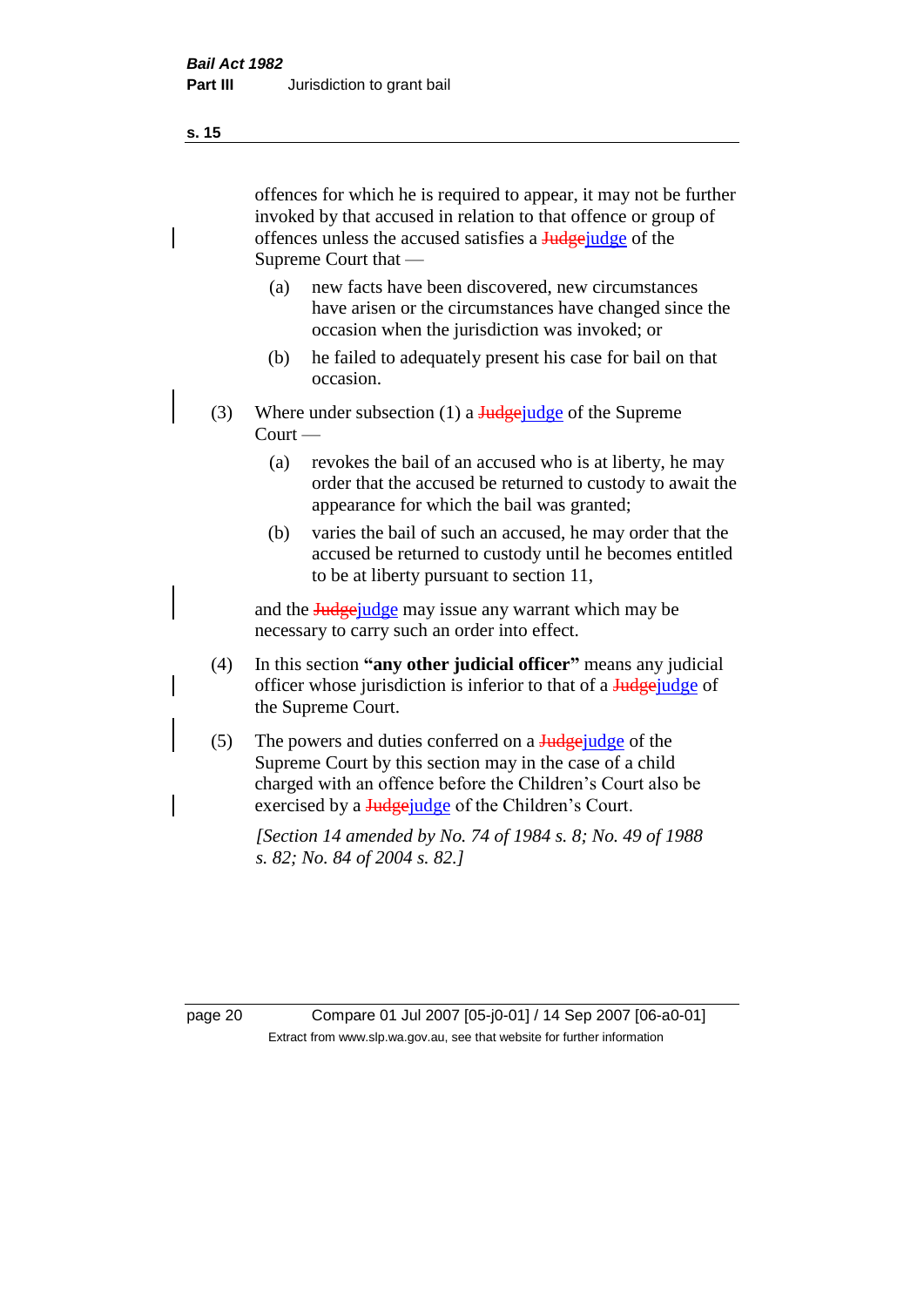offences for which he is required to appear, it may not be further invoked by that accused in relation to that offence or group of offences unless the accused satisfies a ~~Judge~~judge of the Supreme Court that —

(a) new facts have been discovered, new circumstances have arisen or the circumstances have changed since the occasion when the jurisdiction was invoked; or

(b) he failed to adequately present his case for bail on that occasion.

(3) Where under subsection (1) a ~~Judge~~judge of the Supreme Court —

(a) revokes the bail of an accused who is at liberty, he may order that the accused be returned to custody to await the appearance for which the bail was granted;

(b) varies the bail of such an accused, he may order that the accused be returned to custody until he becomes entitled to be at liberty pursuant to section 11,

and the ~~Judge~~judge may issue any warrant which may be necessary to carry such an order into effect.

(4) In this section **"any other judicial officer"** means any judicial officer whose jurisdiction is inferior to that of a ~~Judge~~judge of the Supreme Court.

(5) The powers and duties conferred on a ~~Judge~~judge of the Supreme Court by this section may in the case of a child charged with an offence before the Children's Court also be exercised by a ~~Judge~~judge of the Children's Court.

*[Section 14 amended by No. 74 of 1984 s. 8; No. 49 of 1988 s. 82; No. 84 of 2004 s. 82.]*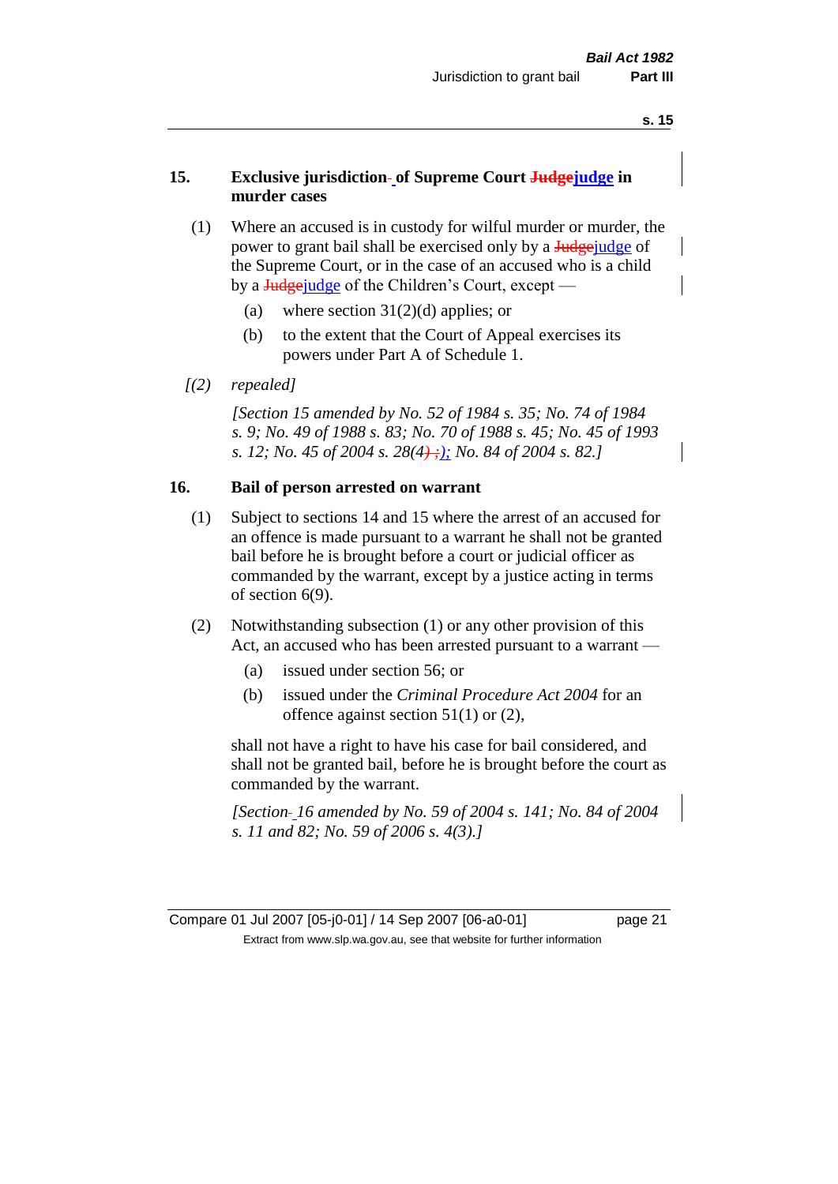### 15. Exclusive jurisdiction of Supreme Court judge in murder cases

(1) Where an accused is in custody for wilful murder or murder, the power to grant bail shall be exercised only by a judge of the Supreme Court, or in the case of an accused who is a child by a judge of the Children's Court, except —

(a) where section 31(2)(d) applies; or

(b) to the extent that the Court of Appeal exercises its powers under Part A of Schedule 1.

*[(2) repealed]*

*[Section 15 amended by No. 52 of 1984 s. 35; No. 74 of 1984 s. 9; No. 49 of 1988 s. 83; No. 70 of 1988 s. 45; No. 45 of 1993 s. 12; No. 45 of 2004 s. 28(4); No. 84 of 2004 s. 82.]*

### 16. Bail of person arrested on warrant

(1) Subject to sections 14 and 15 where the arrest of an accused for an offence is made pursuant to a warrant he shall not be granted bail before he is brought before a court or judicial officer as commanded by the warrant, except by a justice acting in terms of section 6(9).

(2) Notwithstanding subsection (1) or any other provision of this Act, an accused who has been arrested pursuant to a warrant —

(a) issued under section 56; or

(b) issued under the *Criminal Procedure Act 2004* for an offence against section 51(1) or (2),

shall not have a right to have his case for bail considered, and shall not be granted bail, before he is brought before the court as commanded by the warrant.

*[Section 16 amended by No. 59 of 2004 s. 141; No. 84 of 2004 s. 11 and 82; No. 59 of 2006 s. 4(3).]*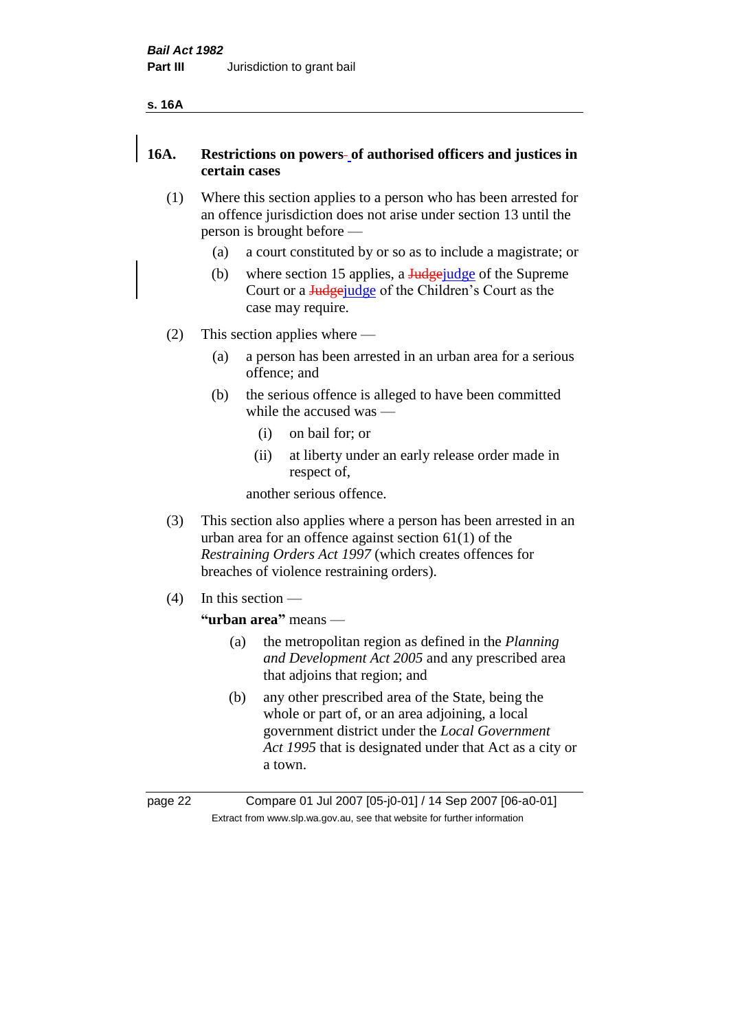### 16A. Restrictions on powers- of authorised officers and justices in certain cases

(1) Where this section applies to a person who has been arrested for an offence jurisdiction does not arise under section 13 until the person is brought before —

(a) a court constituted by or so as to include a magistrate; or

(b) where section 15 applies, a Judgejudge of the Supreme Court or a Judgejudge of the Children's Court as the case may require.

(2) This section applies where —

(a) a person has been arrested in an urban area for a serious offence; and

(b) the serious offence is alleged to have been committed while the accused was —

(i) on bail for; or

(ii) at liberty under an early release order made in respect of,

another serious offence.

(3) This section also applies where a person has been arrested in an urban area for an offence against section 61(1) of the *Restraining Orders Act 1997* (which creates offences for breaches of violence restraining orders).

(4) In this section —

**"urban area"** means —

(a) the metropolitan region as defined in the *Planning and Development Act 2005* and any prescribed area that adjoins that region; and

(b) any other prescribed area of the State, being the whole or part of, or an area adjoining, a local government district under the *Local Government Act 1995* that is designated under that Act as a city or a town.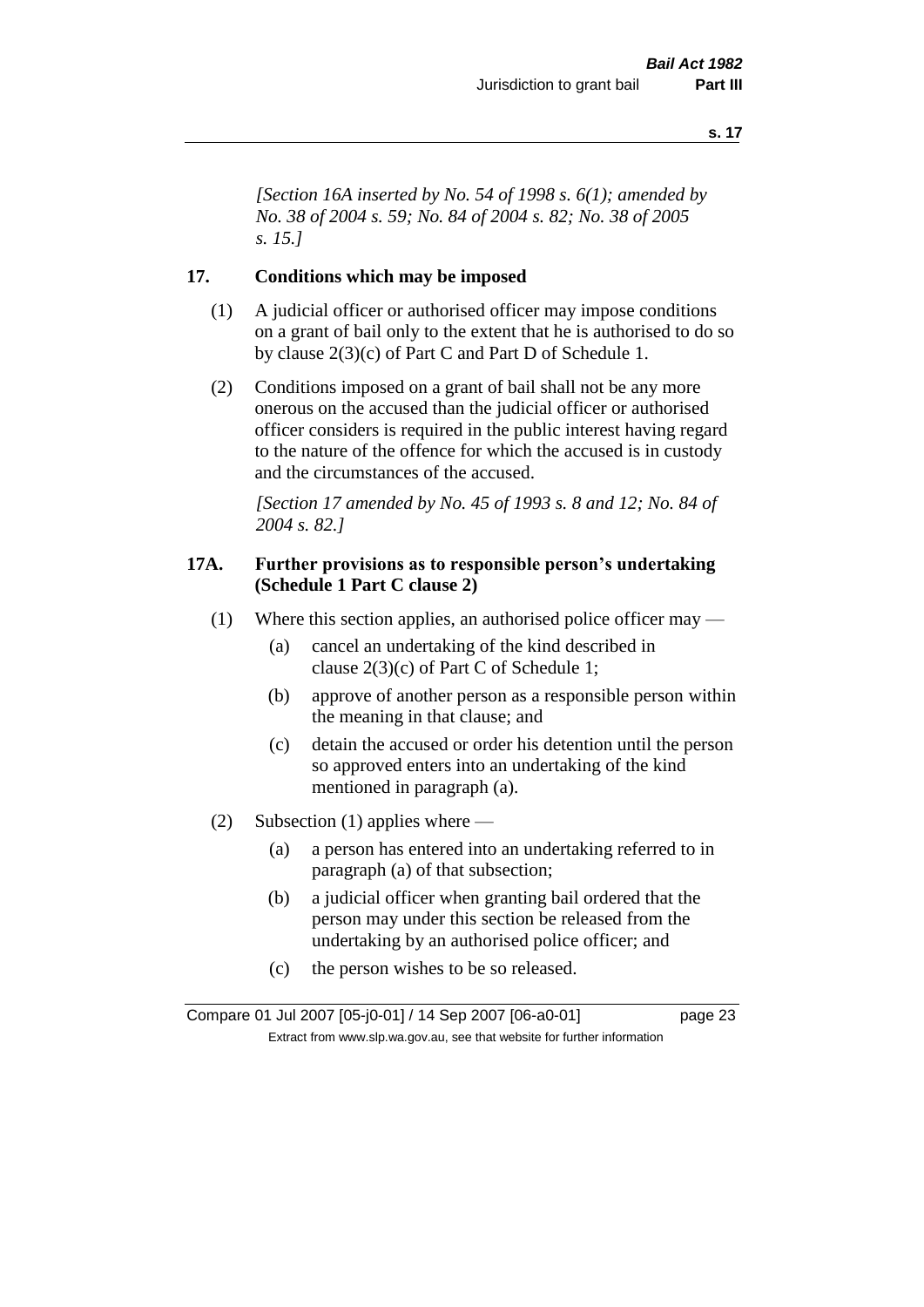*[Section 16A inserted by No. 54 of 1998 s. 6(1); amended by No. 38 of 2004 s. 59; No. 84 of 2004 s. 82; No. 38 of 2005 s. 15.]*

## 17. Conditions which may be imposed

(1) A judicial officer or authorised officer may impose conditions on a grant of bail only to the extent that he is authorised to do so by clause 2(3)(c) of Part C and Part D of Schedule 1.

(2) Conditions imposed on a grant of bail shall not be any more onerous on the accused than the judicial officer or authorised officer considers is required in the public interest having regard to the nature of the offence for which the accused is in custody and the circumstances of the accused.

*[Section 17 amended by No. 45 of 1993 s. 8 and 12; No. 84 of 2004 s. 82.]*

## 17A. Further provisions as to responsible person's undertaking (Schedule 1 Part C clause 2)

(1) Where this section applies, an authorised police officer may —

- (a) cancel an undertaking of the kind described in clause 2(3)(c) of Part C of Schedule 1;
- (b) approve of another person as a responsible person within the meaning in that clause; and
- (c) detain the accused or order his detention until the person so approved enters into an undertaking of the kind mentioned in paragraph (a).

(2) Subsection (1) applies where —

- (a) a person has entered into an undertaking referred to in paragraph (a) of that subsection;
- (b) a judicial officer when granting bail ordered that the person may under this section be released from the undertaking by an authorised police officer; and
- (c) the person wishes to be so released.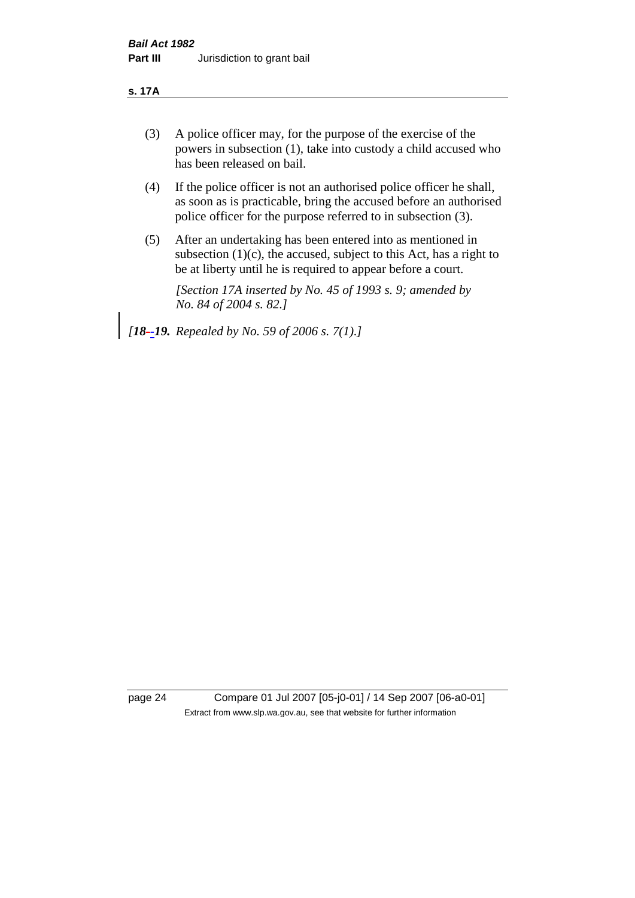(3) A police officer may, for the purpose of the exercise of the powers in subsection (1), take into custody a child accused who has been released on bail.

(4) If the police officer is not an authorised police officer he shall, as soon as is practicable, bring the accused before an authorised police officer for the purpose referred to in subsection (3).

(5) After an undertaking has been entered into as mentioned in subsection (1)(c), the accused, subject to this Act, has a right to be at liberty until he is required to appear before a court.

*[Section 17A inserted by No. 45 of 1993 s. 9; amended by No. 84 of 2004 s. 82.]*

*[**18-19.** Repealed by No. 59 of 2006 s. 7(1).]*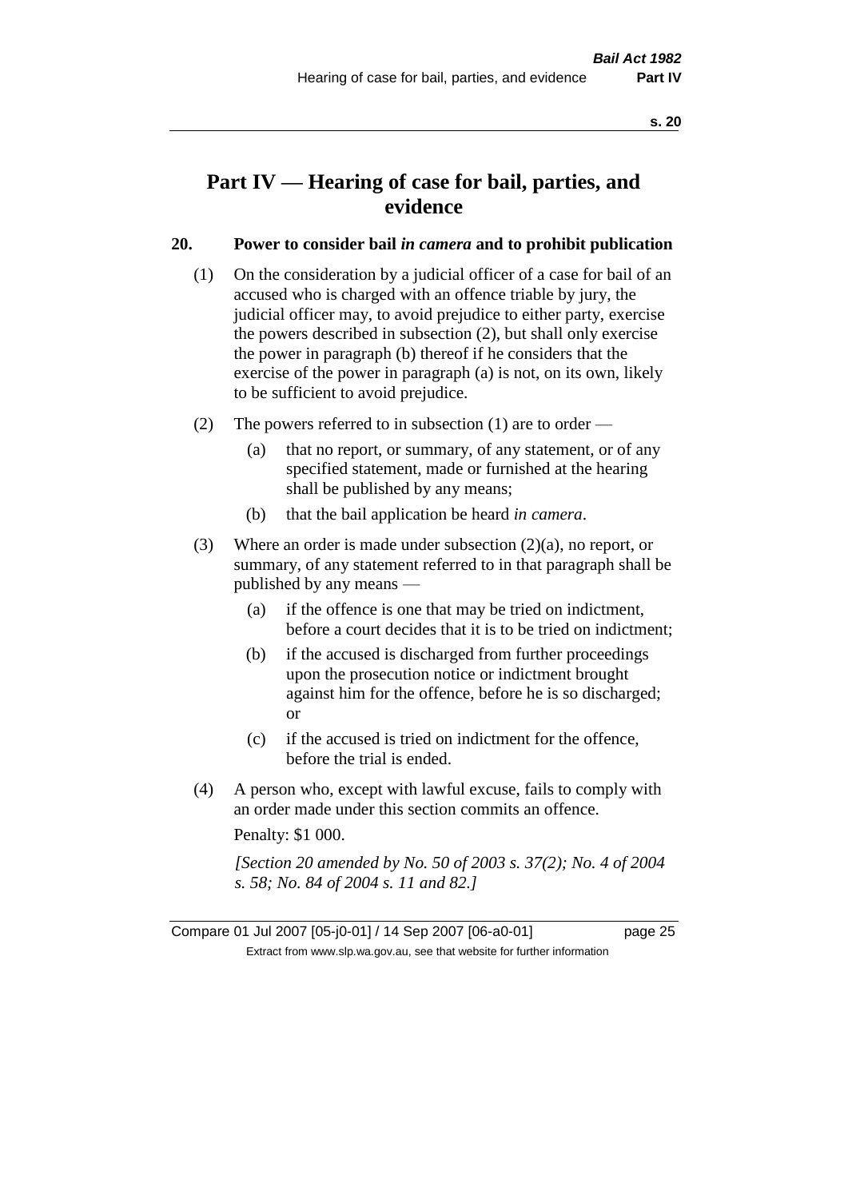# Part IV — Hearing of case for bail, parties, and evidence

## 20. Power to consider bail *in camera* and to prohibit publication

(1) On the consideration by a judicial officer of a case for bail of an accused who is charged with an offence triable by jury, the judicial officer may, to avoid prejudice to either party, exercise the powers described in subsection (2), but shall only exercise the power in paragraph (b) thereof if he considers that the exercise of the power in paragraph (a) is not, on its own, likely to be sufficient to avoid prejudice.

(2) The powers referred to in subsection (1) are to order —

(a) that no report, or summary, of any statement, or of any specified statement, made or furnished at the hearing shall be published by any means;

(b) that the bail application be heard *in camera*.

(3) Where an order is made under subsection (2)(a), no report, or summary, of any statement referred to in that paragraph shall be published by any means —

(a) if the offence is one that may be tried on indictment, before a court decides that it is to be tried on indictment;

(b) if the accused is discharged from further proceedings upon the prosecution notice or indictment brought against him for the offence, before he is so discharged; or

(c) if the accused is tried on indictment for the offence, before the trial is ended.

(4) A person who, except with lawful excuse, fails to comply with an order made under this section commits an offence.

Penalty: $1 000.

*[Section 20 amended by No. 50 of 2003 s. 37(2); No. 4 of 2004 s. 58; No. 84 of 2004 s. 11 and 82.]*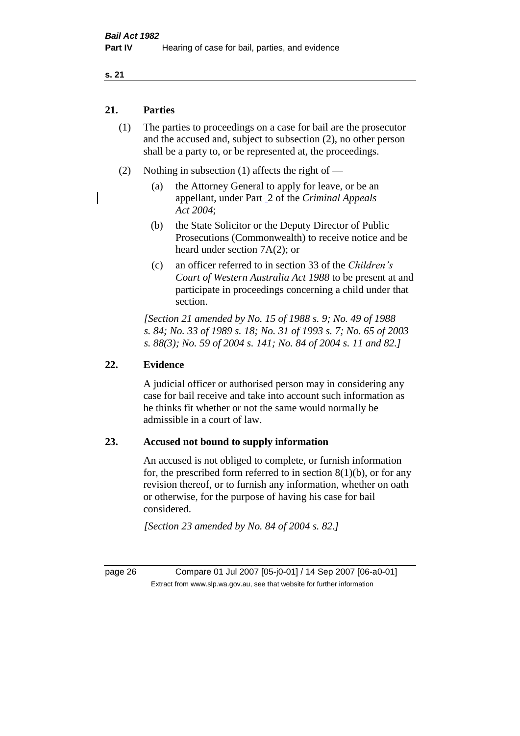## 21. Parties

(1) The parties to proceedings on a case for bail are the prosecutor and the accused and, subject to subsection (2), no other person shall be a party to, or be represented at, the proceedings.

(2) Nothing in subsection (1) affects the right of —

(a) the Attorney General to apply for leave, or be an appellant, under Part 2 of the *Criminal Appeals Act 2004*;

(b) the State Solicitor or the Deputy Director of Public Prosecutions (Commonwealth) to receive notice and be heard under section 7A(2); or

(c) an officer referred to in section 33 of the *Children's Court of Western Australia Act 1988* to be present at and participate in proceedings concerning a child under that section.

*[Section 21 amended by No. 15 of 1988 s. 9; No. 49 of 1988 s. 84; No. 33 of 1989 s. 18; No. 31 of 1993 s. 7; No. 65 of 2003 s. 88(3); No. 59 of 2004 s. 141; No. 84 of 2004 s. 11 and 82.]*

## 22. Evidence

A judicial officer or authorised person may in considering any case for bail receive and take into account such information as he thinks fit whether or not the same would normally be admissible in a court of law.

## 23. Accused not bound to supply information

An accused is not obliged to complete, or furnish information for, the prescribed form referred to in section 8(1)(b), or for any revision thereof, or to furnish any information, whether on oath or otherwise, for the purpose of having his case for bail considered.

*[Section 23 amended by No. 84 of 2004 s. 82.]*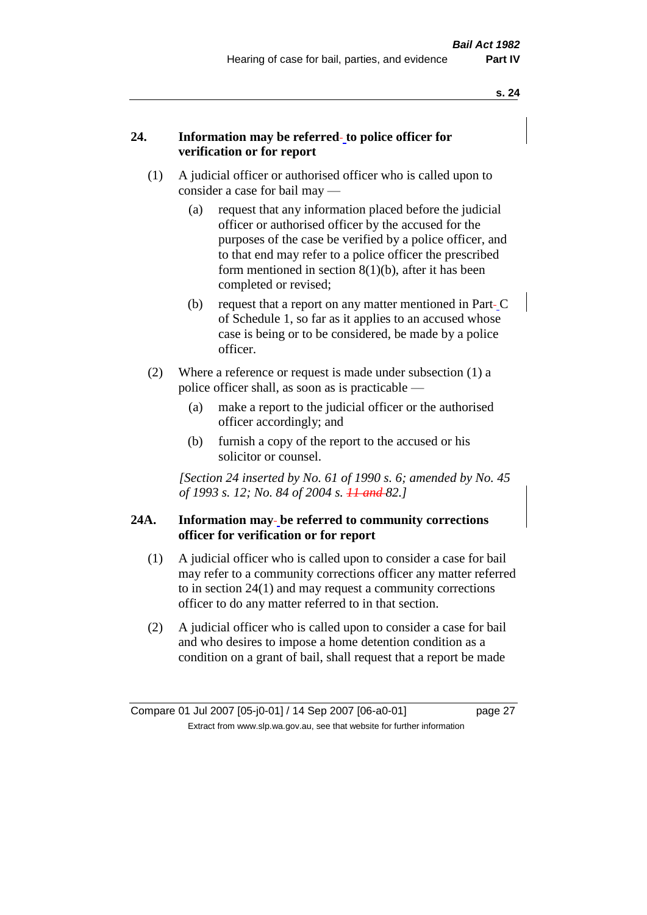## 24. Information may be referred to police officer for verification or for report

(1) A judicial officer or authorised officer who is called upon to consider a case for bail may —

(a) request that any information placed before the judicial officer or authorised officer by the accused for the purposes of the case be verified by a police officer, and to that end may refer to a police officer the prescribed form mentioned in section 8(1)(b), after it has been completed or revised;

(b) request that a report on any matter mentioned in Part C of Schedule 1, so far as it applies to an accused whose case is being or to be considered, be made by a police officer.

(2) Where a reference or request is made under subsection (1) a police officer shall, as soon as is practicable —

(a) make a report to the judicial officer or the authorised officer accordingly; and

(b) furnish a copy of the report to the accused or his solicitor or counsel.

*[Section 24 inserted by No. 61 of 1990 s. 6; amended by No. 45 of 1993 s. 12; No. 84 of 2004 s. ~~11 and~~ 82.]*

## 24A. Information may be referred to community corrections officer for verification or for report

(1) A judicial officer who is called upon to consider a case for bail may refer to a community corrections officer any matter referred to in section 24(1) and may request a community corrections officer to do any matter referred to in that section.

(2) A judicial officer who is called upon to consider a case for bail and who desires to impose a home detention condition as a condition on a grant of bail, shall request that a report be made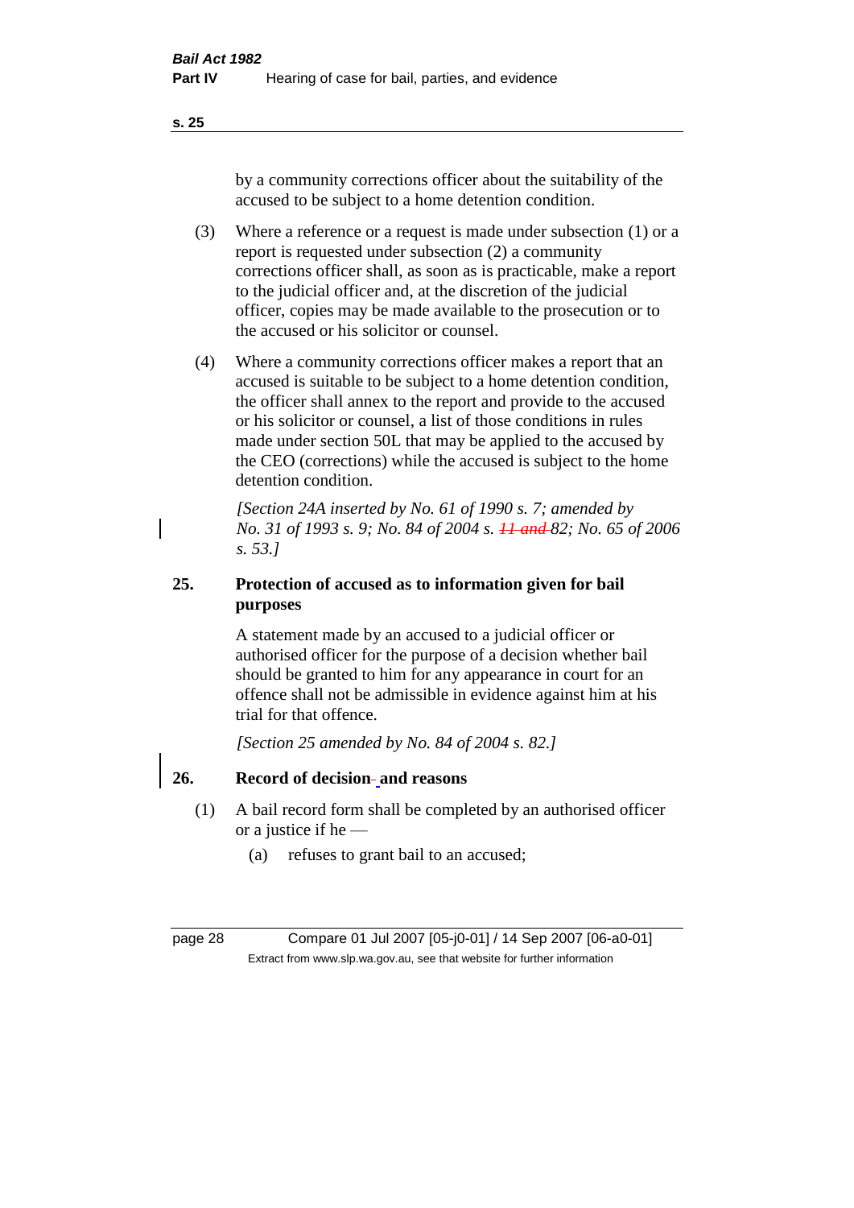by a community corrections officer about the suitability of the accused to be subject to a home detention condition.

(3) Where a reference or a request is made under subsection (1) or a report is requested under subsection (2) a community corrections officer shall, as soon as is practicable, make a report to the judicial officer and, at the discretion of the judicial officer, copies may be made available to the prosecution or to the accused or his solicitor or counsel.

(4) Where a community corrections officer makes a report that an accused is suitable to be subject to a home detention condition, the officer shall annex to the report and provide to the accused or his solicitor or counsel, a list of those conditions in rules made under section 50L that may be applied to the accused by the CEO (corrections) while the accused is subject to the home detention condition.

*[Section 24A inserted by No. 61 of 1990 s. 7; amended by No. 31 of 1993 s. 9; No. 84 of 2004 s. ~~11 and~~ 82; No. 65 of 2006 s. 53.]*

## 25. Protection of accused as to information given for bail purposes

A statement made by an accused to a judicial officer or authorised officer for the purpose of a decision whether bail should be granted to him for any appearance in court for an offence shall not be admissible in evidence against him at his trial for that offence.

*[Section 25 amended by No. 84 of 2004 s. 82.]*

## 26. Record of decision and reasons

(1) A bail record form shall be completed by an authorised officer or a justice if he —

(a) refuses to grant bail to an accused;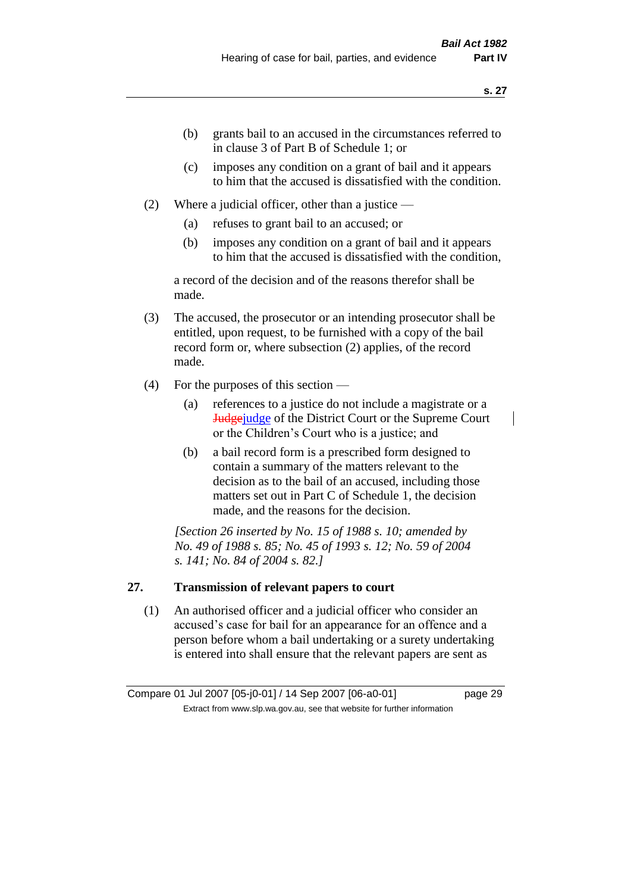(b) grants bail to an accused in the circumstances referred to in clause 3 of Part B of Schedule 1; or

(c) imposes any condition on a grant of bail and it appears to him that the accused is dissatisfied with the condition.

(2) Where a judicial officer, other than a justice —

(a) refuses to grant bail to an accused; or

(b) imposes any condition on a grant of bail and it appears to him that the accused is dissatisfied with the condition,

a record of the decision and of the reasons therefor shall be made.

(3) The accused, the prosecutor or an intending prosecutor shall be entitled, upon request, to be furnished with a copy of the bail record form or, where subsection (2) applies, of the record made.

(4) For the purposes of this section —

(a) references to a justice do not include a magistrate or a ~~Judge~~judge of the District Court or the Supreme Court or the Children's Court who is a justice; and

(b) a bail record form is a prescribed form designed to contain a summary of the matters relevant to the decision as to the bail of an accused, including those matters set out in Part C of Schedule 1, the decision made, and the reasons for the decision.

*[Section 26 inserted by No. 15 of 1988 s. 10; amended by No. 49 of 1988 s. 85; No. 45 of 1993 s. 12; No. 59 of 2004 s. 141; No. 84 of 2004 s. 82.]*

## 27. Transmission of relevant papers to court

(1) An authorised officer and a judicial officer who consider an accused's case for bail for an appearance for an offence and a person before whom a bail undertaking or a surety undertaking is entered into shall ensure that the relevant papers are sent as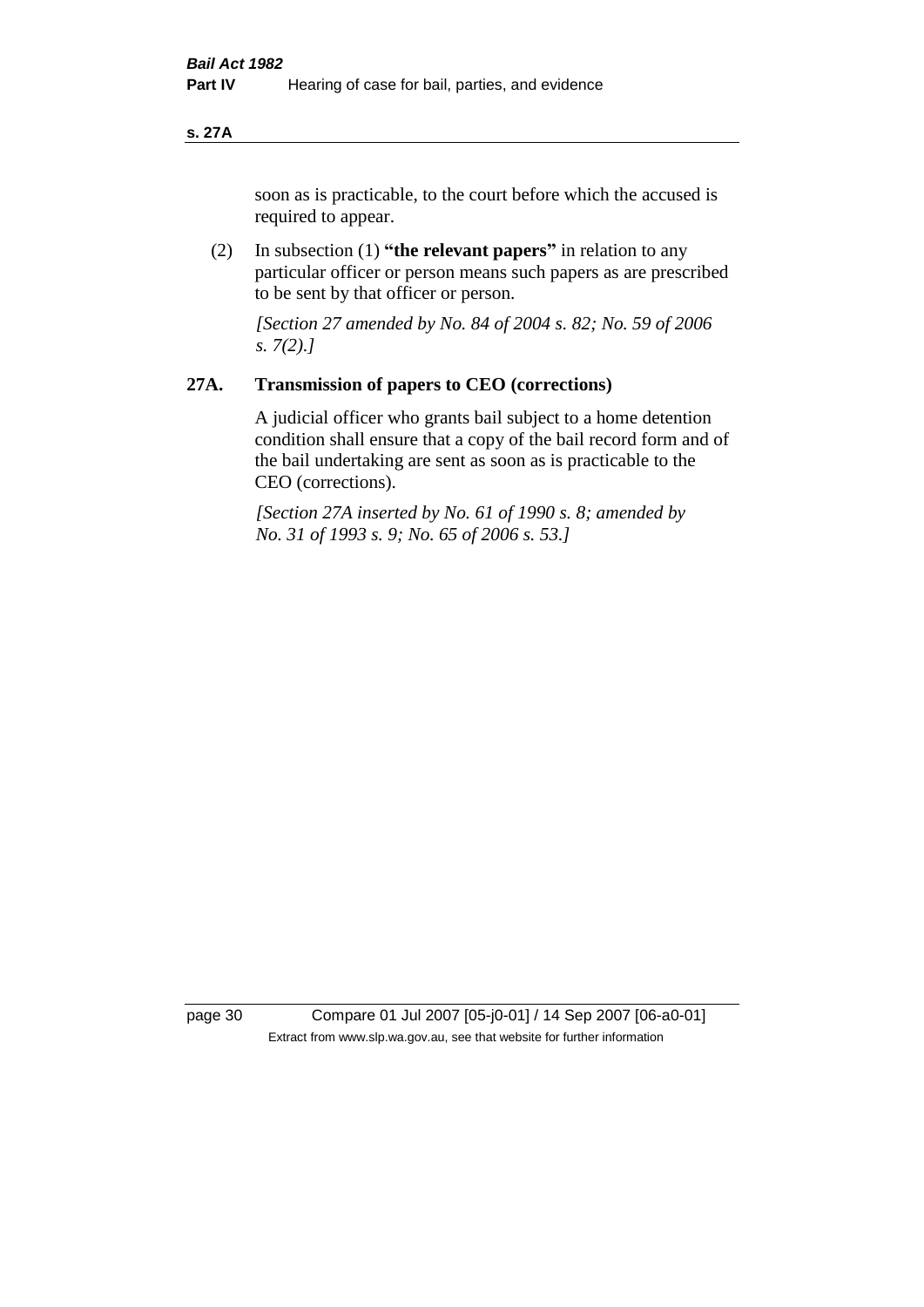soon as is practicable, to the court before which the accused is required to appear.

(2) In subsection (1) **"the relevant papers"** in relation to any particular officer or person means such papers as are prescribed to be sent by that officer or person.

*[Section 27 amended by No. 84 of 2004 s. 82; No. 59 of 2006 s. 7(2).]*

## 27A. Transmission of papers to CEO (corrections)

A judicial officer who grants bail subject to a home detention condition shall ensure that a copy of the bail record form and of the bail undertaking are sent as soon as is practicable to the CEO (corrections).

*[Section 27A inserted by No. 61 of 1990 s. 8; amended by No. 31 of 1993 s. 9; No. 65 of 2006 s. 53.]*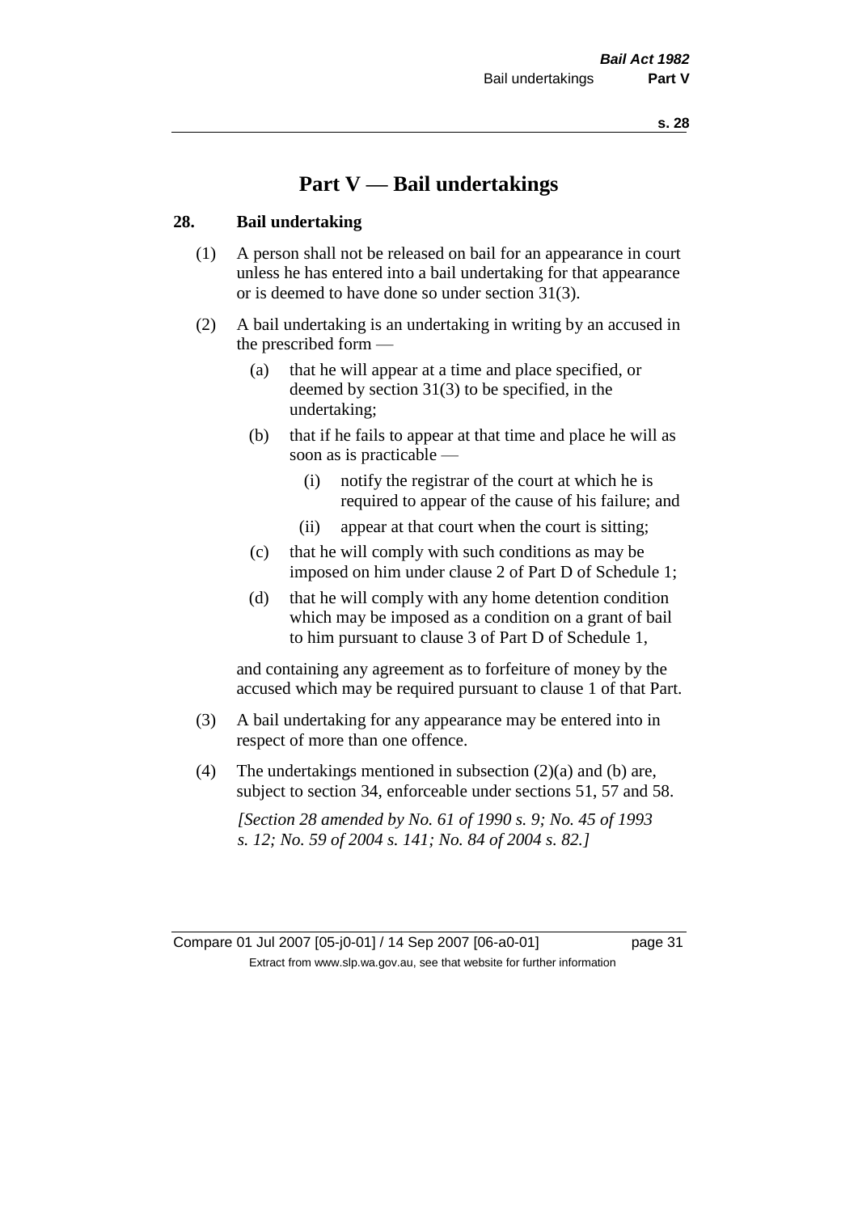# Part V — Bail undertakings

## 28. Bail undertaking

(1) A person shall not be released on bail for an appearance in court unless he has entered into a bail undertaking for that appearance or is deemed to have done so under section 31(3).

(2) A bail undertaking is an undertaking in writing by an accused in the prescribed form —

- (a) that he will appear at a time and place specified, or deemed by section 31(3) to be specified, in the undertaking;
- (b) that if he fails to appear at that time and place he will as soon as is practicable —
  - (i) notify the registrar of the court at which he is required to appear of the cause of his failure; and
  - (ii) appear at that court when the court is sitting;
- (c) that he will comply with such conditions as may be imposed on him under clause 2 of Part D of Schedule 1;
- (d) that he will comply with any home detention condition which may be imposed as a condition on a grant of bail to him pursuant to clause 3 of Part D of Schedule 1,

and containing any agreement as to forfeiture of money by the accused which may be required pursuant to clause 1 of that Part.

(3) A bail undertaking for any appearance may be entered into in respect of more than one offence.

(4) The undertakings mentioned in subsection (2)(a) and (b) are, subject to section 34, enforceable under sections 51, 57 and 58.

*[Section 28 amended by No. 61 of 1990 s. 9; No. 45 of 1993 s. 12; No. 59 of 2004 s. 141; No. 84 of 2004 s. 82.]*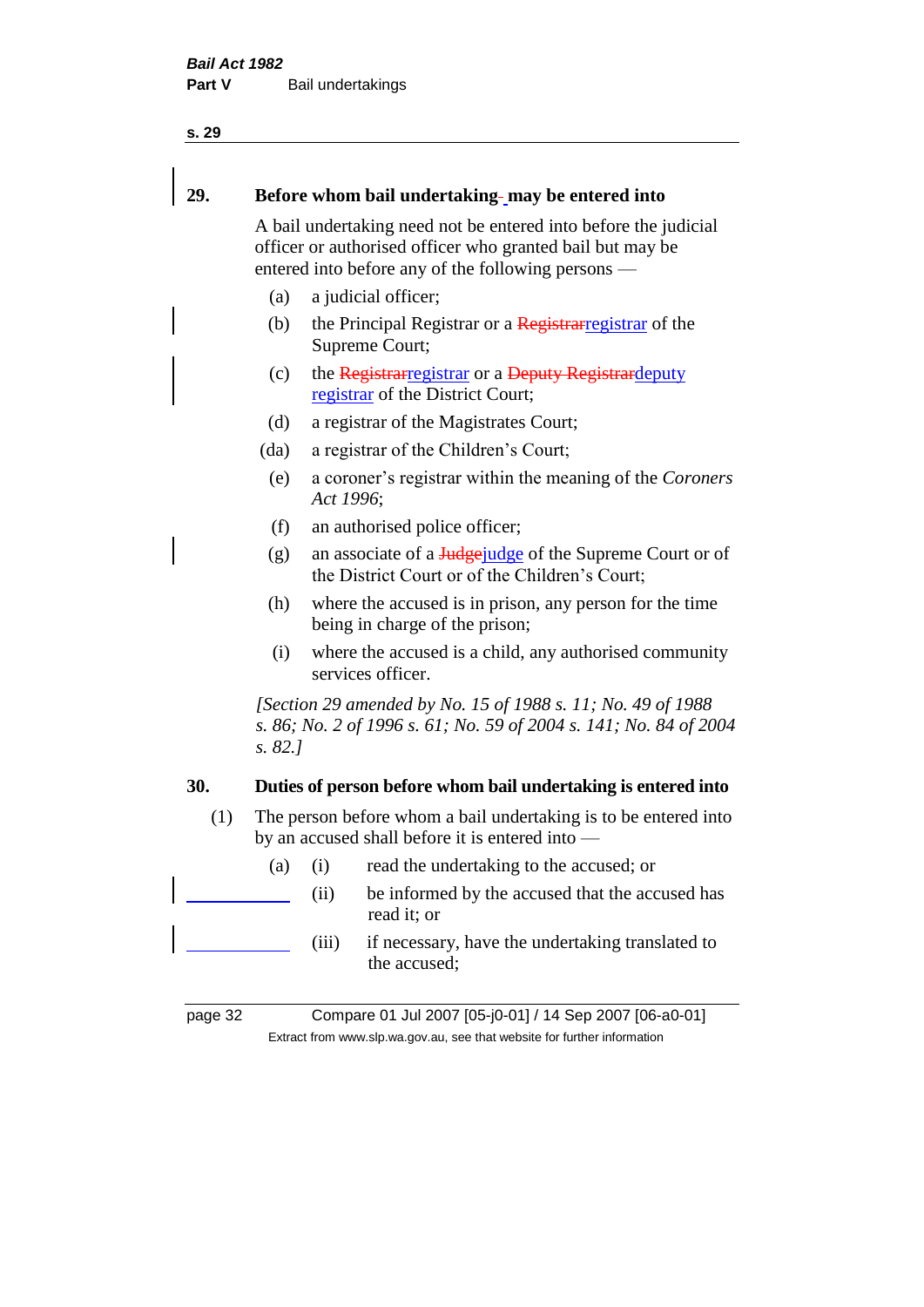## 29. Before whom bail undertaking may be entered into

A bail undertaking need not be entered into before the judicial officer or authorised officer who granted bail but may be entered into before any of the following persons —

- (a) a judicial officer;
- (b) the Principal Registrar or a ~~Registrar~~registrar of the Supreme Court;
- (c) the ~~Registrar~~registrar or a ~~Deputy Registrar~~deputy registrar of the District Court;
- (d) a registrar of the Magistrates Court;
- (da) a registrar of the Children's Court;
- (e) a coroner's registrar within the meaning of the *Coroners Act 1996*;
- (f) an authorised police officer;
- (g) an associate of a ~~Judge~~judge of the Supreme Court or of the District Court or of the Children's Court;
- (h) where the accused is in prison, any person for the time being in charge of the prison;
- (i) where the accused is a child, any authorised community services officer.

*[Section 29 amended by No. 15 of 1988 s. 11; No. 49 of 1988 s. 86; No. 2 of 1996 s. 61; No. 59 of 2004 s. 141; No. 84 of 2004 s. 82.]*

## 30. Duties of person before whom bail undertaking is entered into

(1) The person before whom a bail undertaking is to be entered into by an accused shall before it is entered into —

- (a) (i) read the undertaking to the accused; or
  - (ii) be informed by the accused that the accused has read it; or
  - (iii) if necessary, have the undertaking translated to the accused;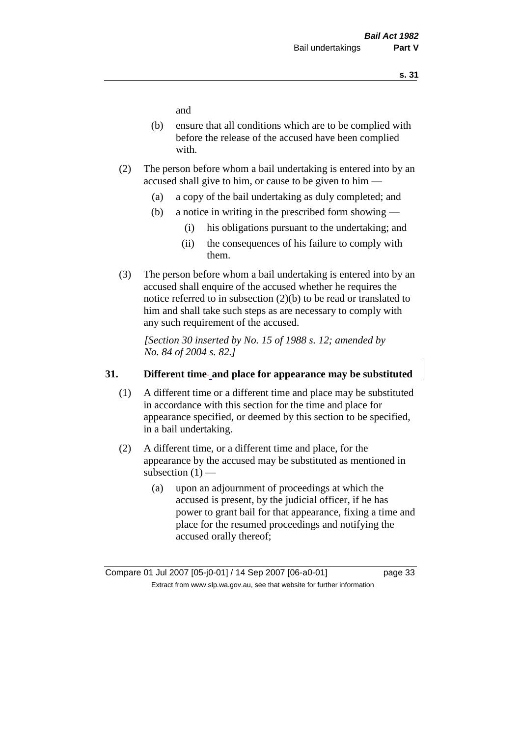and

(b) ensure that all conditions which are to be complied with before the release of the accused have been complied with.

(2) The person before whom a bail undertaking is entered into by an accused shall give to him, or cause to be given to him —

(a) a copy of the bail undertaking as duly completed; and

(b) a notice in writing in the prescribed form showing —

(i) his obligations pursuant to the undertaking; and

(ii) the consequences of his failure to comply with them.

(3) The person before whom a bail undertaking is entered into by an accused shall enquire of the accused whether he requires the notice referred to in subsection (2)(b) to be read or translated to him and shall take such steps as are necessary to comply with any such requirement of the accused.

*[Section 30 inserted by No. 15 of 1988 s. 12; amended by No. 84 of 2004 s. 82.]*

## 31. Different time and place for appearance may be substituted

(1) A different time or a different time and place may be substituted in accordance with this section for the time and place for appearance specified, or deemed by this section to be specified, in a bail undertaking.

(2) A different time, or a different time and place, for the appearance by the accused may be substituted as mentioned in subsection (1) —

(a) upon an adjournment of proceedings at which the accused is present, by the judicial officer, if he has power to grant bail for that appearance, fixing a time and place for the resumed proceedings and notifying the accused orally thereof;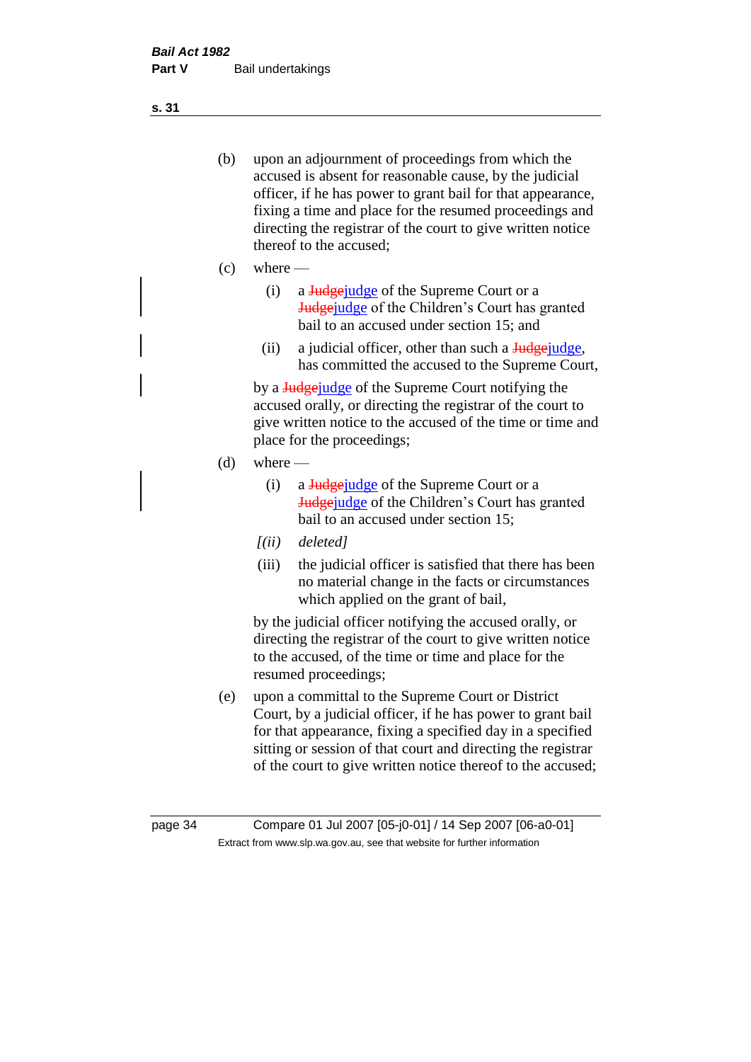(b) upon an adjournment of proceedings from which the accused is absent for reasonable cause, by the judicial officer, if he has power to grant bail for that appearance, fixing a time and place for the resumed proceedings and directing the registrar of the court to give written notice thereof to the accused;

(c) where —

  (i) a ~~Judge~~judge of the Supreme Court or a ~~Judge~~judge of the Children's Court has granted bail to an accused under section 15; and

  (ii) a judicial officer, other than such a ~~Judge~~judge, has committed the accused to the Supreme Court,

  by a ~~Judge~~judge of the Supreme Court notifying the accused orally, or directing the registrar of the court to give written notice to the accused of the time or time and place for the proceedings;

(d) where —

  (i) a ~~Judge~~judge of the Supreme Court or a ~~Judge~~judge of the Children's Court has granted bail to an accused under section 15;

  *[(ii) deleted]*

  (iii) the judicial officer is satisfied that there has been no material change in the facts or circumstances which applied on the grant of bail,

  by the judicial officer notifying the accused orally, or directing the registrar of the court to give written notice to the accused, of the time or time and place for the resumed proceedings;

(e) upon a committal to the Supreme Court or District Court, by a judicial officer, if he has power to grant bail for that appearance, fixing a specified day in a specified sitting or session of that court and directing the registrar of the court to give written notice thereof to the accused;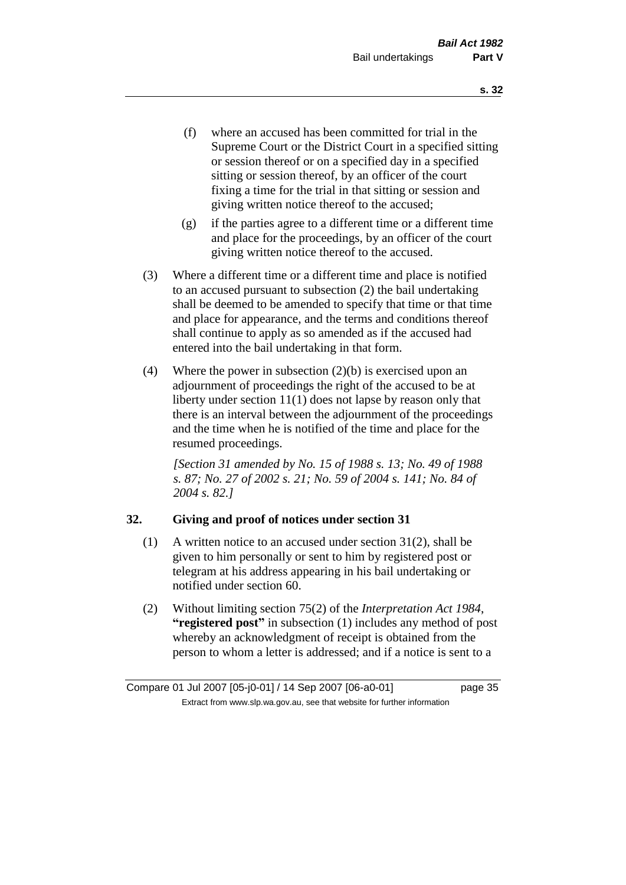(f) where an accused has been committed for trial in the Supreme Court or the District Court in a specified sitting or session thereof or on a specified day in a specified sitting or session thereof, by an officer of the court fixing a time for the trial in that sitting or session and giving written notice thereof to the accused;

(g) if the parties agree to a different time or a different time and place for the proceedings, by an officer of the court giving written notice thereof to the accused.

(3) Where a different time or a different time and place is notified to an accused pursuant to subsection (2) the bail undertaking shall be deemed to be amended to specify that time or that time and place for appearance, and the terms and conditions thereof shall continue to apply as so amended as if the accused had entered into the bail undertaking in that form.

(4) Where the power in subsection (2)(b) is exercised upon an adjournment of proceedings the right of the accused to be at liberty under section 11(1) does not lapse by reason only that there is an interval between the adjournment of the proceedings and the time when he is notified of the time and place for the resumed proceedings.

*[Section 31 amended by No. 15 of 1988 s. 13; No. 49 of 1988 s. 87; No. 27 of 2002 s. 21; No. 59 of 2004 s. 141; No. 84 of 2004 s. 82.]*

## 32. Giving and proof of notices under section 31

(1) A written notice to an accused under section 31(2), shall be given to him personally or sent to him by registered post or telegram at his address appearing in his bail undertaking or notified under section 60.

(2) Without limiting section 75(2) of the *Interpretation Act 1984*, **"registered post"** in subsection (1) includes any method of post whereby an acknowledgment of receipt is obtained from the person to whom a letter is addressed; and if a notice is sent to a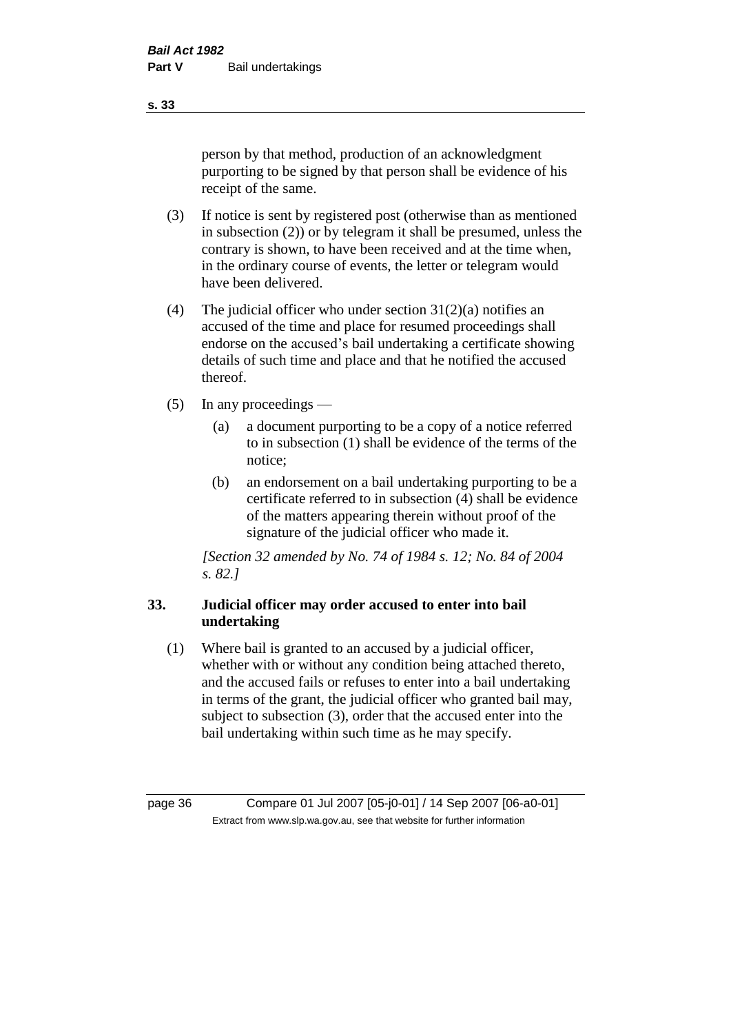person by that method, production of an acknowledgment purporting to be signed by that person shall be evidence of his receipt of the same.

(3) If notice is sent by registered post (otherwise than as mentioned in subsection (2)) or by telegram it shall be presumed, unless the contrary is shown, to have been received and at the time when, in the ordinary course of events, the letter or telegram would have been delivered.

(4) The judicial officer who under section 31(2)(a) notifies an accused of the time and place for resumed proceedings shall endorse on the accused's bail undertaking a certificate showing details of such time and place and that he notified the accused thereof.

(5) In any proceedings —

(a) a document purporting to be a copy of a notice referred to in subsection (1) shall be evidence of the terms of the notice;

(b) an endorsement on a bail undertaking purporting to be a certificate referred to in subsection (4) shall be evidence of the matters appearing therein without proof of the signature of the judicial officer who made it.

*[Section 32 amended by No. 74 of 1984 s. 12; No. 84 of 2004 s. 82.]*

### 33. Judicial officer may order accused to enter into bail undertaking

(1) Where bail is granted to an accused by a judicial officer, whether with or without any condition being attached thereto, and the accused fails or refuses to enter into a bail undertaking in terms of the grant, the judicial officer who granted bail may, subject to subsection (3), order that the accused enter into the bail undertaking within such time as he may specify.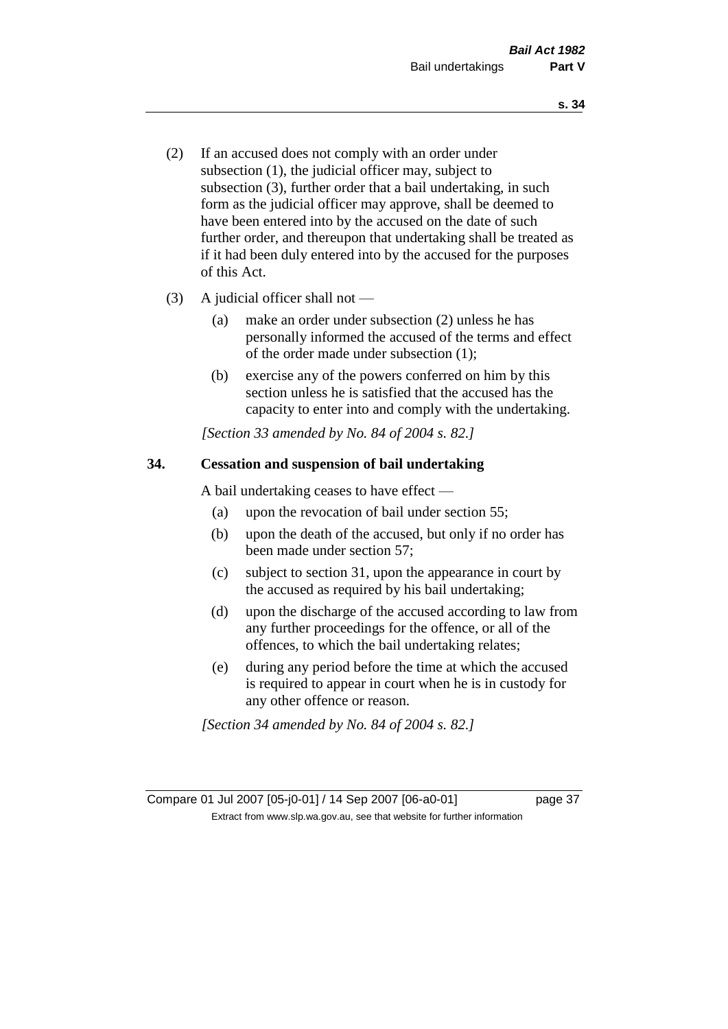(2) If an accused does not comply with an order under subsection (1), the judicial officer may, subject to subsection (3), further order that a bail undertaking, in such form as the judicial officer may approve, shall be deemed to have been entered into by the accused on the date of such further order, and thereupon that undertaking shall be treated as if it had been duly entered into by the accused for the purposes of this Act.

(3) A judicial officer shall not —

(a) make an order under subsection (2) unless he has personally informed the accused of the terms and effect of the order made under subsection (1);

(b) exercise any of the powers conferred on him by this section unless he is satisfied that the accused has the capacity to enter into and comply with the undertaking.

*[Section 33 amended by No. 84 of 2004 s. 82.]*

### 34. Cessation and suspension of bail undertaking

A bail undertaking ceases to have effect —

(a) upon the revocation of bail under section 55;

(b) upon the death of the accused, but only if no order has been made under section 57;

(c) subject to section 31, upon the appearance in court by the accused as required by his bail undertaking;

(d) upon the discharge of the accused according to law from any further proceedings for the offence, or all of the offences, to which the bail undertaking relates;

(e) during any period before the time at which the accused is required to appear in court when he is in custody for any other offence or reason.

*[Section 34 amended by No. 84 of 2004 s. 82.]*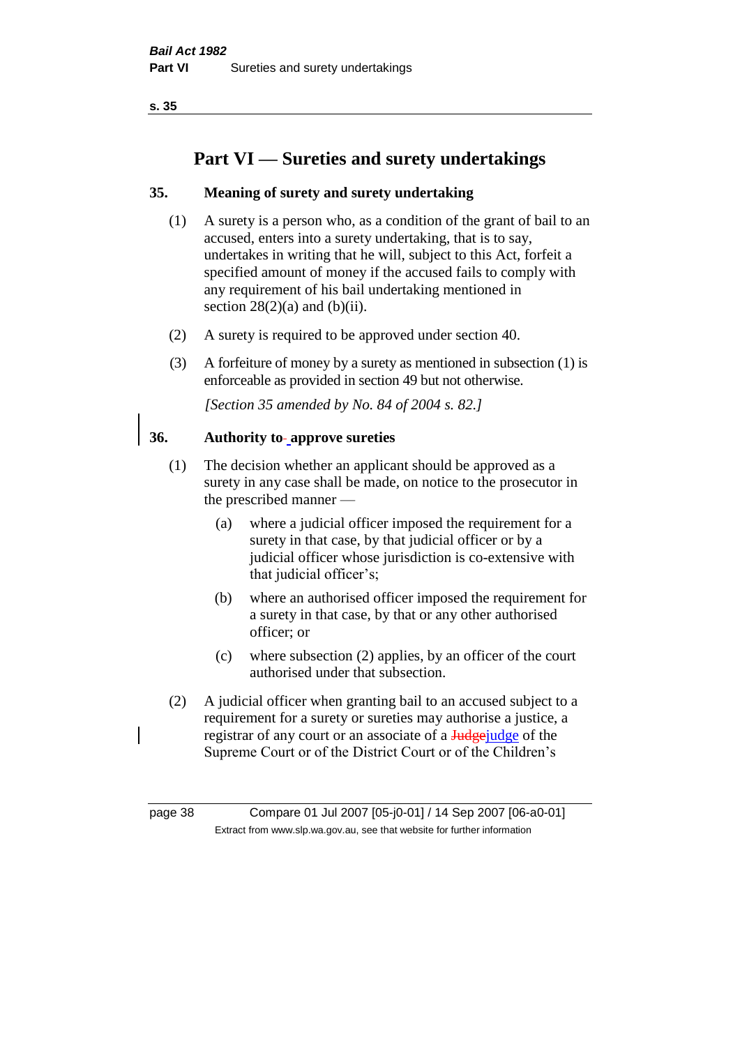# Part VI — Sureties and surety undertakings

## 35. Meaning of surety and surety undertaking

(1) A surety is a person who, as a condition of the grant of bail to an accused, enters into a surety undertaking, that is to say, undertakes in writing that he will, subject to this Act, forfeit a specified amount of money if the accused fails to comply with any requirement of his bail undertaking mentioned in section 28(2)(a) and (b)(ii).

(2) A surety is required to be approved under section 40.

(3) A forfeiture of money by a surety as mentioned in subsection (1) is enforceable as provided in section 49 but not otherwise.

*[Section 35 amended by No. 84 of 2004 s. 82.]*

## 36. Authority to approve sureties

(1) The decision whether an applicant should be approved as a surety in any case shall be made, on notice to the prosecutor in the prescribed manner —

- (a) where a judicial officer imposed the requirement for a surety in that case, by that judicial officer or by a judicial officer whose jurisdiction is co-extensive with that judicial officer's;
- (b) where an authorised officer imposed the requirement for a surety in that case, by that or any other authorised officer; or
- (c) where subsection (2) applies, by an officer of the court authorised under that subsection.

(2) A judicial officer when granting bail to an accused subject to a requirement for a surety or sureties may authorise a justice, a registrar of any court or an associate of a ~~Judge~~judge of the Supreme Court or of the District Court or of the Children's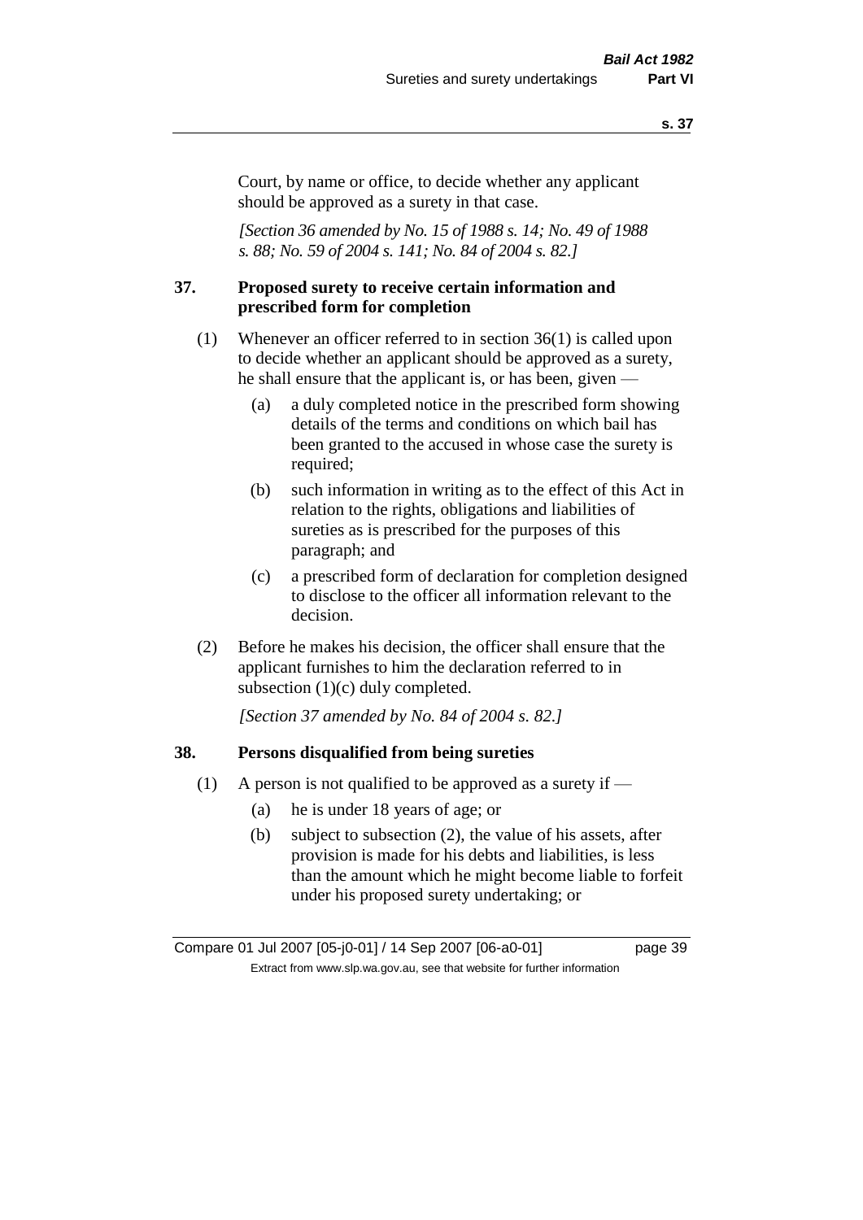Court, by name or office, to decide whether any applicant should be approved as a surety in that case.

*[Section 36 amended by No. 15 of 1988 s. 14; No. 49 of 1988 s. 88; No. 59 of 2004 s. 141; No. 84 of 2004 s. 82.]*

## 37. Proposed surety to receive certain information and prescribed form for completion

(1) Whenever an officer referred to in section 36(1) is called upon to decide whether an applicant should be approved as a surety, he shall ensure that the applicant is, or has been, given —

- (a) a duly completed notice in the prescribed form showing details of the terms and conditions on which bail has been granted to the accused in whose case the surety is required;
- (b) such information in writing as to the effect of this Act in relation to the rights, obligations and liabilities of sureties as is prescribed for the purposes of this paragraph; and
- (c) a prescribed form of declaration for completion designed to disclose to the officer all information relevant to the decision.

(2) Before he makes his decision, the officer shall ensure that the applicant furnishes to him the declaration referred to in subsection (1)(c) duly completed.

*[Section 37 amended by No. 84 of 2004 s. 82.]*

## 38. Persons disqualified from being sureties

(1) A person is not qualified to be approved as a surety if —

- (a) he is under 18 years of age; or
- (b) subject to subsection (2), the value of his assets, after provision is made for his debts and liabilities, is less than the amount which he might become liable to forfeit under his proposed surety undertaking; or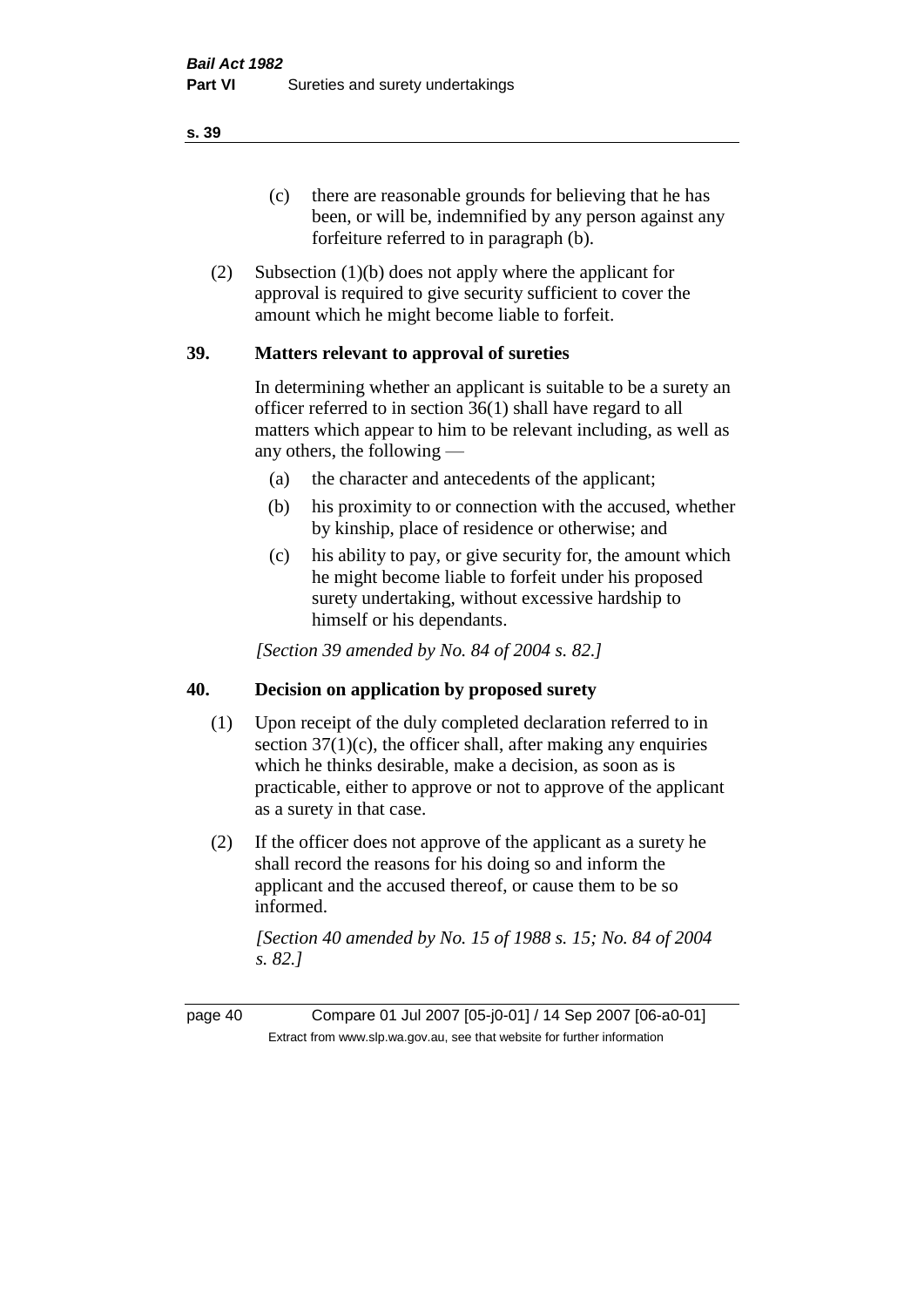(c) there are reasonable grounds for believing that he has been, or will be, indemnified by any person against any forfeiture referred to in paragraph (b).

(2) Subsection (1)(b) does not apply where the applicant for approval is required to give security sufficient to cover the amount which he might become liable to forfeit.

## 39. Matters relevant to approval of sureties

In determining whether an applicant is suitable to be a surety an officer referred to in section 36(1) shall have regard to all matters which appear to him to be relevant including, as well as any others, the following —

(a) the character and antecedents of the applicant;

(b) his proximity to or connection with the accused, whether by kinship, place of residence or otherwise; and

(c) his ability to pay, or give security for, the amount which he might become liable to forfeit under his proposed surety undertaking, without excessive hardship to himself or his dependants.

*[Section 39 amended by No. 84 of 2004 s. 82.]*

## 40. Decision on application by proposed surety

(1) Upon receipt of the duly completed declaration referred to in section 37(1)(c), the officer shall, after making any enquiries which he thinks desirable, make a decision, as soon as is practicable, either to approve or not to approve of the applicant as a surety in that case.

(2) If the officer does not approve of the applicant as a surety he shall record the reasons for his doing so and inform the applicant and the accused thereof, or cause them to be so informed.

*[Section 40 amended by No. 15 of 1988 s. 15; No. 84 of 2004 s. 82.]*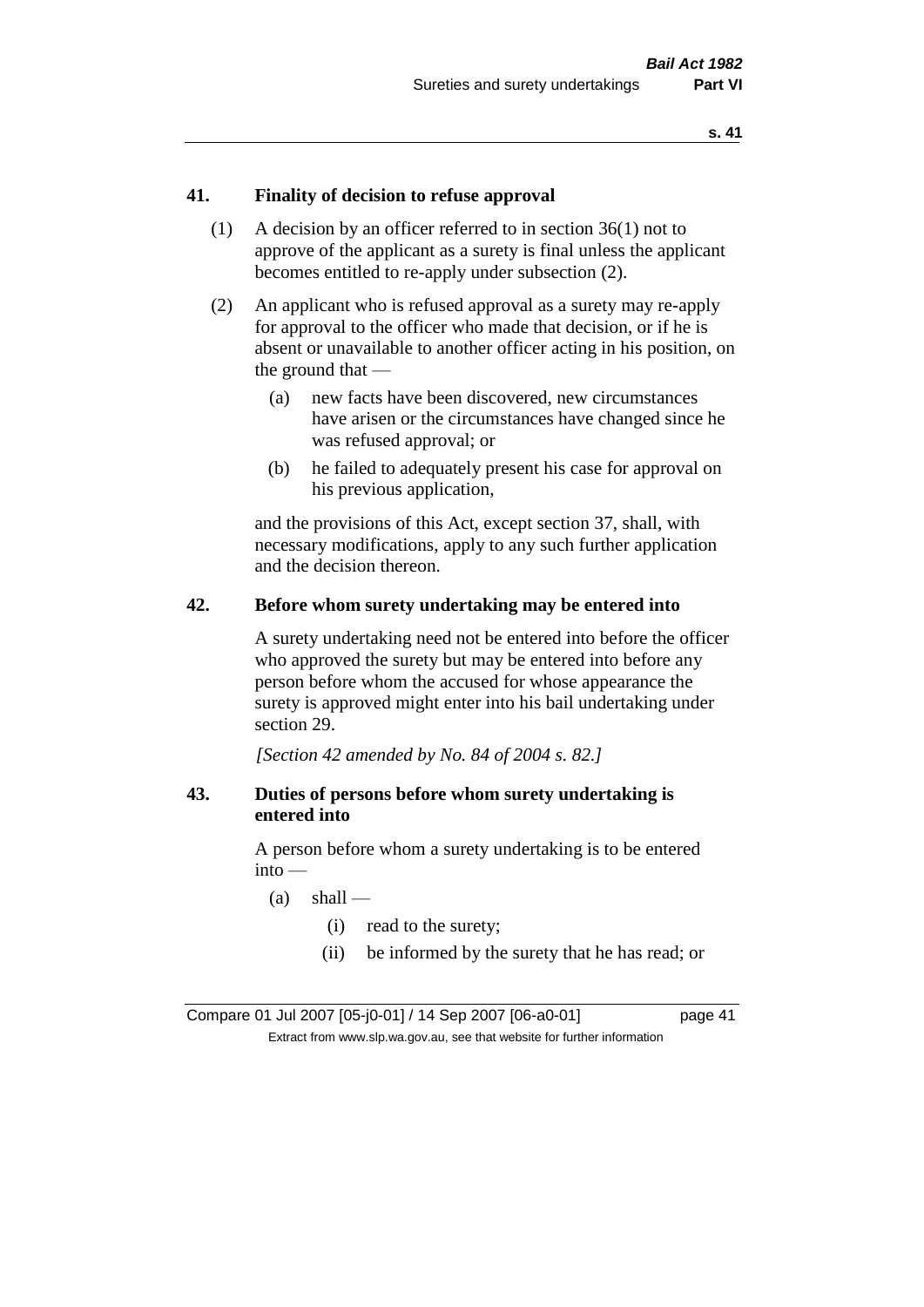**41. Finality of decision to refuse approval**

(1) A decision by an officer referred to in section 36(1) not to approve of the applicant as a surety is final unless the applicant becomes entitled to re-apply under subsection (2).

(2) An applicant who is refused approval as a surety may re-apply for approval to the officer who made that decision, or if he is absent or unavailable to another officer acting in his position, on the ground that —

(a) new facts have been discovered, new circumstances have arisen or the circumstances have changed since he was refused approval; or

(b) he failed to adequately present his case for approval on his previous application,

and the provisions of this Act, except section 37, shall, with necessary modifications, apply to any such further application and the decision thereon.

**42. Before whom surety undertaking may be entered into**

A surety undertaking need not be entered into before the officer who approved the surety but may be entered into before any person before whom the accused for whose appearance the surety is approved might enter into his bail undertaking under section 29.

*[Section 42 amended by No. 84 of 2004 s. 82.]*

**43. Duties of persons before whom surety undertaking is entered into**

A person before whom a surety undertaking is to be entered into —

(a) shall —

(i) read to the surety;

(ii) be informed by the surety that he has read; or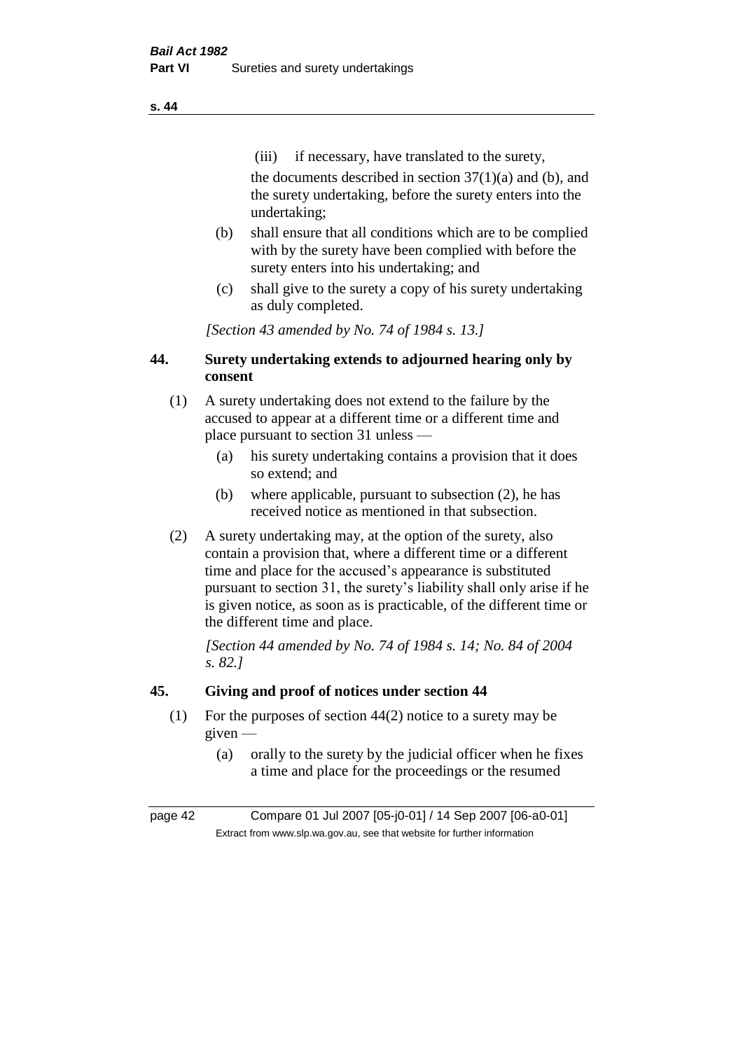(iii) if necessary, have translated to the surety,

the documents described in section 37(1)(a) and (b), and the surety undertaking, before the surety enters into the undertaking;

(b) shall ensure that all conditions which are to be complied with by the surety have been complied with before the surety enters into his undertaking; and

(c) shall give to the surety a copy of his surety undertaking as duly completed.

*[Section 43 amended by No. 74 of 1984 s. 13.]*

## 44. Surety undertaking extends to adjourned hearing only by consent

(1) A surety undertaking does not extend to the failure by the accused to appear at a different time or a different time and place pursuant to section 31 unless —

(a) his surety undertaking contains a provision that it does so extend; and

(b) where applicable, pursuant to subsection (2), he has received notice as mentioned in that subsection.

(2) A surety undertaking may, at the option of the surety, also contain a provision that, where a different time or a different time and place for the accused's appearance is substituted pursuant to section 31, the surety's liability shall only arise if he is given notice, as soon as is practicable, of the different time or the different time and place.

*[Section 44 amended by No. 74 of 1984 s. 14; No. 84 of 2004 s. 82.]*

## 45. Giving and proof of notices under section 44

(1) For the purposes of section 44(2) notice to a surety may be given —

(a) orally to the surety by the judicial officer when he fixes a time and place for the proceedings or the resumed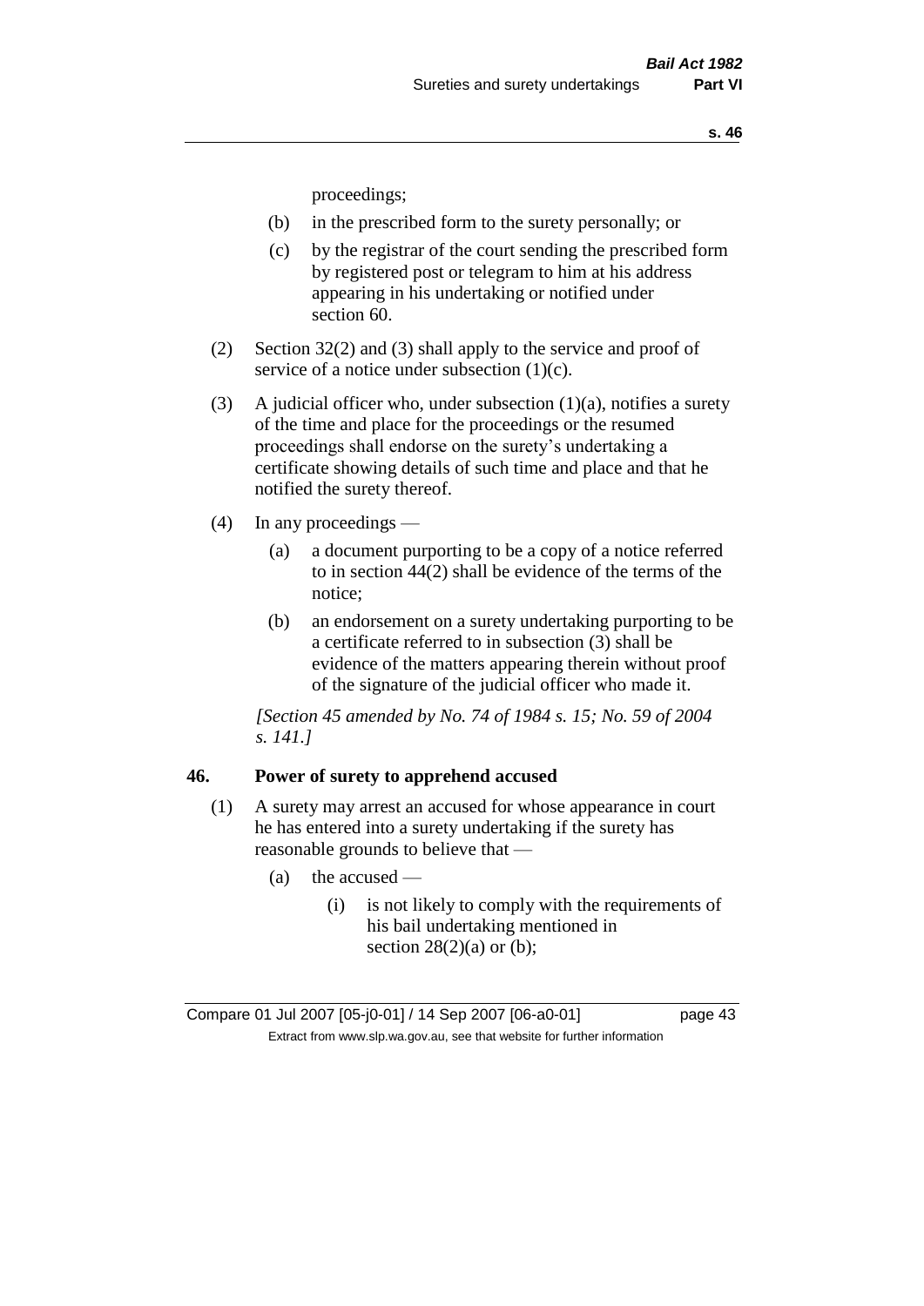proceedings;

- (b) in the prescribed form to the surety personally; or
- (c) by the registrar of the court sending the prescribed form by registered post or telegram to him at his address appearing in his undertaking or notified under section 60.

(2) Section 32(2) and (3) shall apply to the service and proof of service of a notice under subsection (1)(c).

(3) A judicial officer who, under subsection (1)(a), notifies a surety of the time and place for the proceedings or the resumed proceedings shall endorse on the surety's undertaking a certificate showing details of such time and place and that he notified the surety thereof.

(4) In any proceedings —

- (a) a document purporting to be a copy of a notice referred to in section 44(2) shall be evidence of the terms of the notice;
- (b) an endorsement on a surety undertaking purporting to be a certificate referred to in subsection (3) shall be evidence of the matters appearing therein without proof of the signature of the judicial officer who made it.

*[Section 45 amended by No. 74 of 1984 s. 15; No. 59 of 2004 s. 141.]*

## 46. Power of surety to apprehend accused

(1) A surety may arrest an accused for whose appearance in court he has entered into a surety undertaking if the surety has reasonable grounds to believe that —

- (a) the accused —
  - (i) is not likely to comply with the requirements of his bail undertaking mentioned in section 28(2)(a) or (b);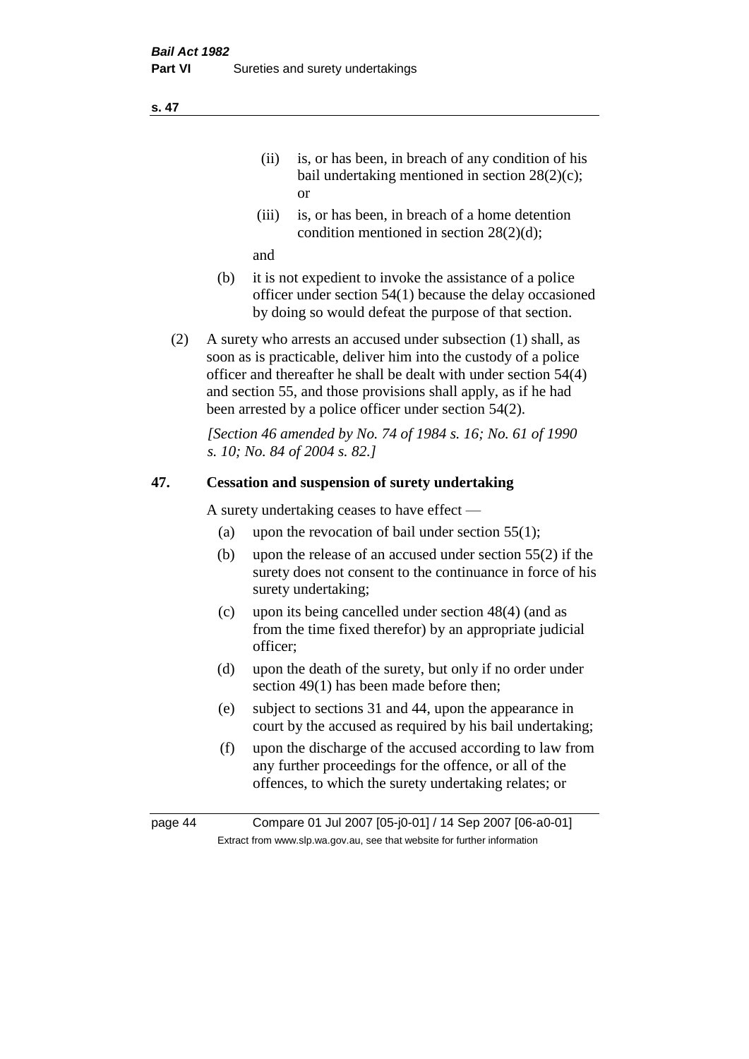(ii) is, or has been, in breach of any condition of his bail undertaking mentioned in section 28(2)(c); or

(iii) is, or has been, in breach of a home detention condition mentioned in section 28(2)(d);

and

(b) it is not expedient to invoke the assistance of a police officer under section 54(1) because the delay occasioned by doing so would defeat the purpose of that section.

(2) A surety who arrests an accused under subsection (1) shall, as soon as is practicable, deliver him into the custody of a police officer and thereafter he shall be dealt with under section 54(4) and section 55, and those provisions shall apply, as if he had been arrested by a police officer under section 54(2).

*[Section 46 amended by No. 74 of 1984 s. 16; No. 61 of 1990 s. 10; No. 84 of 2004 s. 82.]*

## 47. Cessation and suspension of surety undertaking

A surety undertaking ceases to have effect —

(a) upon the revocation of bail under section 55(1);

(b) upon the release of an accused under section 55(2) if the surety does not consent to the continuance in force of his surety undertaking;

(c) upon its being cancelled under section 48(4) (and as from the time fixed therefor) by an appropriate judicial officer;

(d) upon the death of the surety, but only if no order under section 49(1) has been made before then;

(e) subject to sections 31 and 44, upon the appearance in court by the accused as required by his bail undertaking;

(f) upon the discharge of the accused according to law from any further proceedings for the offence, or all of the offences, to which the surety undertaking relates; or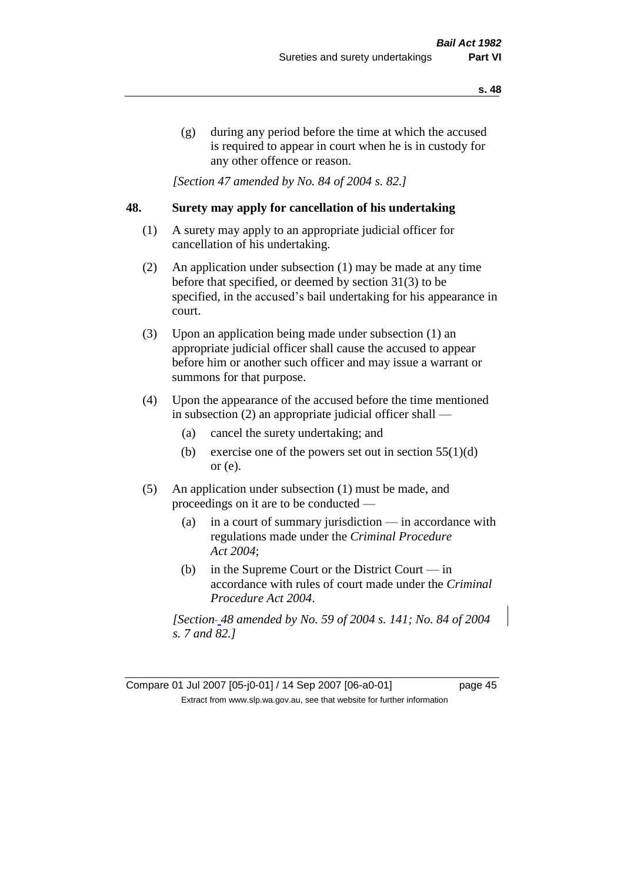(g) during any period before the time at which the accused is required to appear in court when he is in custody for any other offence or reason.

*[Section 47 amended by No. 84 of 2004 s. 82.]*

## 48. Surety may apply for cancellation of his undertaking

(1) A surety may apply to an appropriate judicial officer for cancellation of his undertaking.

(2) An application under subsection (1) may be made at any time before that specified, or deemed by section 31(3) to be specified, in the accused's bail undertaking for his appearance in court.

(3) Upon an application being made under subsection (1) an appropriate judicial officer shall cause the accused to appear before him or another such officer and may issue a warrant or summons for that purpose.

(4) Upon the appearance of the accused before the time mentioned in subsection (2) an appropriate judicial officer shall —

(a) cancel the surety undertaking; and

(b) exercise one of the powers set out in section 55(1)(d) or (e).

(5) An application under subsection (1) must be made, and proceedings on it are to be conducted —

(a) in a court of summary jurisdiction — in accordance with regulations made under the *Criminal Procedure Act 2004*;

(b) in the Supreme Court or the District Court — in accordance with rules of court made under the *Criminal Procedure Act 2004*.

*[Section 48 amended by No. 59 of 2004 s. 141; No. 84 of 2004 s. 7 and 82.]*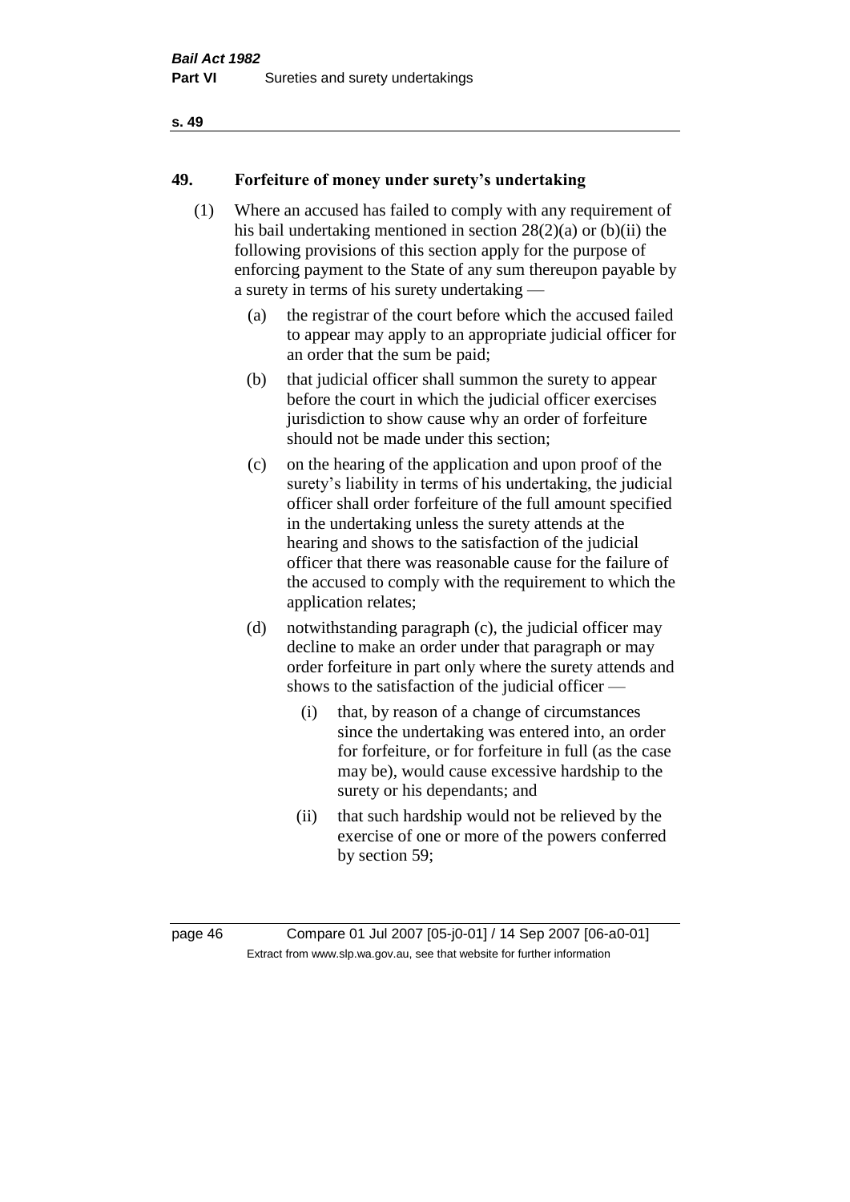## 49. Forfeiture of money under surety's undertaking

(1) Where an accused has failed to comply with any requirement of his bail undertaking mentioned in section 28(2)(a) or (b)(ii) the following provisions of this section apply for the purpose of enforcing payment to the State of any sum thereupon payable by a surety in terms of his surety undertaking —

- (a) the registrar of the court before which the accused failed to appear may apply to an appropriate judicial officer for an order that the sum be paid;
- (b) that judicial officer shall summon the surety to appear before the court in which the judicial officer exercises jurisdiction to show cause why an order of forfeiture should not be made under this section;
- (c) on the hearing of the application and upon proof of the surety's liability in terms of his undertaking, the judicial officer shall order forfeiture of the full amount specified in the undertaking unless the surety attends at the hearing and shows to the satisfaction of the judicial officer that there was reasonable cause for the failure of the accused to comply with the requirement to which the application relates;
- (d) notwithstanding paragraph (c), the judicial officer may decline to make an order under that paragraph or may order forfeiture in part only where the surety attends and shows to the satisfaction of the judicial officer —
  - (i) that, by reason of a change of circumstances since the undertaking was entered into, an order for forfeiture, or for forfeiture in full (as the case may be), would cause excessive hardship to the surety or his dependants; and
  - (ii) that such hardship would not be relieved by the exercise of one or more of the powers conferred by section 59;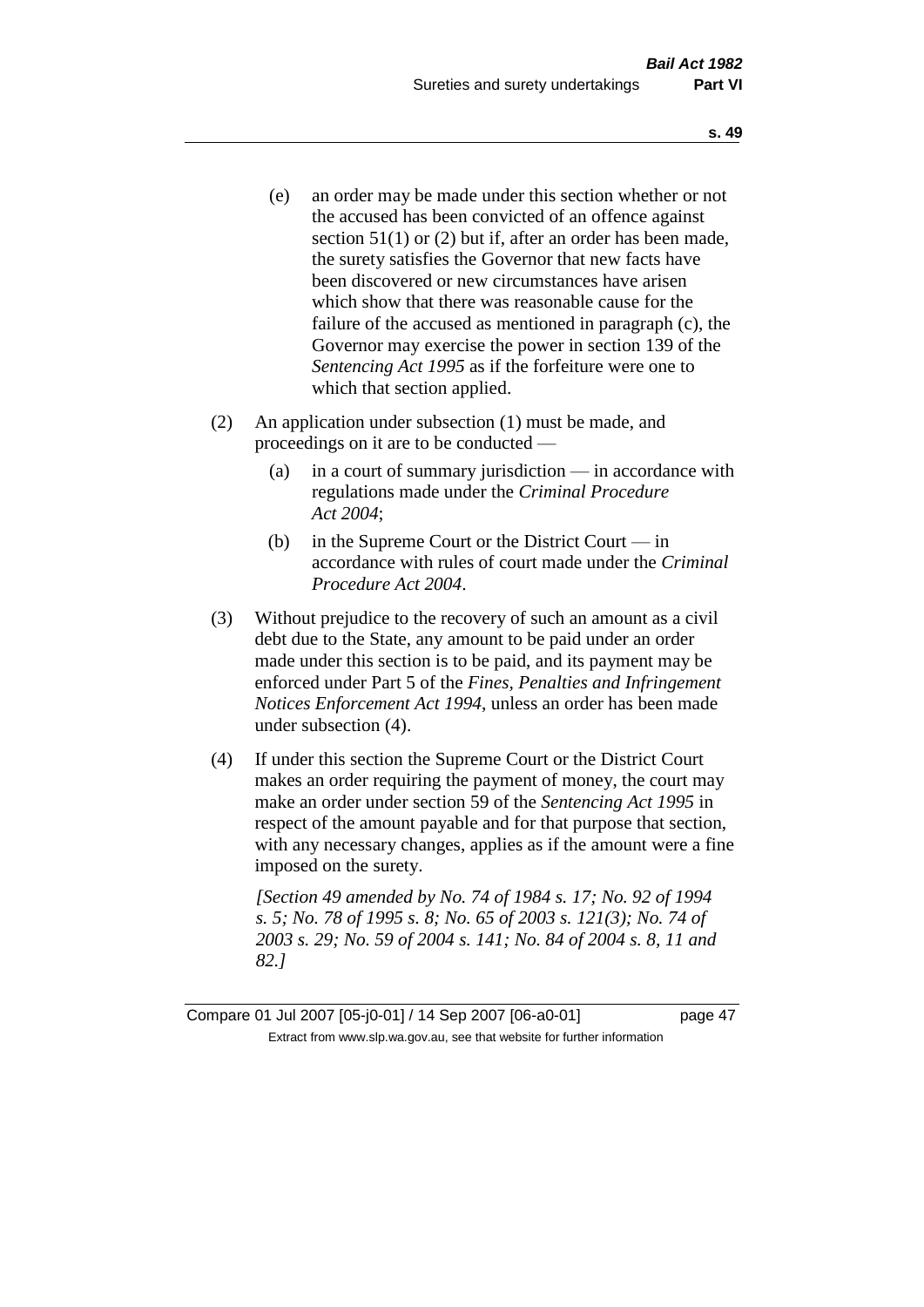(e) an order may be made under this section whether or not the accused has been convicted of an offence against section 51(1) or (2) but if, after an order has been made, the surety satisfies the Governor that new facts have been discovered or new circumstances have arisen which show that there was reasonable cause for the failure of the accused as mentioned in paragraph (c), the Governor may exercise the power in section 139 of the *Sentencing Act 1995* as if the forfeiture were one to which that section applied.

(2) An application under subsection (1) must be made, and proceedings on it are to be conducted —

(a) in a court of summary jurisdiction — in accordance with regulations made under the *Criminal Procedure Act 2004*;

(b) in the Supreme Court or the District Court — in accordance with rules of court made under the *Criminal Procedure Act 2004*.

(3) Without prejudice to the recovery of such an amount as a civil debt due to the State, any amount to be paid under an order made under this section is to be paid, and its payment may be enforced under Part 5 of the *Fines, Penalties and Infringement Notices Enforcement Act 1994*, unless an order has been made under subsection (4).

(4) If under this section the Supreme Court or the District Court makes an order requiring the payment of money, the court may make an order under section 59 of the *Sentencing Act 1995* in respect of the amount payable and for that purpose that section, with any necessary changes, applies as if the amount were a fine imposed on the surety.

*[Section 49 amended by No. 74 of 1984 s. 17; No. 92 of 1994 s. 5; No. 78 of 1995 s. 8; No. 65 of 2003 s. 121(3); No. 74 of 2003 s. 29; No. 59 of 2004 s. 141; No. 84 of 2004 s. 8, 11 and 82.]*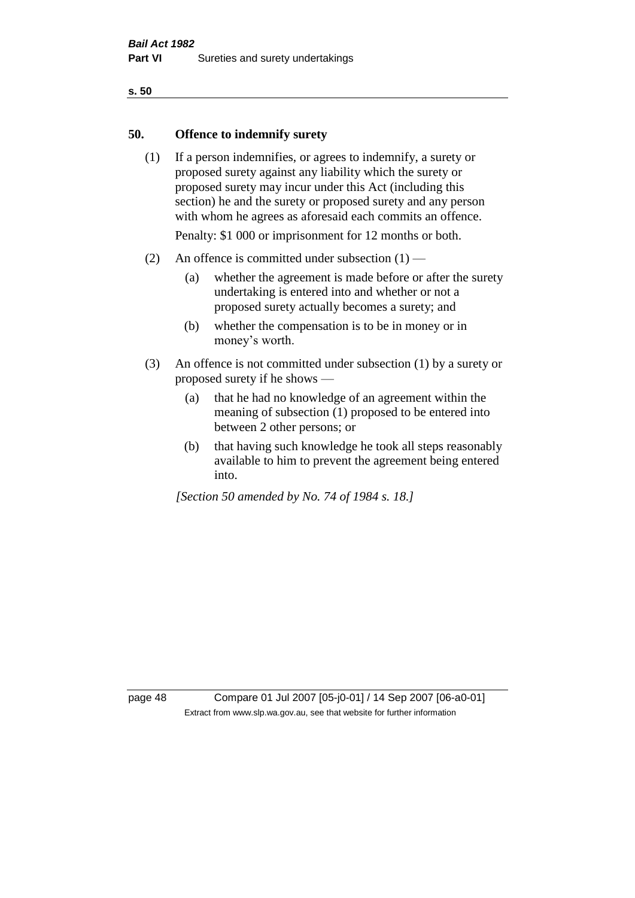## 50. Offence to indemnify surety

(1) If a person indemnifies, or agrees to indemnify, a surety or proposed surety against any liability which the surety or proposed surety may incur under this Act (including this section) he and the surety or proposed surety and any person with whom he agrees as aforesaid each commits an offence.

Penalty: $1 000 or imprisonment for 12 months or both.

(2) An offence is committed under subsection (1) —

- (a) whether the agreement is made before or after the surety undertaking is entered into and whether or not a proposed surety actually becomes a surety; and
- (b) whether the compensation is to be in money or in money's worth.

(3) An offence is not committed under subsection (1) by a surety or proposed surety if he shows —

- (a) that he had no knowledge of an agreement within the meaning of subsection (1) proposed to be entered into between 2 other persons; or
- (b) that having such knowledge he took all steps reasonably available to him to prevent the agreement being entered into.

*[Section 50 amended by No. 74 of 1984 s. 18.]*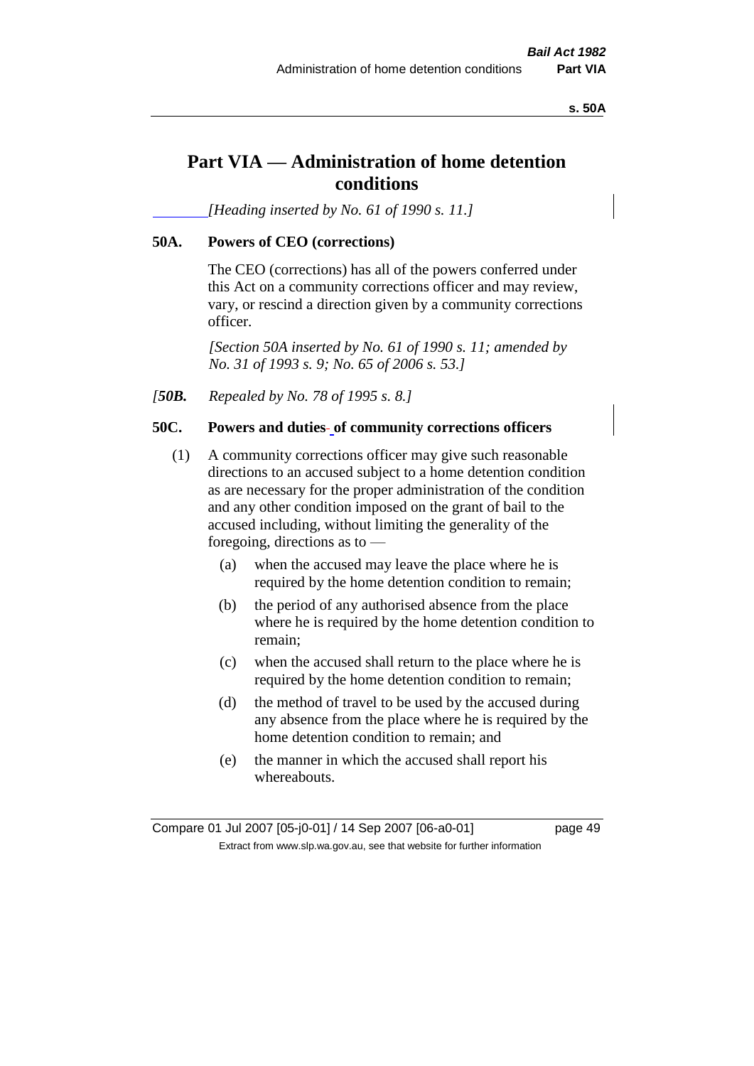# Part VIA — Administration of home detention conditions

*[Heading inserted by No. 61 of 1990 s. 11.]*

## 50A. Powers of CEO (corrections)

The CEO (corrections) has all of the powers conferred under this Act on a community corrections officer and may review, vary, or rescind a direction given by a community corrections officer.

*[Section 50A inserted by No. 61 of 1990 s. 11; amended by No. 31 of 1993 s. 9; No. 65 of 2006 s. 53.]*

*[**50B.** Repealed by No. 78 of 1995 s. 8.]*

## 50C. Powers and duties of community corrections officers

(1) A community corrections officer may give such reasonable directions to an accused subject to a home detention condition as are necessary for the proper administration of the condition and any other condition imposed on the grant of bail to the accused including, without limiting the generality of the foregoing, directions as to —

- (a) when the accused may leave the place where he is required by the home detention condition to remain;
- (b) the period of any authorised absence from the place where he is required by the home detention condition to remain;
- (c) when the accused shall return to the place where he is required by the home detention condition to remain;
- (d) the method of travel to be used by the accused during any absence from the place where he is required by the home detention condition to remain; and
- (e) the manner in which the accused shall report his whereabouts.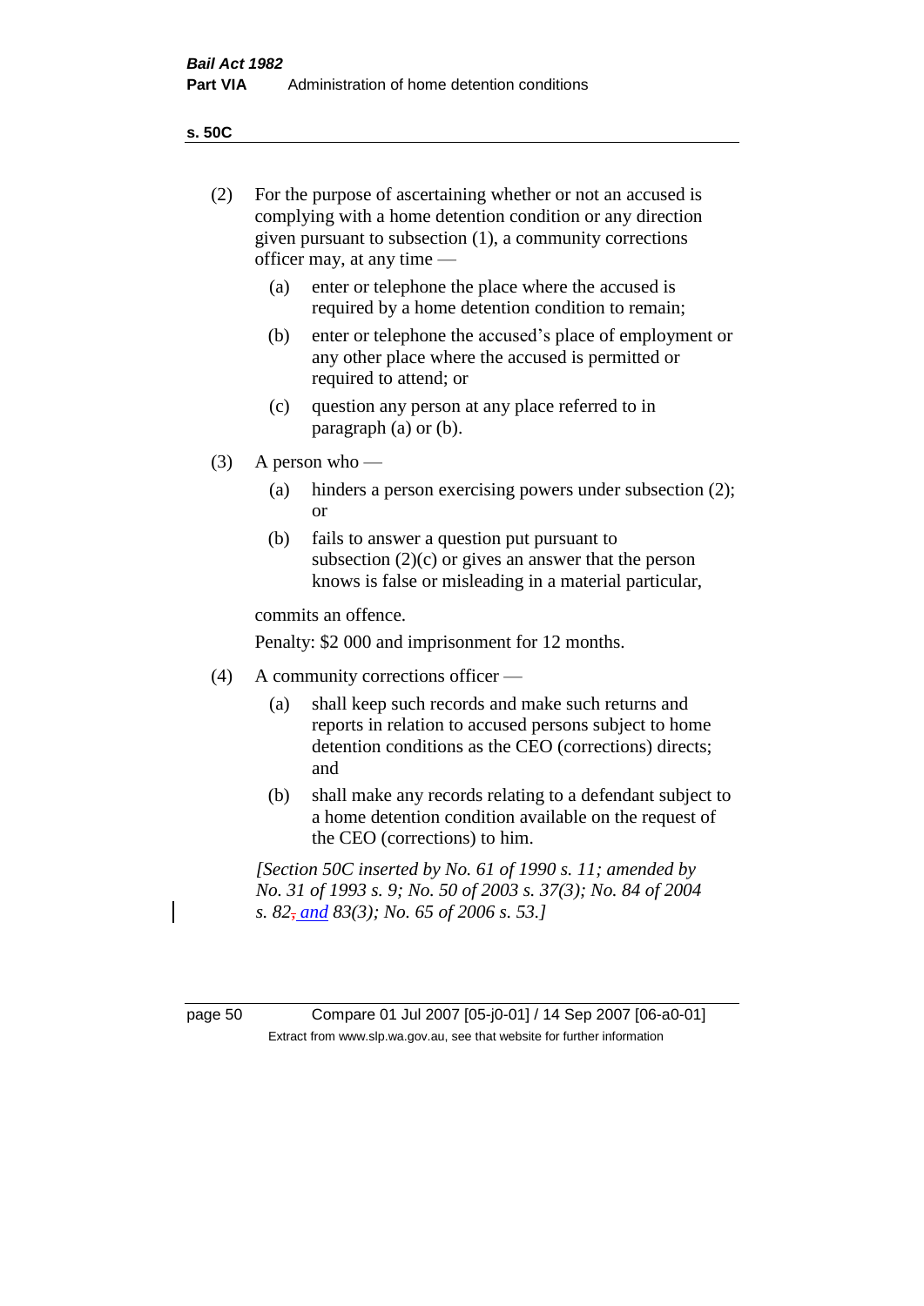(2) For the purpose of ascertaining whether or not an accused is complying with a home detention condition or any direction given pursuant to subsection (1), a community corrections officer may, at any time —

(a) enter or telephone the place where the accused is required by a home detention condition to remain;

(b) enter or telephone the accused's place of employment or any other place where the accused is permitted or required to attend; or

(c) question any person at any place referred to in paragraph (a) or (b).

(3) A person who —

(a) hinders a person exercising powers under subsection (2); or

(b) fails to answer a question put pursuant to subsection (2)(c) or gives an answer that the person knows is false or misleading in a material particular,

commits an offence.

Penalty: $2 000 and imprisonment for 12 months.

(4) A community corrections officer —

(a) shall keep such records and make such returns and reports in relation to accused persons subject to home detention conditions as the CEO (corrections) directs; and

(b) shall make any records relating to a defendant subject to a home detention condition available on the request of the CEO (corrections) to him.

*[Section 50C inserted by No. 61 of 1990 s. 11; amended by No. 31 of 1993 s. 9; No. 50 of 2003 s. 37(3); No. 84 of 2004 s. 82~~,~~ and 83(3); No. 65 of 2006 s. 53.]*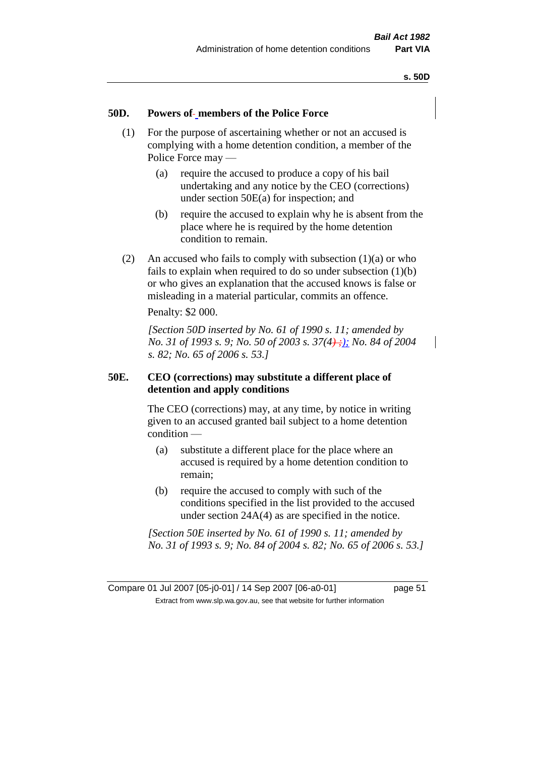## 50D. Powers of members of the Police Force

(1) For the purpose of ascertaining whether or not an accused is complying with a home detention condition, a member of the Police Force may —

(a) require the accused to produce a copy of his bail undertaking and any notice by the CEO (corrections) under section 50E(a) for inspection; and

(b) require the accused to explain why he is absent from the place where he is required by the home detention condition to remain.

(2) An accused who fails to comply with subsection (1)(a) or who fails to explain when required to do so under subsection (1)(b) or who gives an explanation that the accused knows is false or misleading in a material particular, commits an offence.

Penalty: $2 000.

*[Section 50D inserted by No. 61 of 1990 s. 11; amended by No. 31 of 1993 s. 9; No. 50 of 2003 s. 37(4); No. 84 of 2004 s. 82; No. 65 of 2006 s. 53.]*

## 50E. CEO (corrections) may substitute a different place of detention and apply conditions

The CEO (corrections) may, at any time, by notice in writing given to an accused granted bail subject to a home detention condition —

(a) substitute a different place for the place where an accused is required by a home detention condition to remain;

(b) require the accused to comply with such of the conditions specified in the list provided to the accused under section 24A(4) as are specified in the notice.

*[Section 50E inserted by No. 61 of 1990 s. 11; amended by No. 31 of 1993 s. 9; No. 84 of 2004 s. 82; No. 65 of 2006 s. 53.]*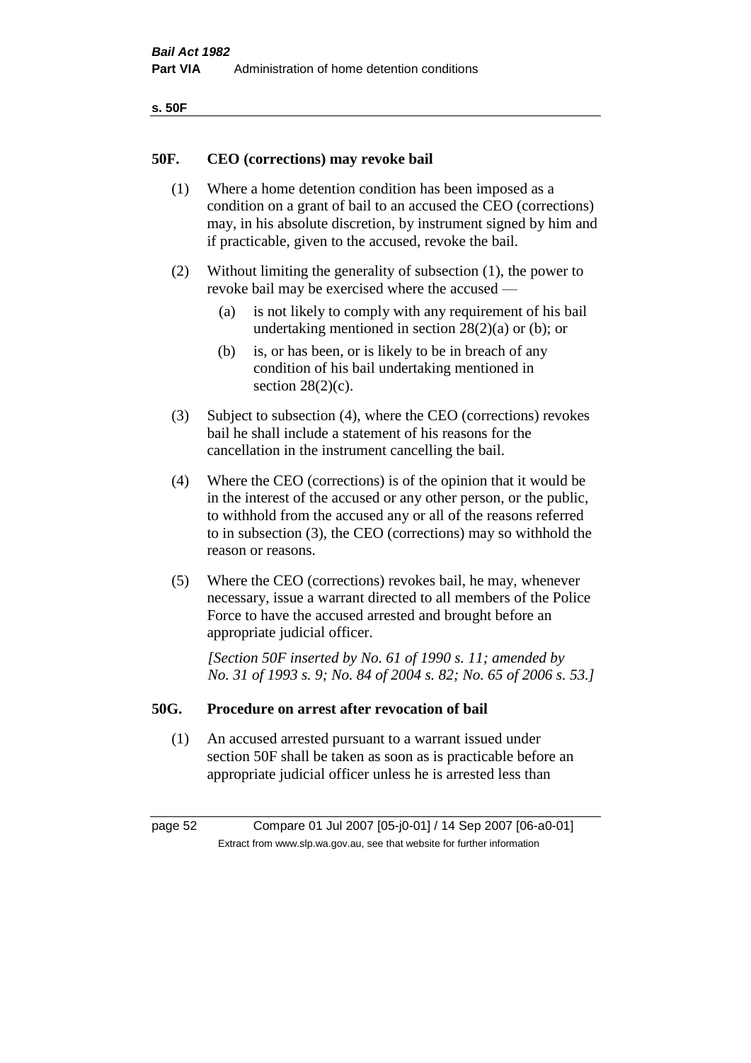## 50F. CEO (corrections) may revoke bail

(1) Where a home detention condition has been imposed as a condition on a grant of bail to an accused the CEO (corrections) may, in his absolute discretion, by instrument signed by him and if practicable, given to the accused, revoke the bail.

(2) Without limiting the generality of subsection (1), the power to revoke bail may be exercised where the accused —

- (a) is not likely to comply with any requirement of his bail undertaking mentioned in section 28(2)(a) or (b); or
- (b) is, or has been, or is likely to be in breach of any condition of his bail undertaking mentioned in section 28(2)(c).

(3) Subject to subsection (4), where the CEO (corrections) revokes bail he shall include a statement of his reasons for the cancellation in the instrument cancelling the bail.

(4) Where the CEO (corrections) is of the opinion that it would be in the interest of the accused or any other person, or the public, to withhold from the accused any or all of the reasons referred to in subsection (3), the CEO (corrections) may so withhold the reason or reasons.

(5) Where the CEO (corrections) revokes bail, he may, whenever necessary, issue a warrant directed to all members of the Police Force to have the accused arrested and brought before an appropriate judicial officer.

*[Section 50F inserted by No. 61 of 1990 s. 11; amended by No. 31 of 1993 s. 9; No. 84 of 2004 s. 82; No. 65 of 2006 s. 53.]*

## 50G. Procedure on arrest after revocation of bail

(1) An accused arrested pursuant to a warrant issued under section 50F shall be taken as soon as is practicable before an appropriate judicial officer unless he is arrested less than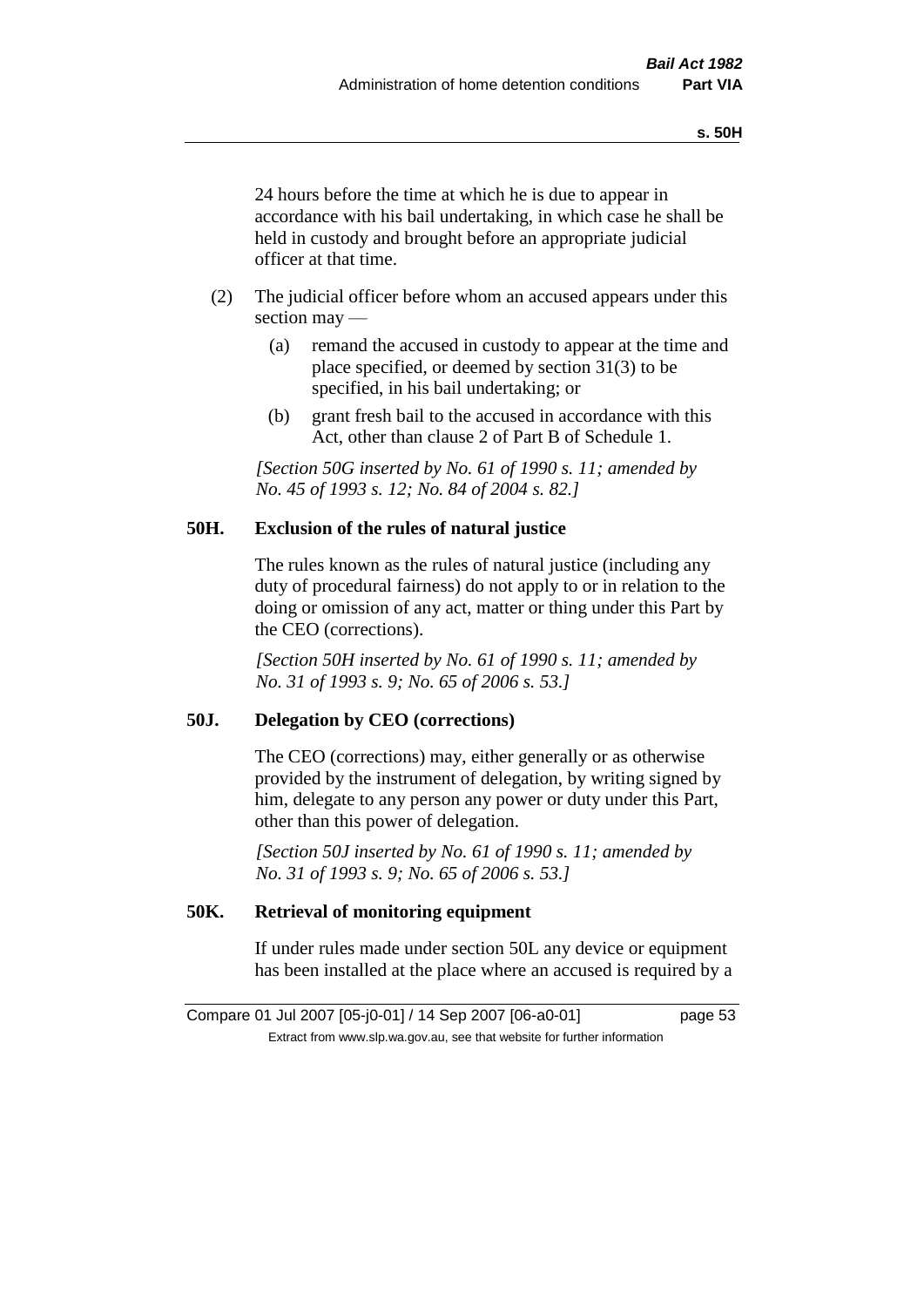24 hours before the time at which he is due to appear in accordance with his bail undertaking, in which case he shall be held in custody and brought before an appropriate judicial officer at that time.

(2) The judicial officer before whom an accused appears under this section may —

(a) remand the accused in custody to appear at the time and place specified, or deemed by section 31(3) to be specified, in his bail undertaking; or

(b) grant fresh bail to the accused in accordance with this Act, other than clause 2 of Part B of Schedule 1.

*[Section 50G inserted by No. 61 of 1990 s. 11; amended by No. 45 of 1993 s. 12; No. 84 of 2004 s. 82.]*

### 50H. Exclusion of the rules of natural justice

The rules known as the rules of natural justice (including any duty of procedural fairness) do not apply to or in relation to the doing or omission of any act, matter or thing under this Part by the CEO (corrections).

*[Section 50H inserted by No. 61 of 1990 s. 11; amended by No. 31 of 1993 s. 9; No. 65 of 2006 s. 53.]*

### 50J. Delegation by CEO (corrections)

The CEO (corrections) may, either generally or as otherwise provided by the instrument of delegation, by writing signed by him, delegate to any person any power or duty under this Part, other than this power of delegation.

*[Section 50J inserted by No. 61 of 1990 s. 11; amended by No. 31 of 1993 s. 9; No. 65 of 2006 s. 53.]*

### 50K. Retrieval of monitoring equipment

If under rules made under section 50L any device or equipment has been installed at the place where an accused is required by a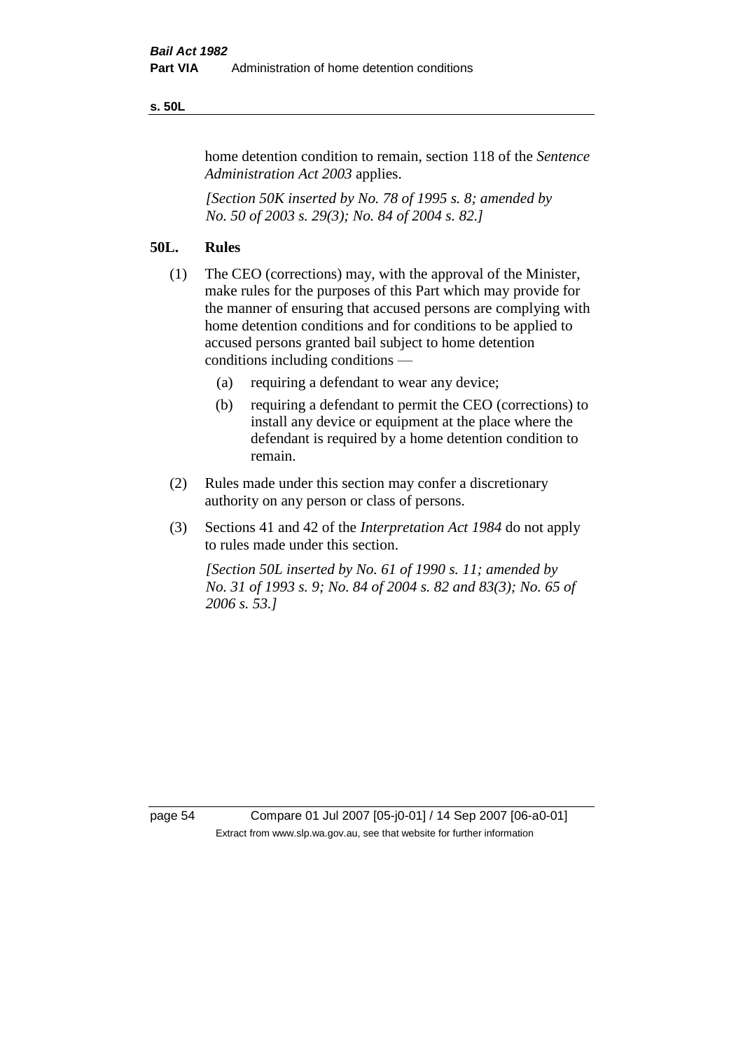home detention condition to remain, section 118 of the *Sentence Administration Act 2003* applies.

*[Section 50K inserted by No. 78 of 1995 s. 8; amended by No. 50 of 2003 s. 29(3); No. 84 of 2004 s. 82.]*

## 50L. Rules

(1) The CEO (corrections) may, with the approval of the Minister, make rules for the purposes of this Part which may provide for the manner of ensuring that accused persons are complying with home detention conditions and for conditions to be applied to accused persons granted bail subject to home detention conditions including conditions —

  (a) requiring a defendant to wear any device;

  (b) requiring a defendant to permit the CEO (corrections) to install any device or equipment at the place where the defendant is required by a home detention condition to remain.

(2) Rules made under this section may confer a discretionary authority on any person or class of persons.

(3) Sections 41 and 42 of the *Interpretation Act 1984* do not apply to rules made under this section.

*[Section 50L inserted by No. 61 of 1990 s. 11; amended by No. 31 of 1993 s. 9; No. 84 of 2004 s. 82 and 83(3); No. 65 of 2006 s. 53.]*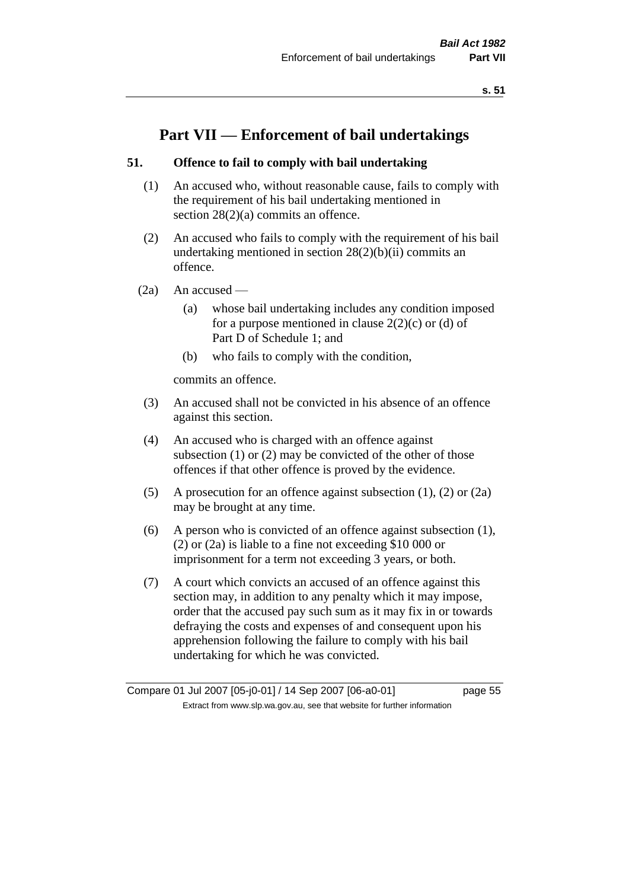# Part VII — Enforcement of bail undertakings

## 51. Offence to fail to comply with bail undertaking

(1) An accused who, without reasonable cause, fails to comply with the requirement of his bail undertaking mentioned in section 28(2)(a) commits an offence.

(2) An accused who fails to comply with the requirement of his bail undertaking mentioned in section 28(2)(b)(ii) commits an offence.

(2a) An accused —

(a) whose bail undertaking includes any condition imposed for a purpose mentioned in clause 2(2)(c) or (d) of Part D of Schedule 1; and

(b) who fails to comply with the condition,

commits an offence.

(3) An accused shall not be convicted in his absence of an offence against this section.

(4) An accused who is charged with an offence against subsection (1) or (2) may be convicted of the other of those offences if that other offence is proved by the evidence.

(5) A prosecution for an offence against subsection (1), (2) or (2a) may be brought at any time.

(6) A person who is convicted of an offence against subsection (1), (2) or (2a) is liable to a fine not exceeding $10 000 or imprisonment for a term not exceeding 3 years, or both.

(7) A court which convicts an accused of an offence against this section may, in addition to any penalty which it may impose, order that the accused pay such sum as it may fix in or towards defraying the costs and expenses of and consequent upon his apprehension following the failure to comply with his bail undertaking for which he was convicted.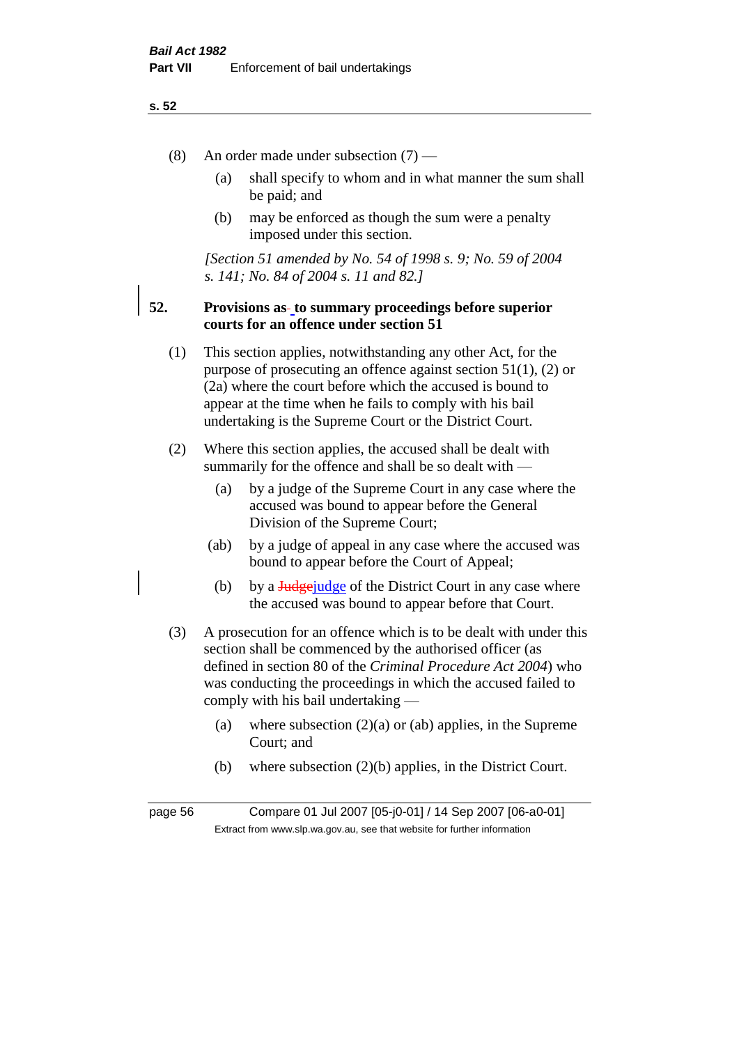(8) An order made under subsection (7) —

(a) shall specify to whom and in what manner the sum shall be paid; and

(b) may be enforced as though the sum were a penalty imposed under this section.

*[Section 51 amended by No. 54 of 1998 s. 9; No. 59 of 2004 s. 141; No. 84 of 2004 s. 11 and 82.]*

## 52. Provisions as to summary proceedings before superior courts for an offence under section 51

(1) This section applies, notwithstanding any other Act, for the purpose of prosecuting an offence against section 51(1), (2) or (2a) where the court before which the accused is bound to appear at the time when he fails to comply with his bail undertaking is the Supreme Court or the District Court.

(2) Where this section applies, the accused shall be dealt with summarily for the offence and shall be so dealt with —

(a) by a judge of the Supreme Court in any case where the accused was bound to appear before the General Division of the Supreme Court;

(ab) by a judge of appeal in any case where the accused was bound to appear before the Court of Appeal;

(b) by a ~~Judge~~judge of the District Court in any case where the accused was bound to appear before that Court.

(3) A prosecution for an offence which is to be dealt with under this section shall be commenced by the authorised officer (as defined in section 80 of the *Criminal Procedure Act 2004*) who was conducting the proceedings in which the accused failed to comply with his bail undertaking —

(a) where subsection (2)(a) or (ab) applies, in the Supreme Court; and

(b) where subsection (2)(b) applies, in the District Court.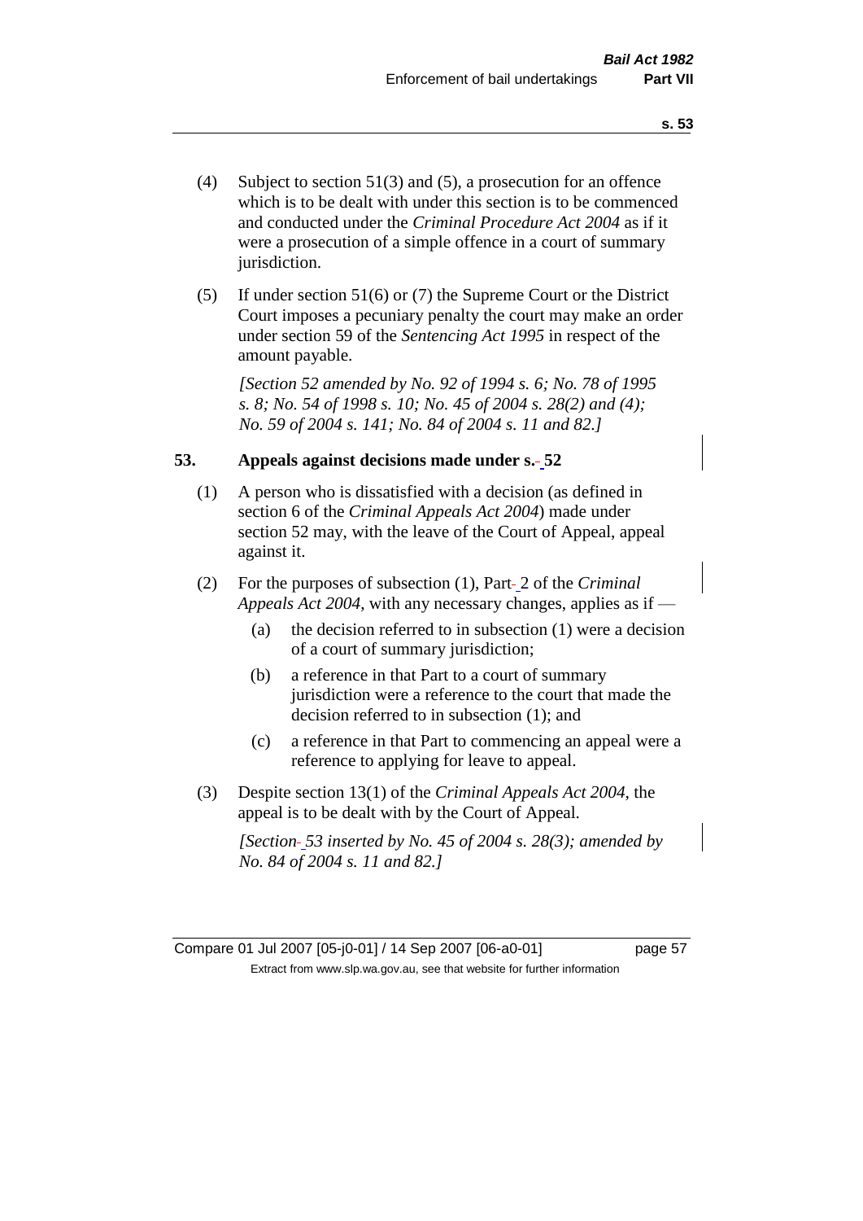(4) Subject to section 51(3) and (5), a prosecution for an offence which is to be dealt with under this section is to be commenced and conducted under the *Criminal Procedure Act 2004* as if it were a prosecution of a simple offence in a court of summary jurisdiction.

(5) If under section 51(6) or (7) the Supreme Court or the District Court imposes a pecuniary penalty the court may make an order under section 59 of the *Sentencing Act 1995* in respect of the amount payable.

*[Section 52 amended by No. 92 of 1994 s. 6; No. 78 of 1995 s. 8; No. 54 of 1998 s. 10; No. 45 of 2004 s. 28(2) and (4); No. 59 of 2004 s. 141; No. 84 of 2004 s. 11 and 82.]*

## 53. Appeals against decisions made under s. 52

(1) A person who is dissatisfied with a decision (as defined in section 6 of the *Criminal Appeals Act 2004*) made under section 52 may, with the leave of the Court of Appeal, appeal against it.

(2) For the purposes of subsection (1), Part 2 of the *Criminal Appeals Act 2004*, with any necessary changes, applies as if —

   (a) the decision referred to in subsection (1) were a decision of a court of summary jurisdiction;

   (b) a reference in that Part to a court of summary jurisdiction were a reference to the court that made the decision referred to in subsection (1); and

   (c) a reference in that Part to commencing an appeal were a reference to applying for leave to appeal.

(3) Despite section 13(1) of the *Criminal Appeals Act 2004*, the appeal is to be dealt with by the Court of Appeal.

*[Section 53 inserted by No. 45 of 2004 s. 28(3); amended by No. 84 of 2004 s. 11 and 82.]*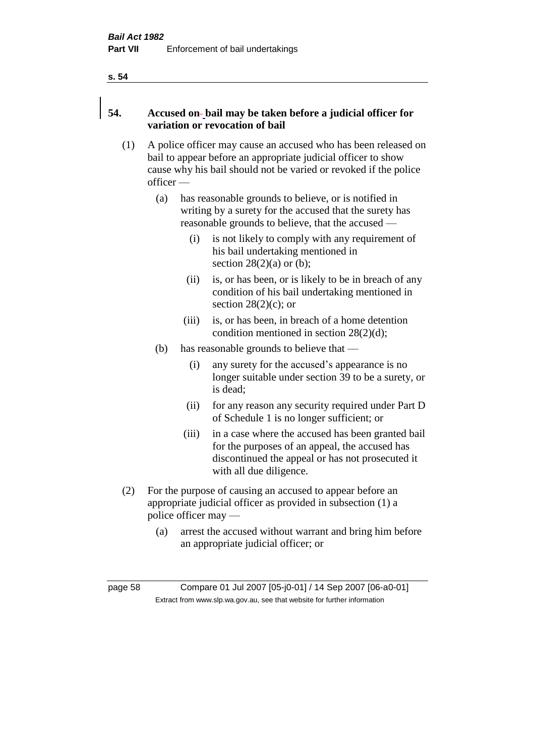## 54. Accused on bail may be taken before a judicial officer for variation or revocation of bail

(1) A police officer may cause an accused who has been released on bail to appear before an appropriate judicial officer to show cause why his bail should not be varied or revoked if the police officer —

(a) has reasonable grounds to believe, or is notified in writing by a surety for the accused that the surety has reasonable grounds to believe, that the accused —

(i) is not likely to comply with any requirement of his bail undertaking mentioned in section 28(2)(a) or (b);

(ii) is, or has been, or is likely to be in breach of any condition of his bail undertaking mentioned in section 28(2)(c); or

(iii) is, or has been, in breach of a home detention condition mentioned in section 28(2)(d);

(b) has reasonable grounds to believe that —

(i) any surety for the accused's appearance is no longer suitable under section 39 to be a surety, or is dead;

(ii) for any reason any security required under Part D of Schedule 1 is no longer sufficient; or

(iii) in a case where the accused has been granted bail for the purposes of an appeal, the accused has discontinued the appeal or has not prosecuted it with all due diligence.

(2) For the purpose of causing an accused to appear before an appropriate judicial officer as provided in subsection (1) a police officer may —

(a) arrest the accused without warrant and bring him before an appropriate judicial officer; or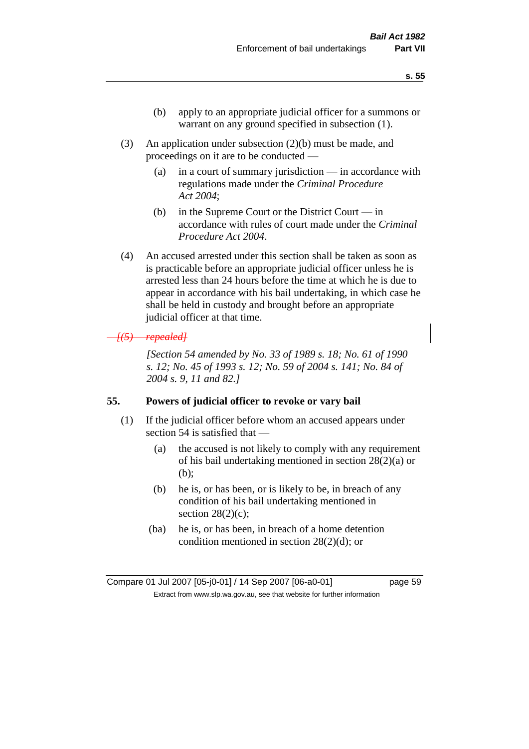(b) apply to an appropriate judicial officer for a summons or warrant on any ground specified in subsection (1).

(3) An application under subsection (2)(b) must be made, and proceedings on it are to be conducted —

(a) in a court of summary jurisdiction — in accordance with regulations made under the *Criminal Procedure Act 2004*;

(b) in the Supreme Court or the District Court — in accordance with rules of court made under the *Criminal Procedure Act 2004*.

(4) An accused arrested under this section shall be taken as soon as is practicable before an appropriate judicial officer unless he is arrested less than 24 hours before the time at which he is due to appear in accordance with his bail undertaking, in which case he shall be held in custody and brought before an appropriate judicial officer at that time.

~~*[(5) repealed]*~~

*[Section 54 amended by No. 33 of 1989 s. 18; No. 61 of 1990 s. 12; No. 45 of 1993 s. 12; No. 59 of 2004 s. 141; No. 84 of 2004 s. 9, 11 and 82.]*

## 55. Powers of judicial officer to revoke or vary bail

(1) If the judicial officer before whom an accused appears under section 54 is satisfied that —

(a) the accused is not likely to comply with any requirement of his bail undertaking mentioned in section 28(2)(a) or (b);

(b) he is, or has been, or is likely to be, in breach of any condition of his bail undertaking mentioned in section 28(2)(c);

(ba) he is, or has been, in breach of a home detention condition mentioned in section 28(2)(d); or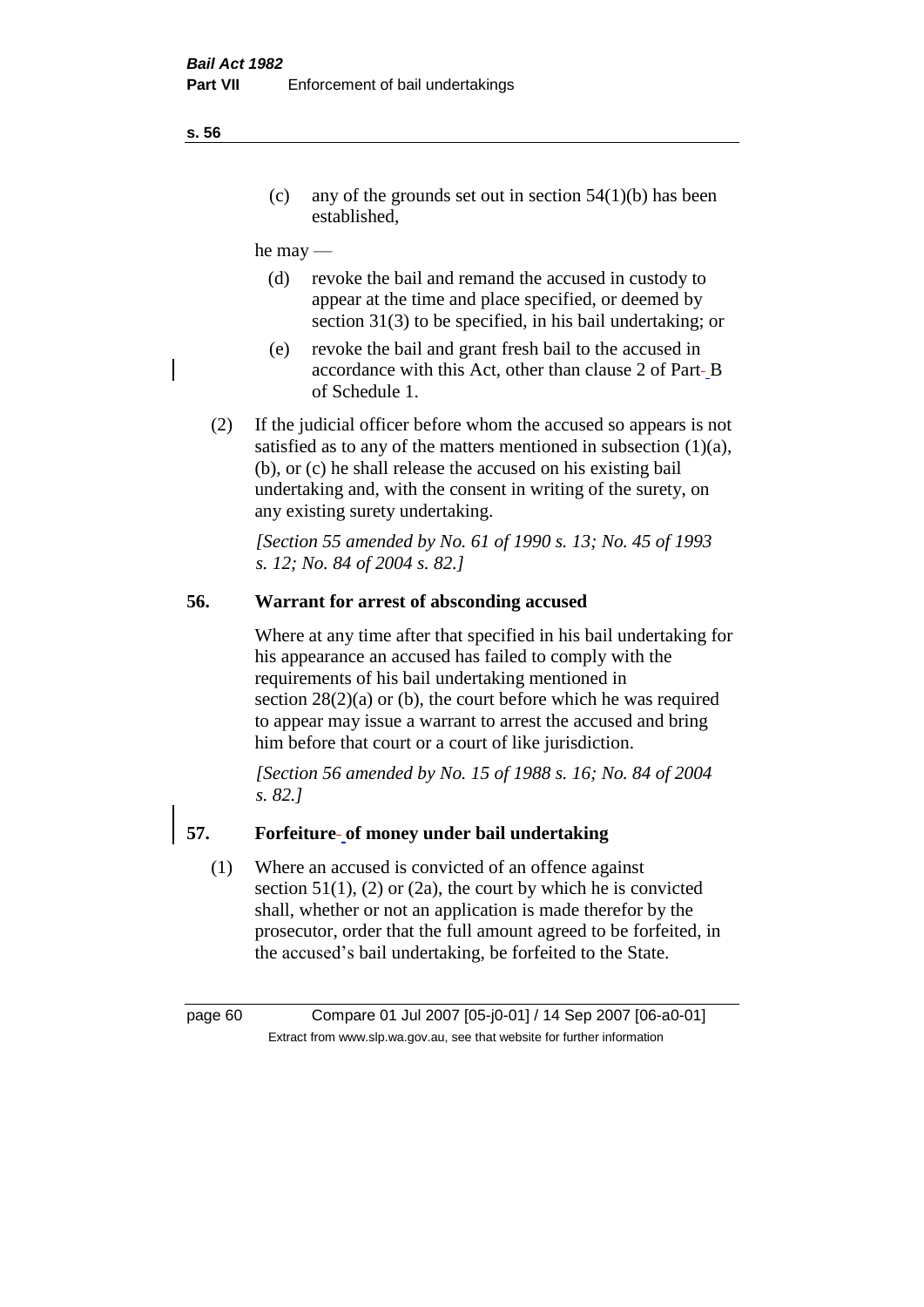(c) any of the grounds set out in section 54(1)(b) has been established,

he may —

(d) revoke the bail and remand the accused in custody to appear at the time and place specified, or deemed by section 31(3) to be specified, in his bail undertaking; or

(e) revoke the bail and grant fresh bail to the accused in accordance with this Act, other than clause 2 of Part B of Schedule 1.

(2) If the judicial officer before whom the accused so appears is not satisfied as to any of the matters mentioned in subsection (1)(a), (b), or (c) he shall release the accused on his existing bail undertaking and, with the consent in writing of the surety, on any existing surety undertaking.

*[Section 55 amended by No. 61 of 1990 s. 13; No. 45 of 1993 s. 12; No. 84 of 2004 s. 82.]*

## 56. Warrant for arrest of absconding accused

Where at any time after that specified in his bail undertaking for his appearance an accused has failed to comply with the requirements of his bail undertaking mentioned in section 28(2)(a) or (b), the court before which he was required to appear may issue a warrant to arrest the accused and bring him before that court or a court of like jurisdiction.

*[Section 56 amended by No. 15 of 1988 s. 16; No. 84 of 2004 s. 82.]*

## 57. Forfeiture of money under bail undertaking

(1) Where an accused is convicted of an offence against section 51(1), (2) or (2a), the court by which he is convicted shall, whether or not an application is made therefor by the prosecutor, order that the full amount agreed to be forfeited, in the accused's bail undertaking, be forfeited to the State.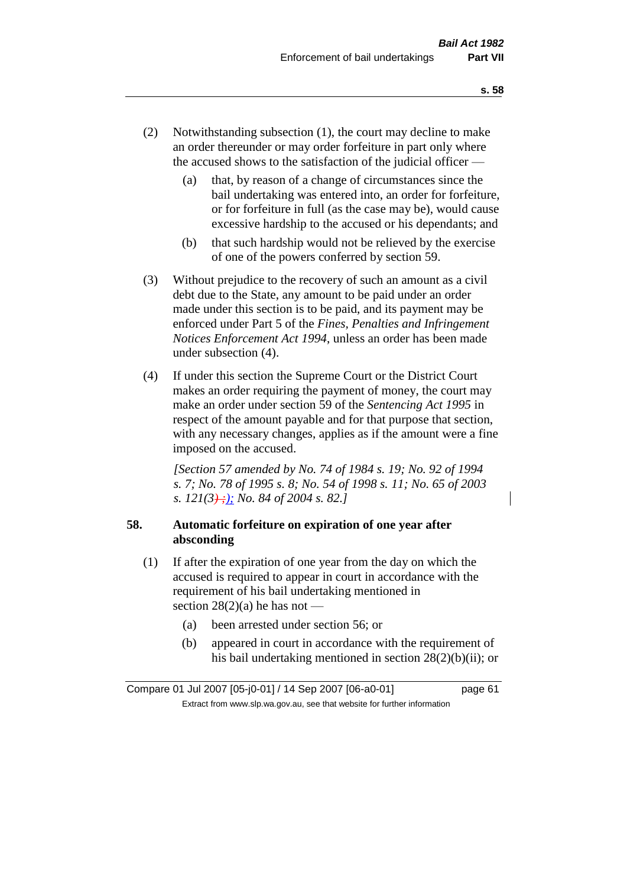(2) Notwithstanding subsection (1), the court may decline to make an order thereunder or may order forfeiture in part only where the accused shows to the satisfaction of the judicial officer —

(a) that, by reason of a change of circumstances since the bail undertaking was entered into, an order for forfeiture, or for forfeiture in full (as the case may be), would cause excessive hardship to the accused or his dependants; and

(b) that such hardship would not be relieved by the exercise of one of the powers conferred by section 59.

(3) Without prejudice to the recovery of such an amount as a civil debt due to the State, any amount to be paid under an order made under this section is to be paid, and its payment may be enforced under Part 5 of the *Fines, Penalties and Infringement Notices Enforcement Act 1994*, unless an order has been made under subsection (4).

(4) If under this section the Supreme Court or the District Court makes an order requiring the payment of money, the court may make an order under section 59 of the *Sentencing Act 1995* in respect of the amount payable and for that purpose that section, with any necessary changes, applies as if the amount were a fine imposed on the accused.

*[Section 57 amended by No. 74 of 1984 s. 19; No. 92 of 1994 s. 7; No. 78 of 1995 s. 8; No. 54 of 1998 s. 11; No. 65 of 2003 s. 121(3)~~.~~; No. 84 of 2004 s. 82.]*

## 58. Automatic forfeiture on expiration of one year after absconding

(1) If after the expiration of one year from the day on which the accused is required to appear in court in accordance with the requirement of his bail undertaking mentioned in section 28(2)(a) he has not —

(a) been arrested under section 56; or

(b) appeared in court in accordance with the requirement of his bail undertaking mentioned in section 28(2)(b)(ii); or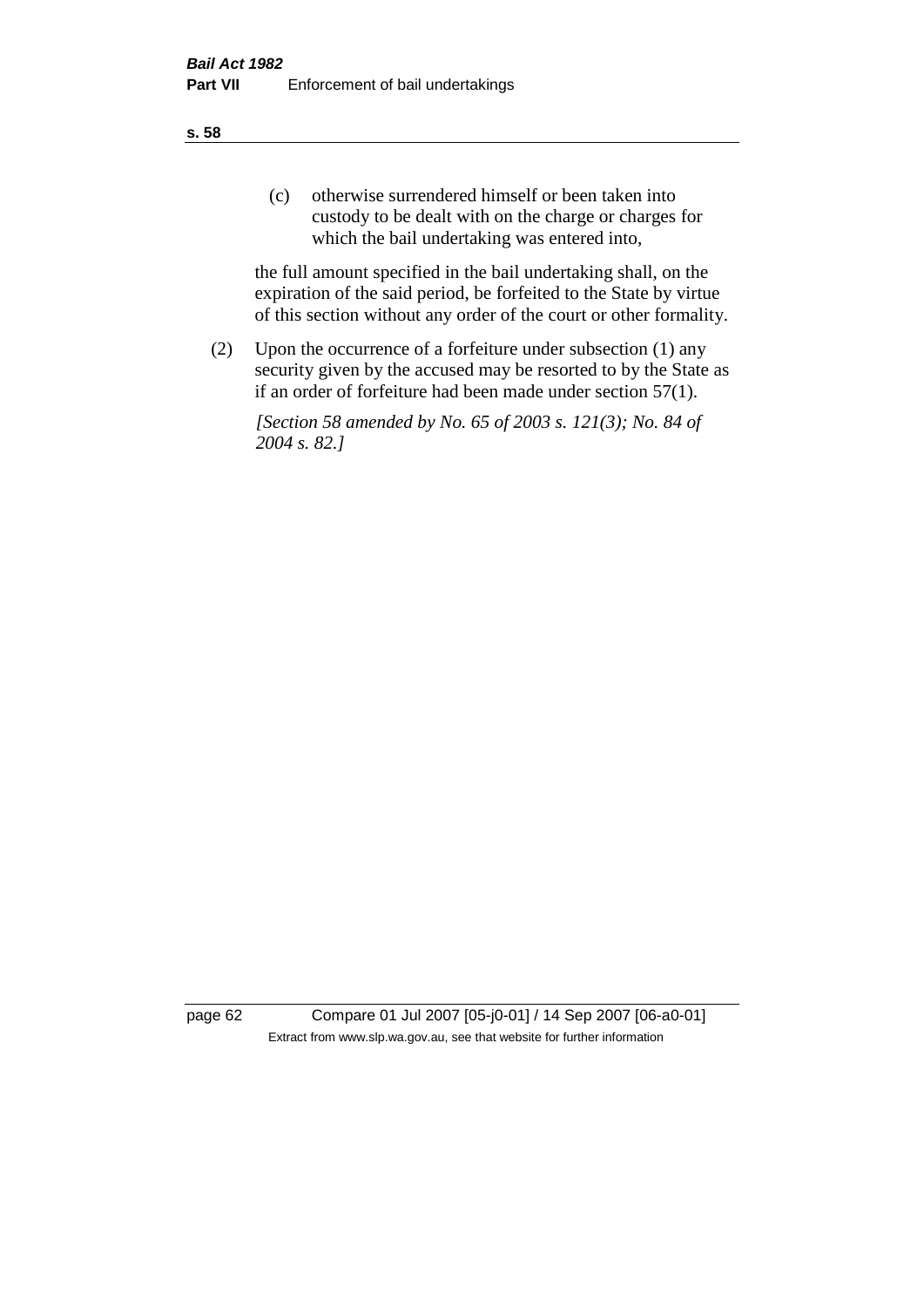(c) otherwise surrendered himself or been taken into custody to be dealt with on the charge or charges for which the bail undertaking was entered into,

the full amount specified in the bail undertaking shall, on the expiration of the said period, be forfeited to the State by virtue of this section without any order of the court or other formality.

(2) Upon the occurrence of a forfeiture under subsection (1) any security given by the accused may be resorted to by the State as if an order of forfeiture had been made under section 57(1).

*[Section 58 amended by No. 65 of 2003 s. 121(3); No. 84 of 2004 s. 82.]*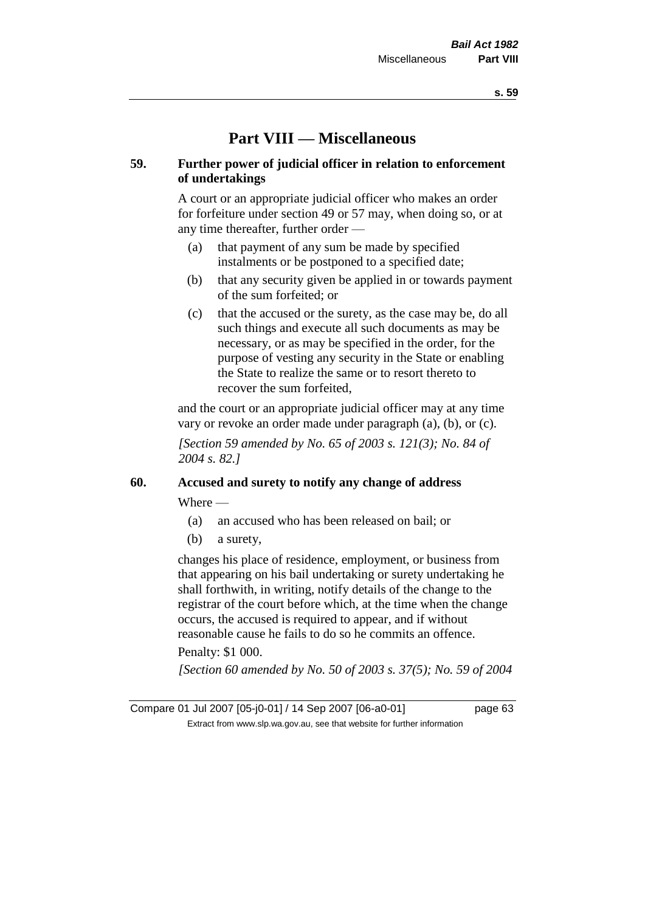# Part VIII — Miscellaneous

### 59. Further power of judicial officer in relation to enforcement of undertakings

A court or an appropriate judicial officer who makes an order for forfeiture under section 49 or 57 may, when doing so, or at any time thereafter, further order —

- (a) that payment of any sum be made by specified instalments or be postponed to a specified date;
- (b) that any security given be applied in or towards payment of the sum forfeited; or
- (c) that the accused or the surety, as the case may be, do all such things and execute all such documents as may be necessary, or as may be specified in the order, for the purpose of vesting any security in the State or enabling the State to realize the same or to resort thereto to recover the sum forfeited,

and the court or an appropriate judicial officer may at any time vary or revoke an order made under paragraph (a), (b), or (c).

*[Section 59 amended by No. 65 of 2003 s. 121(3); No. 84 of 2004 s. 82.]*

### 60. Accused and surety to notify any change of address

Where —

- (a) an accused who has been released on bail; or
- (b) a surety,

changes his place of residence, employment, or business from that appearing on his bail undertaking or surety undertaking he shall forthwith, in writing, notify details of the change to the registrar of the court before which, at the time when the change occurs, the accused is required to appear, and if without reasonable cause he fails to do so he commits an offence.

Penalty: $1 000.

*[Section 60 amended by No. 50 of 2003 s. 37(5); No. 59 of 2004*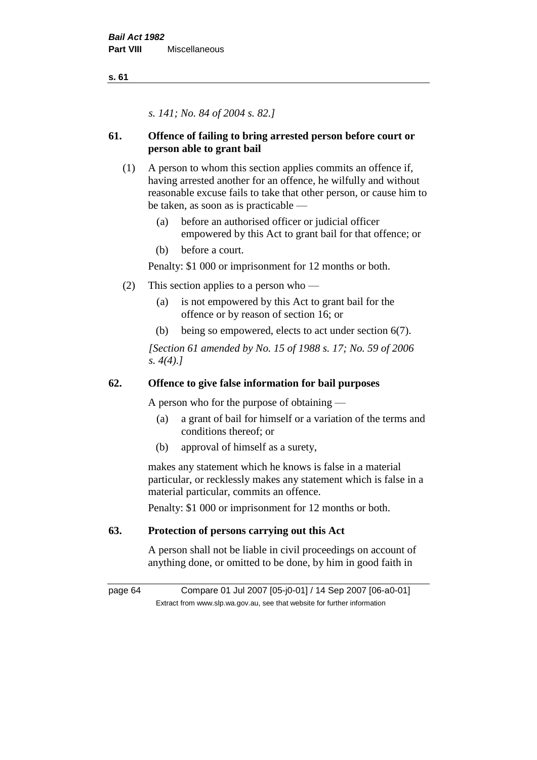*s. 141; No. 84 of 2004 s. 82.]*

## 61. Offence of failing to bring arrested person before court or person able to grant bail

(1) A person to whom this section applies commits an offence if, having arrested another for an offence, he wilfully and without reasonable excuse fails to take that other person, or cause him to be taken, as soon as is practicable —

(a) before an authorised officer or judicial officer empowered by this Act to grant bail for that offence; or

(b) before a court.

Penalty: $1 000 or imprisonment for 12 months or both.

(2) This section applies to a person who —

(a) is not empowered by this Act to grant bail for the offence or by reason of section 16; or

(b) being so empowered, elects to act under section 6(7).

*[Section 61 amended by No. 15 of 1988 s. 17; No. 59 of 2006 s. 4(4).]*

## 62. Offence to give false information for bail purposes

A person who for the purpose of obtaining —

(a) a grant of bail for himself or a variation of the terms and conditions thereof; or

(b) approval of himself as a surety,

makes any statement which he knows is false in a material particular, or recklessly makes any statement which is false in a material particular, commits an offence.

Penalty: $1 000 or imprisonment for 12 months or both.

## 63. Protection of persons carrying out this Act

A person shall not be liable in civil proceedings on account of anything done, or omitted to be done, by him in good faith in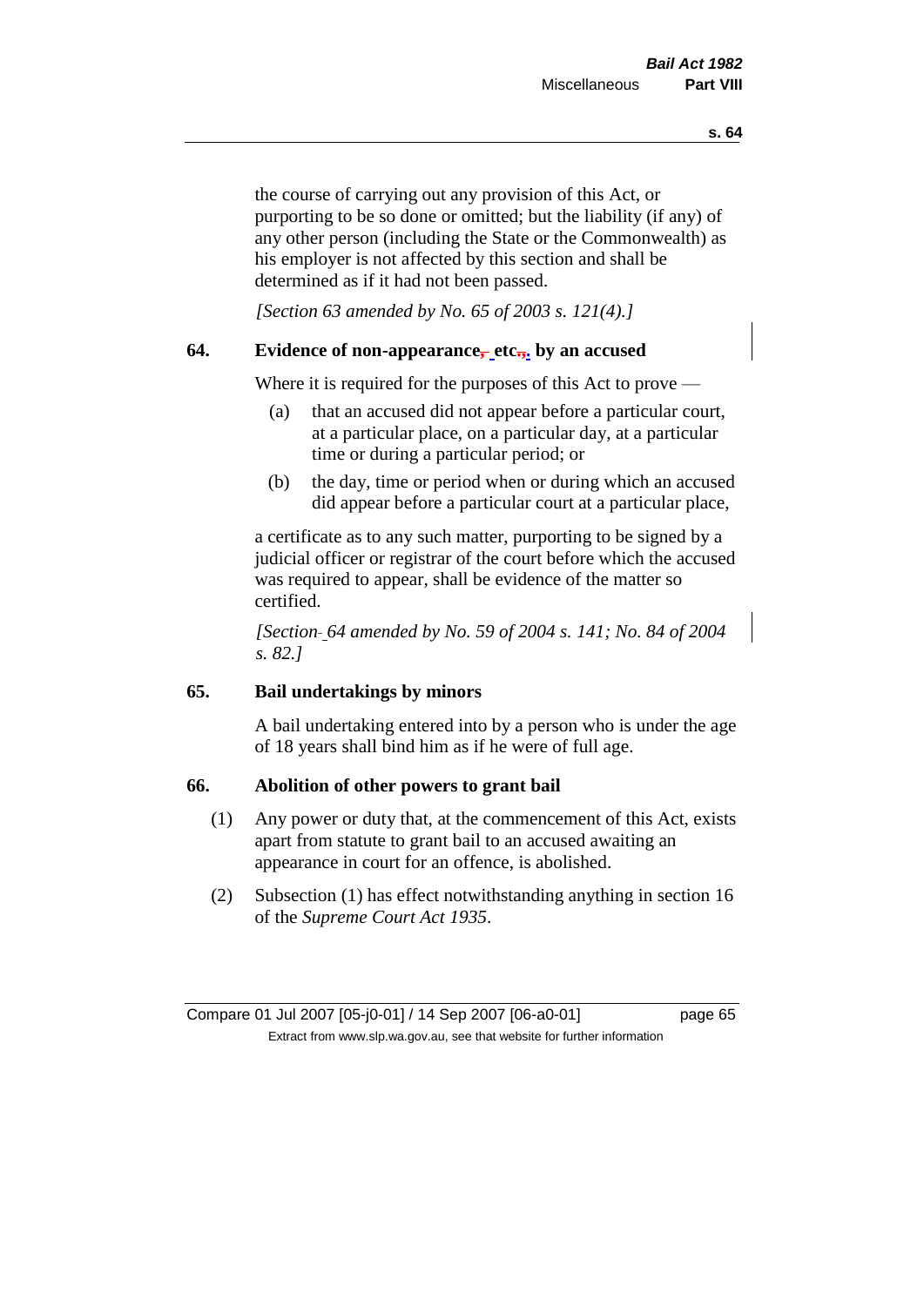the course of carrying out any provision of this Act, or purporting to be so done or omitted; but the liability (if any) of any other person (including the State or the Commonwealth) as his employer is not affected by this section and shall be determined as if it had not been passed.

*[Section 63 amended by No. 65 of 2003 s. 121(4).]*

## 64. Evidence of non-appearance, etc., by an accused

Where it is required for the purposes of this Act to prove —

(a) that an accused did not appear before a particular court, at a particular place, on a particular day, at a particular time or during a particular period; or

(b) the day, time or period when or during which an accused did appear before a particular court at a particular place,

a certificate as to any such matter, purporting to be signed by a judicial officer or registrar of the court before which the accused was required to appear, shall be evidence of the matter so certified.

*[Section 64 amended by No. 59 of 2004 s. 141; No. 84 of 2004 s. 82.]*

## 65. Bail undertakings by minors

A bail undertaking entered into by a person who is under the age of 18 years shall bind him as if he were of full age.

## 66. Abolition of other powers to grant bail

(1) Any power or duty that, at the commencement of this Act, exists apart from statute to grant bail to an accused awaiting an appearance in court for an offence, is abolished.

(2) Subsection (1) has effect notwithstanding anything in section 16 of the *Supreme Court Act 1935*.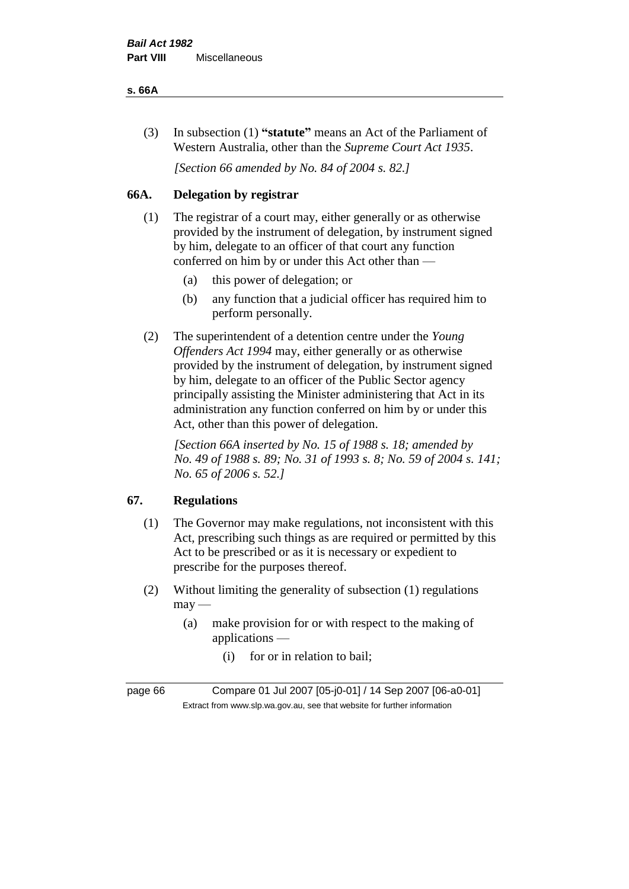(3) In subsection (1) **"statute"** means an Act of the Parliament of Western Australia, other than the *Supreme Court Act 1935*.

*[Section 66 amended by No. 84 of 2004 s. 82.]*

## 66A. Delegation by registrar

(1) The registrar of a court may, either generally or as otherwise provided by the instrument of delegation, by instrument signed by him, delegate to an officer of that court any function conferred on him by or under this Act other than —

- (a) this power of delegation; or
- (b) any function that a judicial officer has required him to perform personally.

(2) The superintendent of a detention centre under the *Young Offenders Act 1994* may, either generally or as otherwise provided by the instrument of delegation, by instrument signed by him, delegate to an officer of the Public Sector agency principally assisting the Minister administering that Act in its administration any function conferred on him by or under this Act, other than this power of delegation.

*[Section 66A inserted by No. 15 of 1988 s. 18; amended by No. 49 of 1988 s. 89; No. 31 of 1993 s. 8; No. 59 of 2004 s. 141; No. 65 of 2006 s. 52.]*

## 67. Regulations

(1) The Governor may make regulations, not inconsistent with this Act, prescribing such things as are required or permitted by this Act to be prescribed or as it is necessary or expedient to prescribe for the purposes thereof.

(2) Without limiting the generality of subsection (1) regulations may —

- (a) make provision for or with respect to the making of applications —
  - (i) for or in relation to bail;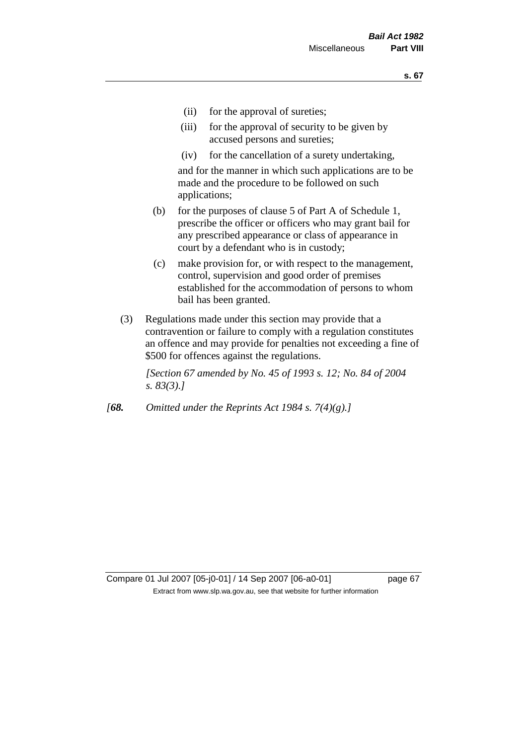- (ii) for the approval of sureties;
- (iii) for the approval of security to be given by accused persons and sureties;
- (iv) for the cancellation of a surety undertaking,

and for the manner in which such applications are to be made and the procedure to be followed on such applications;

- (b) for the purposes of clause 5 of Part A of Schedule 1, prescribe the officer or officers who may grant bail for any prescribed appearance or class of appearance in court by a defendant who is in custody;
- (c) make provision for, or with respect to the management, control, supervision and good order of premises established for the accommodation of persons to whom bail has been granted.

(3) Regulations made under this section may provide that a contravention or failure to comply with a regulation constitutes an offence and may provide for penalties not exceeding a fine of $500 for offences against the regulations.

*[Section 67 amended by No. 45 of 1993 s. 12; No. 84 of 2004 s. 83(3).]*

*[**68.** Omitted under the Reprints Act 1984 s. 7(4)(g).]*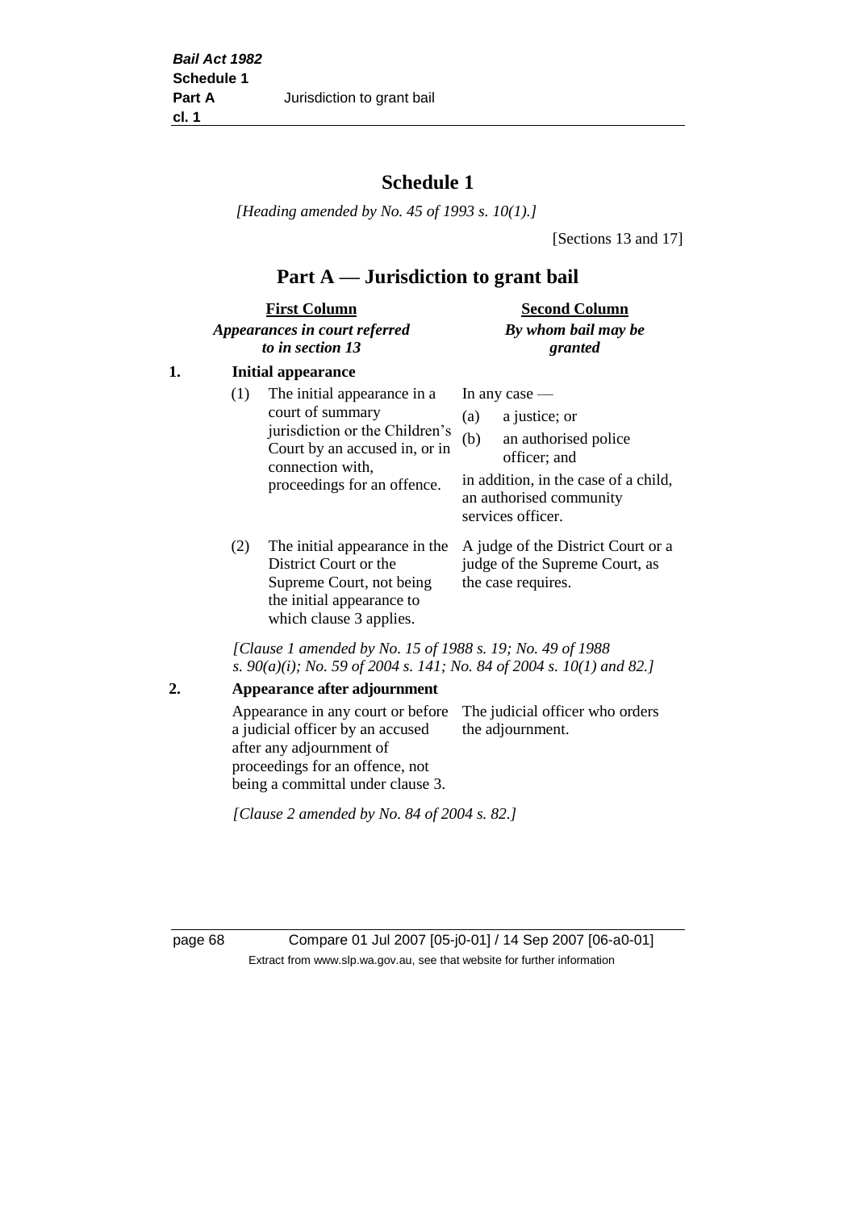# Schedule 1

*[Heading amended by No. 45 of 1993 s. 10(1).]*

[Sections 13 and 17]

## Part A — Jurisdiction to grant bail

| **First Column** *Appearances in court referred to in section 13* | **Second Column** *By whom bail may be granted* |
|---|---|

**1. Initial appearance**

| | |
|---|---|
| (1) The initial appearance in a court of summary jurisdiction or the Children's Court by an accused in, or in connection with, proceedings for an offence. | In any case — (a) a justice; or (b) an authorised police officer; and in addition, in the case of a child, an authorised community services officer. |
| (2) The initial appearance in the District Court or the Supreme Court, not being the initial appearance to which clause 3 applies. | A judge of the District Court or a judge of the Supreme Court, as the case requires. |

*[Clause 1 amended by No. 15 of 1988 s. 19; No. 49 of 1988 s. 90(a)(i); No. 59 of 2004 s. 141; No. 84 of 2004 s. 10(1) and 82.]*

**2. Appearance after adjournment**

| | |
|---|---|
| Appearance in any court or before a judicial officer by an accused after any adjournment of proceedings for an offence, not being a committal under clause 3. | The judicial officer who orders the adjournment. |

*[Clause 2 amended by No. 84 of 2004 s. 82.]*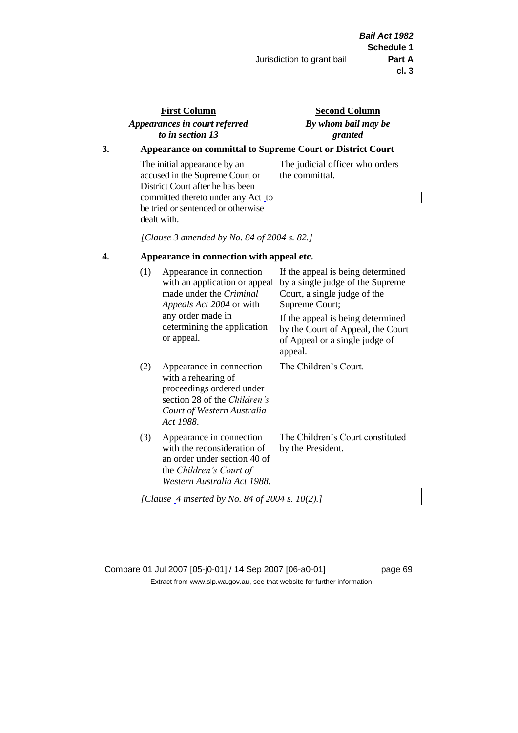| First Column *Appearances in court referred to in section 13* | | Second Column *By whom bail may be granted* |
|---|---|---|

**3. Appearance on committal to Supreme Court or District Court**

| | |
|---|---|
| The initial appearance by an accused in the Supreme Court or District Court after he has been committed thereto under any Act to be tried or sentenced or otherwise dealt with. | The judicial officer who orders the committal. |

*[Clause 3 amended by No. 84 of 2004 s. 82.]*

**4. Appearance in connection with appeal etc.**

| | | |
|---|---|---|
| (1) | Appearance in connection with an application or appeal made under the *Criminal Appeals Act 2004* or with any order made in determining the application or appeal. | If the appeal is being determined by a single judge of the Supreme Court, a single judge of the Supreme Court; If the appeal is being determined by the Court of Appeal, the Court of Appeal or a single judge of appeal. |
| (2) | Appearance in connection with a rehearing of proceedings ordered under section 28 of the *Children's Court of Western Australia Act 1988*. | The Children's Court. |
| (3) | Appearance in connection with the reconsideration of an order under section 40 of the *Children's Court of Western Australia Act 1988*. | The Children's Court constituted by the President. |

*[Clause 4 inserted by No. 84 of 2004 s. 10(2).]*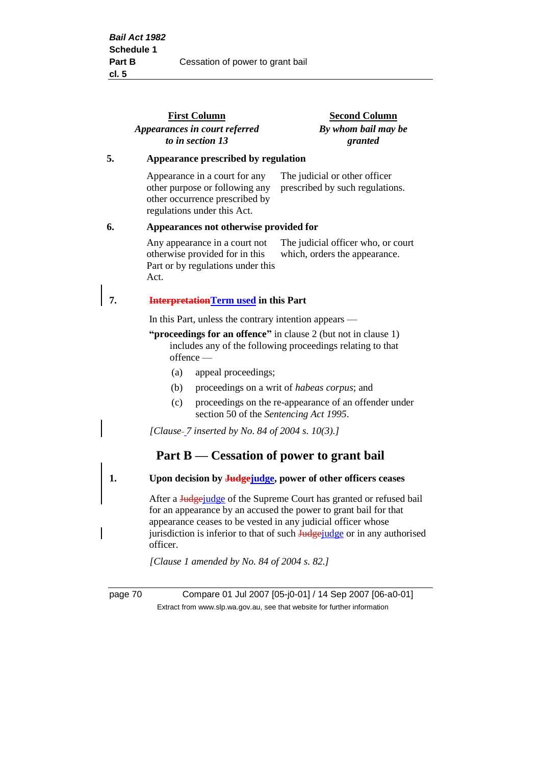| First Column<br>*Appearances in court referred to in section 13* | Second Column<br>*By whom bail may be granted* |
|---|---|
| **5. Appearance prescribed by regulation** | |
| Appearance in a court for any other purpose or following any other occurrence prescribed by regulations under this Act. | The judicial or other officer prescribed by such regulations. |
| **6. Appearances not otherwise provided for** | |
| Any appearance in a court not otherwise provided for in this Part or by regulations under this Act. | The judicial officer who, or court which, orders the appearance. |

**7. ~~Interpretation~~Term used in this Part**

In this Part, unless the contrary intention appears —

**"proceedings for an offence"** in clause 2 (but not in clause 1) includes any of the following proceedings relating to that offence —

(a) appeal proceedings;

(b) proceedings on a writ of *habeas corpus*; and

(c) proceedings on the re-appearance of an offender under section 50 of the *Sentencing Act 1995*.

*[Clause 7 inserted by No. 84 of 2004 s. 10(3).]*

## Part B — Cessation of power to grant bail

**1. Upon decision by ~~Judge~~judge, power of other officers ceases**

After a ~~Judge~~judge of the Supreme Court has granted or refused bail for an appearance by an accused the power to grant bail for that appearance ceases to be vested in any judicial officer whose jurisdiction is inferior to that of such ~~Judge~~judge or in any authorised officer.

*[Clause 1 amended by No. 84 of 2004 s. 82.]*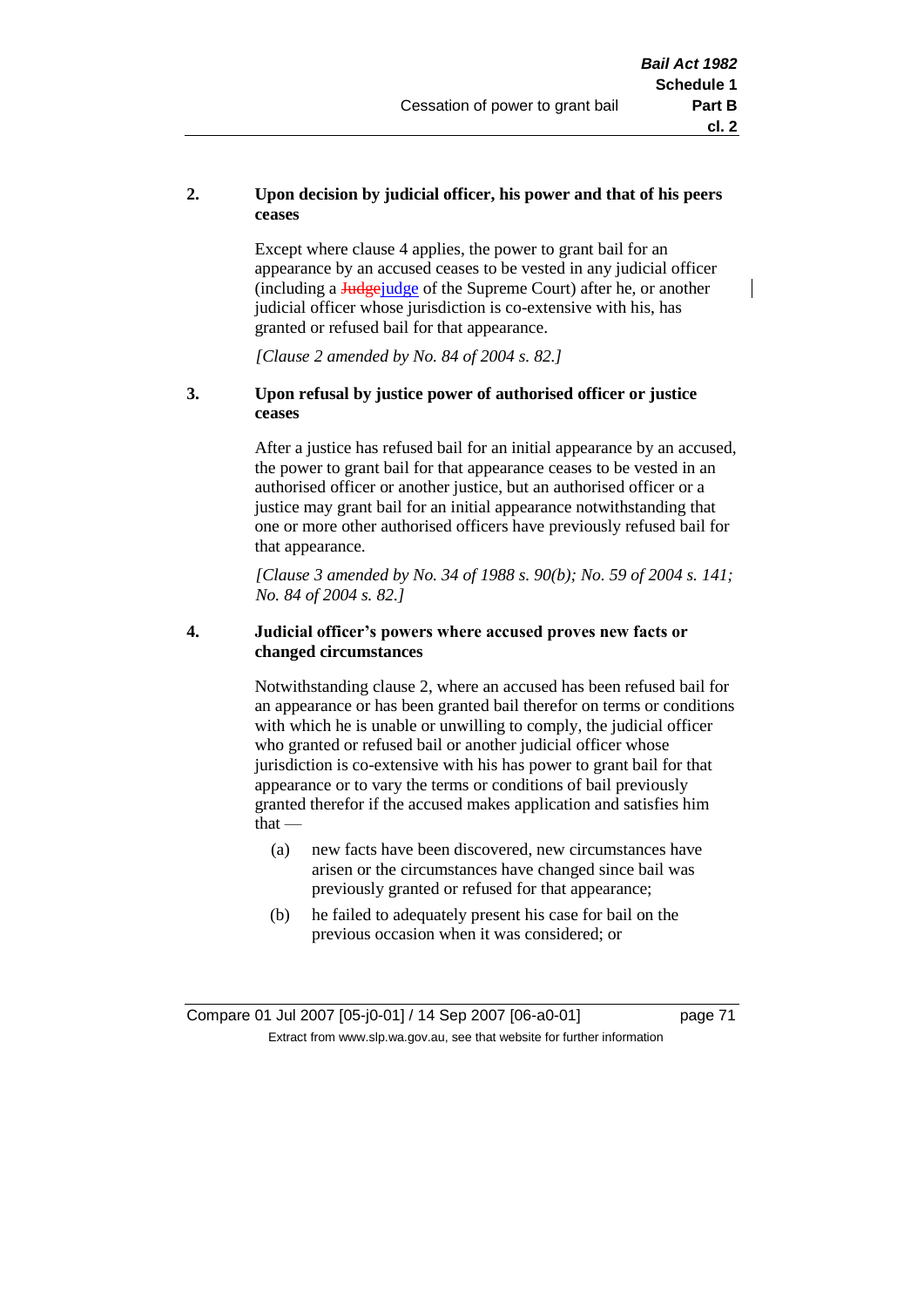**2. Upon decision by judicial officer, his power and that of his peers ceases**

Except where clause 4 applies, the power to grant bail for an appearance by an accused ceases to be vested in any judicial officer (including a ~~Judge~~judge of the Supreme Court) after he, or another judicial officer whose jurisdiction is co-extensive with his, has granted or refused bail for that appearance.

*[Clause 2 amended by No. 84 of 2004 s. 82.]*

**3. Upon refusal by justice power of authorised officer or justice ceases**

After a justice has refused bail for an initial appearance by an accused, the power to grant bail for that appearance ceases to be vested in an authorised officer or another justice, but an authorised officer or a justice may grant bail for an initial appearance notwithstanding that one or more other authorised officers have previously refused bail for that appearance.

*[Clause 3 amended by No. 34 of 1988 s. 90(b); No. 59 of 2004 s. 141; No. 84 of 2004 s. 82.]*

**4. Judicial officer's powers where accused proves new facts or changed circumstances**

Notwithstanding clause 2, where an accused has been refused bail for an appearance or has been granted bail therefor on terms or conditions with which he is unable or unwilling to comply, the judicial officer who granted or refused bail or another judicial officer whose jurisdiction is co-extensive with his has power to grant bail for that appearance or to vary the terms or conditions of bail previously granted therefor if the accused makes application and satisfies him that —

(a) new facts have been discovered, new circumstances have arisen or the circumstances have changed since bail was previously granted or refused for that appearance;

(b) he failed to adequately present his case for bail on the previous occasion when it was considered; or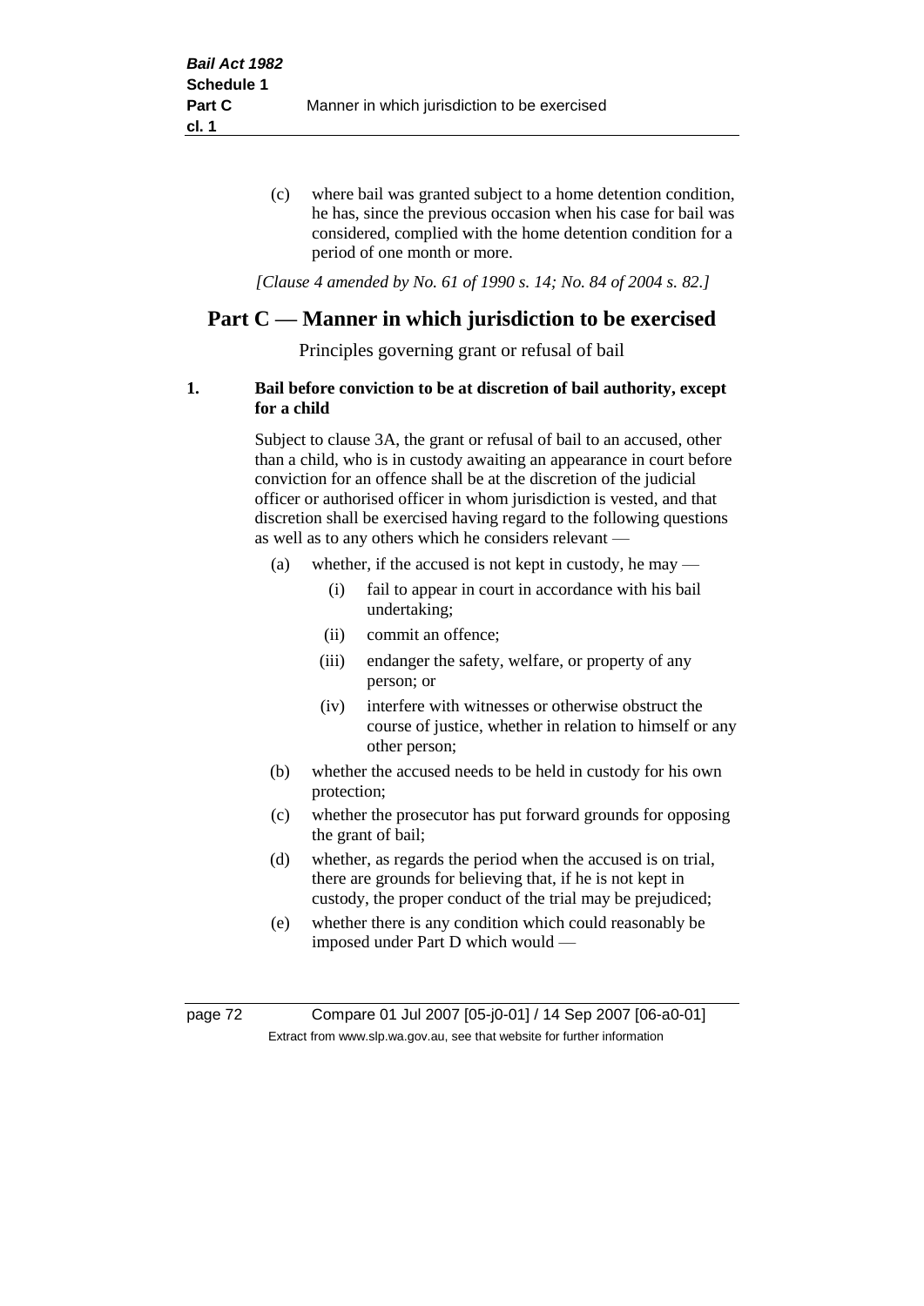(c) where bail was granted subject to a home detention condition, he has, since the previous occasion when his case for bail was considered, complied with the home detention condition for a period of one month or more.

*[Clause 4 amended by No. 61 of 1990 s. 14; No. 84 of 2004 s. 82.]*

## Part C — Manner in which jurisdiction to be exercised

Principles governing grant or refusal of bail

### 1. Bail before conviction to be at discretion of bail authority, except for a child

Subject to clause 3A, the grant or refusal of bail to an accused, other than a child, who is in custody awaiting an appearance in court before conviction for an offence shall be at the discretion of the judicial officer or authorised officer in whom jurisdiction is vested, and that discretion shall be exercised having regard to the following questions as well as to any others which he considers relevant —

- (a) whether, if the accused is not kept in custody, he may —
  - (i) fail to appear in court in accordance with his bail undertaking;
  - (ii) commit an offence;
  - (iii) endanger the safety, welfare, or property of any person; or
  - (iv) interfere with witnesses or otherwise obstruct the course of justice, whether in relation to himself or any other person;
- (b) whether the accused needs to be held in custody for his own protection;
- (c) whether the prosecutor has put forward grounds for opposing the grant of bail;
- (d) whether, as regards the period when the accused is on trial, there are grounds for believing that, if he is not kept in custody, the proper conduct of the trial may be prejudiced;
- (e) whether there is any condition which could reasonably be imposed under Part D which would —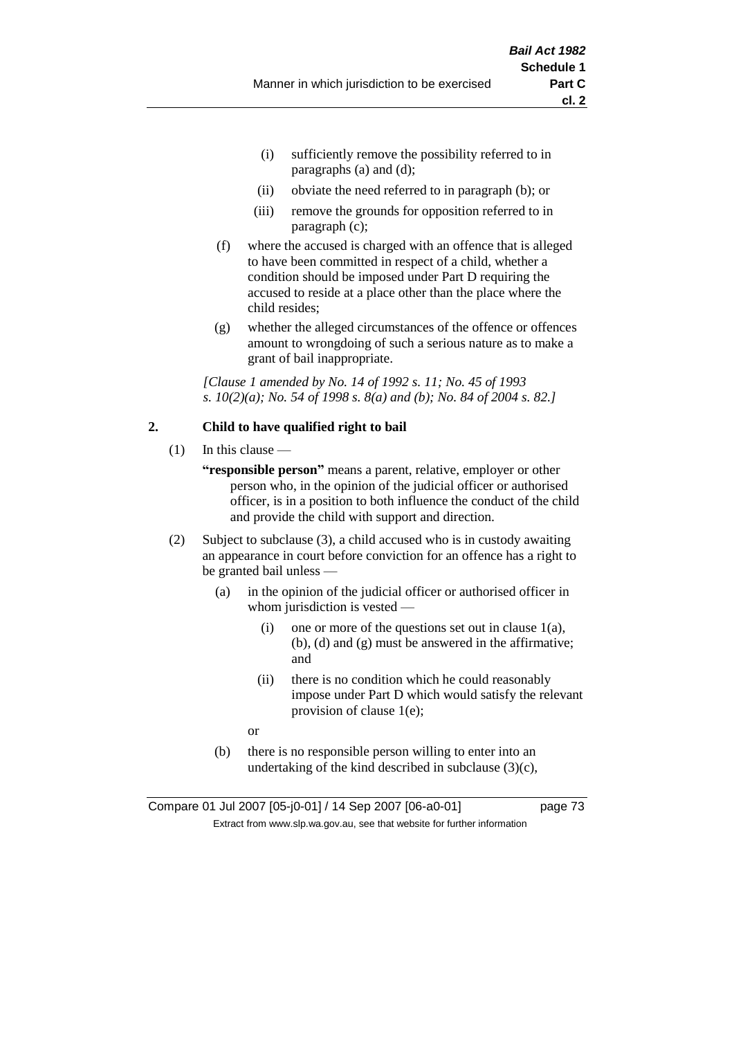(i) sufficiently remove the possibility referred to in paragraphs (a) and (d);

(ii) obviate the need referred to in paragraph (b); or

(iii) remove the grounds for opposition referred to in paragraph (c);

(f) where the accused is charged with an offence that is alleged to have been committed in respect of a child, whether a condition should be imposed under Part D requiring the accused to reside at a place other than the place where the child resides;

(g) whether the alleged circumstances of the offence or offences amount to wrongdoing of such a serious nature as to make a grant of bail inappropriate.

*[Clause 1 amended by No. 14 of 1992 s. 11; No. 45 of 1993 s. 10(2)(a); No. 54 of 1998 s. 8(a) and (b); No. 84 of 2004 s. 82.]*

**2. Child to have qualified right to bail**

(1) In this clause —

**"responsible person"** means a parent, relative, employer or other person who, in the opinion of the judicial officer or authorised officer, is in a position to both influence the conduct of the child and provide the child with support and direction.

(2) Subject to subclause (3), a child accused who is in custody awaiting an appearance in court before conviction for an offence has a right to be granted bail unless —

(a) in the opinion of the judicial officer or authorised officer in whom jurisdiction is vested —

(i) one or more of the questions set out in clause 1(a), (b), (d) and (g) must be answered in the affirmative; and

(ii) there is no condition which he could reasonably impose under Part D which would satisfy the relevant provision of clause 1(e);

or

(b) there is no responsible person willing to enter into an undertaking of the kind described in subclause (3)(c),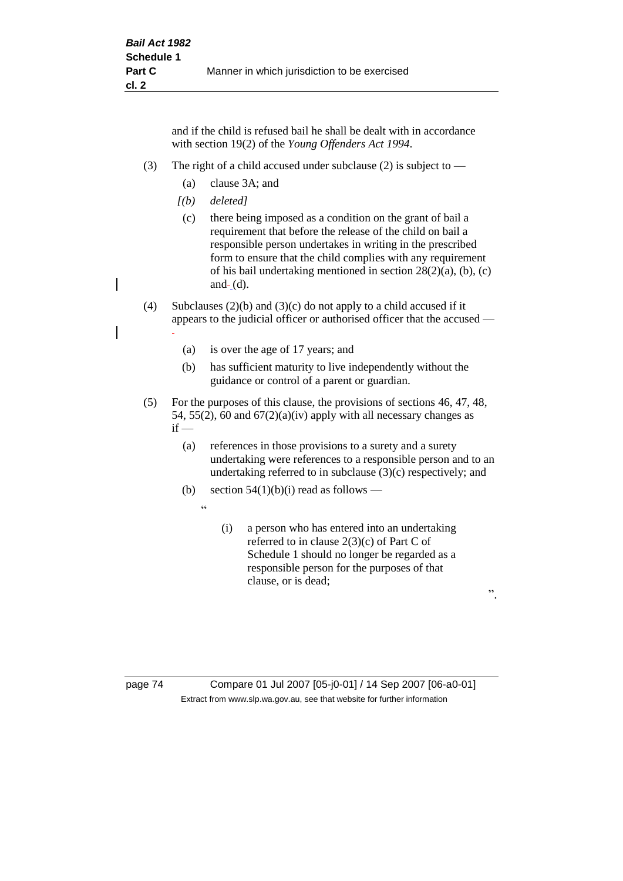and if the child is refused bail he shall be dealt with in accordance with section 19(2) of the *Young Offenders Act 1994*.

(3) The right of a child accused under subclause (2) is subject to —

(a) clause 3A; and

*[(b) deleted]*

(c) there being imposed as a condition on the grant of bail a requirement that before the release of the child on bail a responsible person undertakes in writing in the prescribed form to ensure that the child complies with any requirement of his bail undertaking mentioned in section 28(2)(a), (b), (c) and (d).

(4) Subclauses (2)(b) and (3)(c) do not apply to a child accused if it appears to the judicial officer or authorised officer that the accused —

(a) is over the age of 17 years; and

(b) has sufficient maturity to live independently without the guidance or control of a parent or guardian.

(5) For the purposes of this clause, the provisions of sections 46, 47, 48, 54, 55(2), 60 and 67(2)(a)(iv) apply with all necessary changes as if —

(a) references in those provisions to a surety and a surety undertaking were references to a responsible person and to an undertaking referred to in subclause (3)(c) respectively; and

(b) section 54(1)(b)(i) read as follows —

"

(i) a person who has entered into an undertaking referred to in clause 2(3)(c) of Part C of Schedule 1 should no longer be regarded as a responsible person for the purposes of that clause, or is dead;

".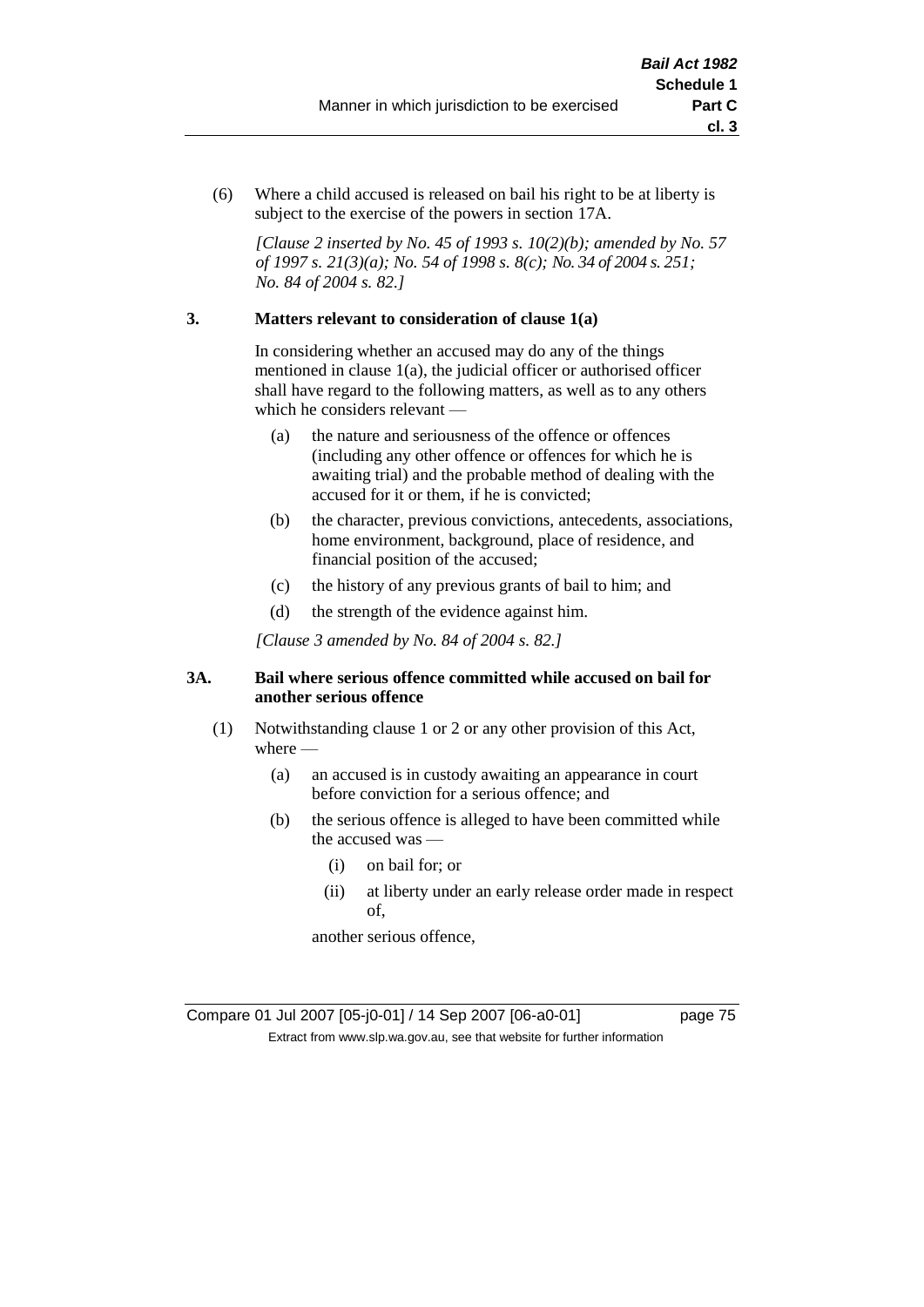(6) Where a child accused is released on bail his right to be at liberty is subject to the exercise of the powers in section 17A.

*[Clause 2 inserted by No. 45 of 1993 s. 10(2)(b); amended by No. 57 of 1997 s. 21(3)(a); No. 54 of 1998 s. 8(c); No. 34 of 2004 s. 251; No. 84 of 2004 s. 82.]*

**3. Matters relevant to consideration of clause 1(a)**

In considering whether an accused may do any of the things mentioned in clause 1(a), the judicial officer or authorised officer shall have regard to the following matters, as well as to any others which he considers relevant —

(a) the nature and seriousness of the offence or offences (including any other offence or offences for which he is awaiting trial) and the probable method of dealing with the accused for it or them, if he is convicted;

(b) the character, previous convictions, antecedents, associations, home environment, background, place of residence, and financial position of the accused;

(c) the history of any previous grants of bail to him; and

(d) the strength of the evidence against him.

*[Clause 3 amended by No. 84 of 2004 s. 82.]*

**3A. Bail where serious offence committed while accused on bail for another serious offence**

(1) Notwithstanding clause 1 or 2 or any other provision of this Act, where —

(a) an accused is in custody awaiting an appearance in court before conviction for a serious offence; and

(b) the serious offence is alleged to have been committed while the accused was —

(i) on bail for; or

(ii) at liberty under an early release order made in respect of,

another serious offence,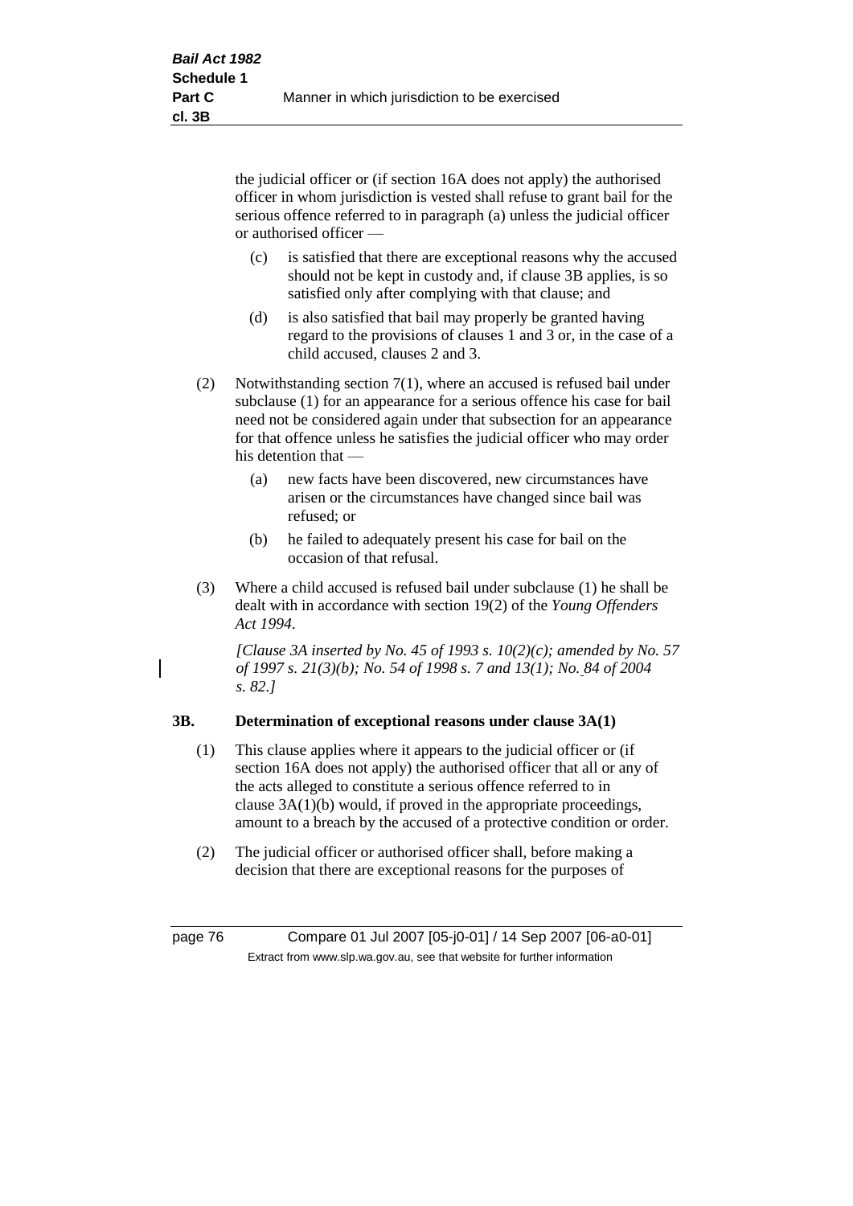the judicial officer or (if section 16A does not apply) the authorised officer in whom jurisdiction is vested shall refuse to grant bail for the serious offence referred to in paragraph (a) unless the judicial officer or authorised officer —

- (c) is satisfied that there are exceptional reasons why the accused should not be kept in custody and, if clause 3B applies, is so satisfied only after complying with that clause; and
- (d) is also satisfied that bail may properly be granted having regard to the provisions of clauses 1 and 3 or, in the case of a child accused, clauses 2 and 3.

(2) Notwithstanding section 7(1), where an accused is refused bail under subclause (1) for an appearance for a serious offence his case for bail need not be considered again under that subsection for an appearance for that offence unless he satisfies the judicial officer who may order his detention that —

- (a) new facts have been discovered, new circumstances have arisen or the circumstances have changed since bail was refused; or
- (b) he failed to adequately present his case for bail on the occasion of that refusal.

(3) Where a child accused is refused bail under subclause (1) he shall be dealt with in accordance with section 19(2) of the *Young Offenders Act 1994*.

*[Clause 3A inserted by No. 45 of 1993 s. 10(2)(c); amended by No. 57 of 1997 s. 21(3)(b); No. 54 of 1998 s. 7 and 13(1); No. 84 of 2004 s. 82.]*

### 3B. Determination of exceptional reasons under clause 3A(1)

(1) This clause applies where it appears to the judicial officer or (if section 16A does not apply) the authorised officer that all or any of the acts alleged to constitute a serious offence referred to in clause 3A(1)(b) would, if proved in the appropriate proceedings, amount to a breach by the accused of a protective condition or order.

(2) The judicial officer or authorised officer shall, before making a decision that there are exceptional reasons for the purposes of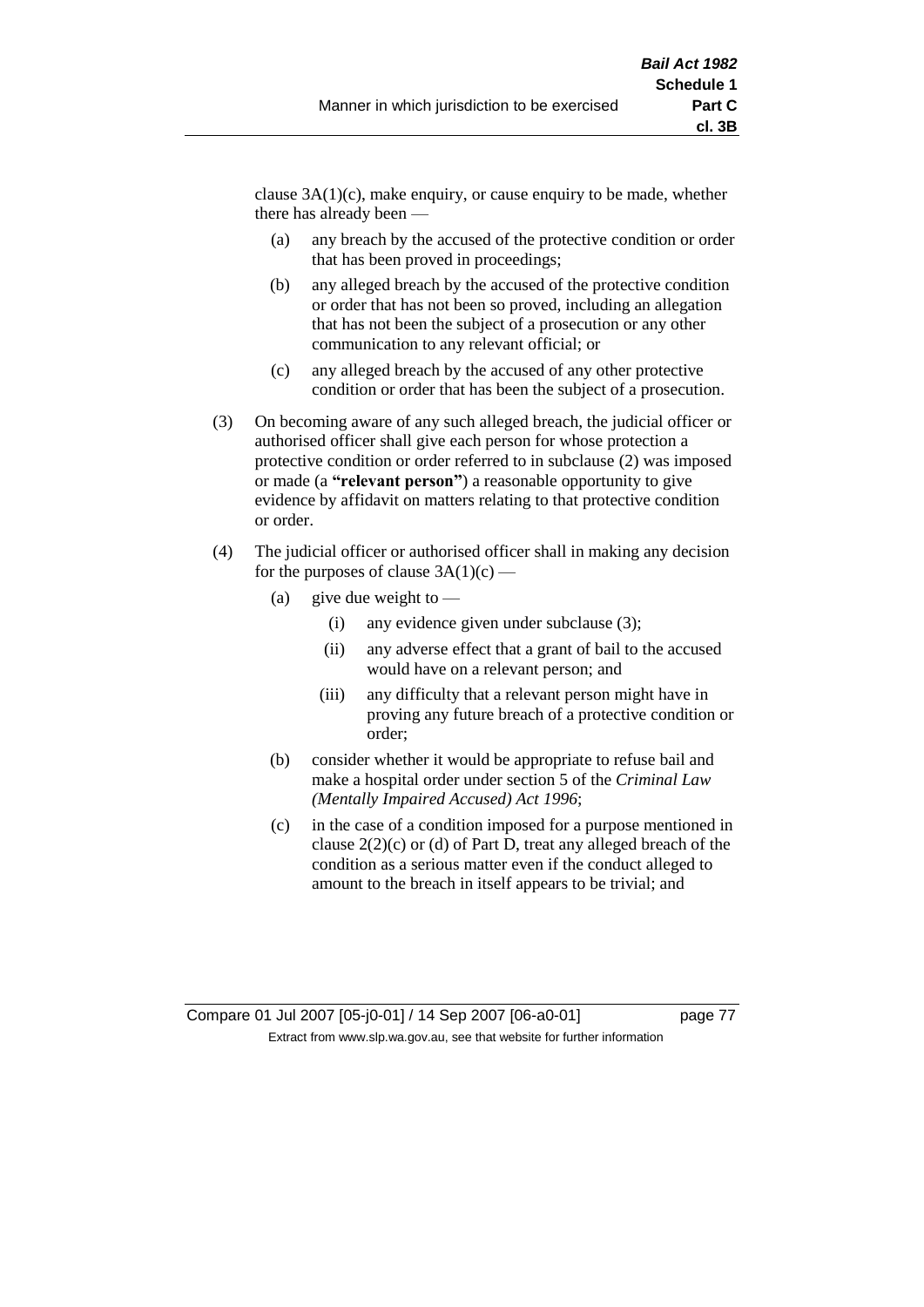clause 3A(1)(c), make enquiry, or cause enquiry to be made, whether there has already been —

(a) any breach by the accused of the protective condition or order that has been proved in proceedings;

(b) any alleged breach by the accused of the protective condition or order that has not been so proved, including an allegation that has not been the subject of a prosecution or any other communication to any relevant official; or

(c) any alleged breach by the accused of any other protective condition or order that has been the subject of a prosecution.

(3) On becoming aware of any such alleged breach, the judicial officer or authorised officer shall give each person for whose protection a protective condition or order referred to in subclause (2) was imposed or made (a **"relevant person"**) a reasonable opportunity to give evidence by affidavit on matters relating to that protective condition or order.

(4) The judicial officer or authorised officer shall in making any decision for the purposes of clause 3A(1)(c) —

(a) give due weight to —

(i) any evidence given under subclause (3);

(ii) any adverse effect that a grant of bail to the accused would have on a relevant person; and

(iii) any difficulty that a relevant person might have in proving any future breach of a protective condition or order;

(b) consider whether it would be appropriate to refuse bail and make a hospital order under section 5 of the *Criminal Law (Mentally Impaired Accused) Act 1996*;

(c) in the case of a condition imposed for a purpose mentioned in clause 2(2)(c) or (d) of Part D, treat any alleged breach of the condition as a serious matter even if the conduct alleged to amount to the breach in itself appears to be trivial; and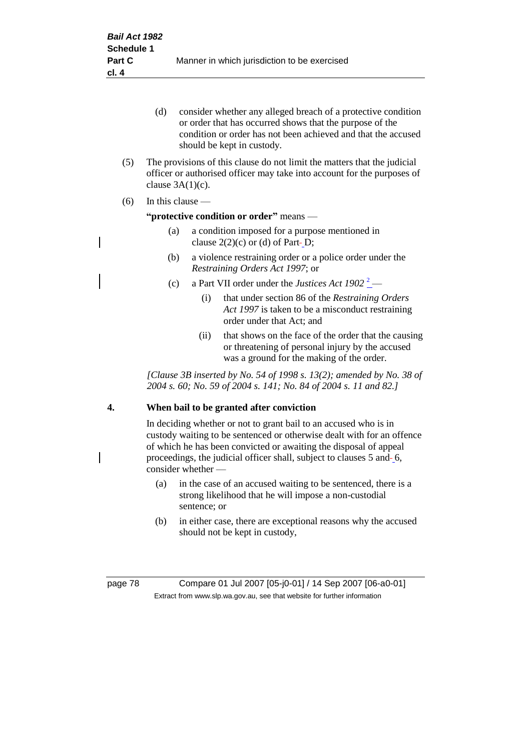(d) consider whether any alleged breach of a protective condition or order that has occurred shows that the purpose of the condition or order has not been achieved and that the accused should be kept in custody.

(5) The provisions of this clause do not limit the matters that the judicial officer or authorised officer may take into account for the purposes of clause 3A(1)(c).

(6) In this clause —

**"protective condition or order"** means —

(a) a condition imposed for a purpose mentioned in clause 2(2)(c) or (d) of Part D;

(b) a violence restraining order or a police order under the *Restraining Orders Act 1997*; or

(c) a Part VII order under the *Justices Act 1902* [2] —

(i) that under section 86 of the *Restraining Orders Act 1997* is taken to be a misconduct restraining order under that Act; and

(ii) that shows on the face of the order that the causing or threatening of personal injury by the accused was a ground for the making of the order.

*[Clause 3B inserted by No. 54 of 1998 s. 13(2); amended by No. 38 of 2004 s. 60; No. 59 of 2004 s. 141; No. 84 of 2004 s. 11 and 82.]*

**4. When bail to be granted after conviction**

In deciding whether or not to grant bail to an accused who is in custody waiting to be sentenced or otherwise dealt with for an offence of which he has been convicted or awaiting the disposal of appeal proceedings, the judicial officer shall, subject to clauses 5 and 6, consider whether —

(a) in the case of an accused waiting to be sentenced, there is a strong likelihood that he will impose a non-custodial sentence; or

(b) in either case, there are exceptional reasons why the accused should not be kept in custody,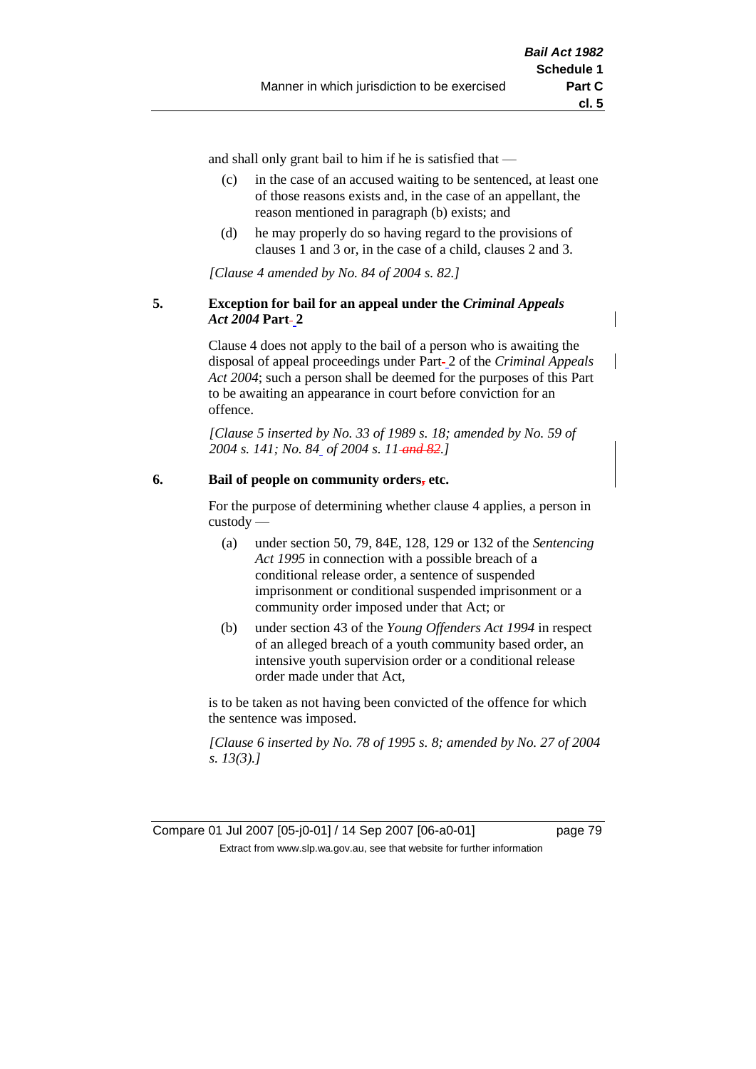and shall only grant bail to him if he is satisfied that —

(c) in the case of an accused waiting to be sentenced, at least one of those reasons exists and, in the case of an appellant, the reason mentioned in paragraph (b) exists; and

(d) he may properly do so having regard to the provisions of clauses 1 and 3 or, in the case of a child, clauses 2 and 3.

*[Clause 4 amended by No. 84 of 2004 s. 82.]*

### 5. Exception for bail for an appeal under the *Criminal Appeals Act 2004* Part 2

Clause 4 does not apply to the bail of a person who is awaiting the disposal of appeal proceedings under Part 2 of the *Criminal Appeals Act 2004*; such a person shall be deemed for the purposes of this Part to be awaiting an appearance in court before conviction for an offence.

*[Clause 5 inserted by No. 33 of 1989 s. 18; amended by No. 59 of 2004 s. 141; No. 84 of 2004 s. 11 and 82.]*

### 6. Bail of people on community orders, etc.

For the purpose of determining whether clause 4 applies, a person in custody —

(a) under section 50, 79, 84E, 128, 129 or 132 of the *Sentencing Act 1995* in connection with a possible breach of a conditional release order, a sentence of suspended imprisonment or conditional suspended imprisonment or a community order imposed under that Act; or

(b) under section 43 of the *Young Offenders Act 1994* in respect of an alleged breach of a youth community based order, an intensive youth supervision order or a conditional release order made under that Act,

is to be taken as not having been convicted of the offence for which the sentence was imposed.

*[Clause 6 inserted by No. 78 of 1995 s. 8; amended by No. 27 of 2004 s. 13(3).]*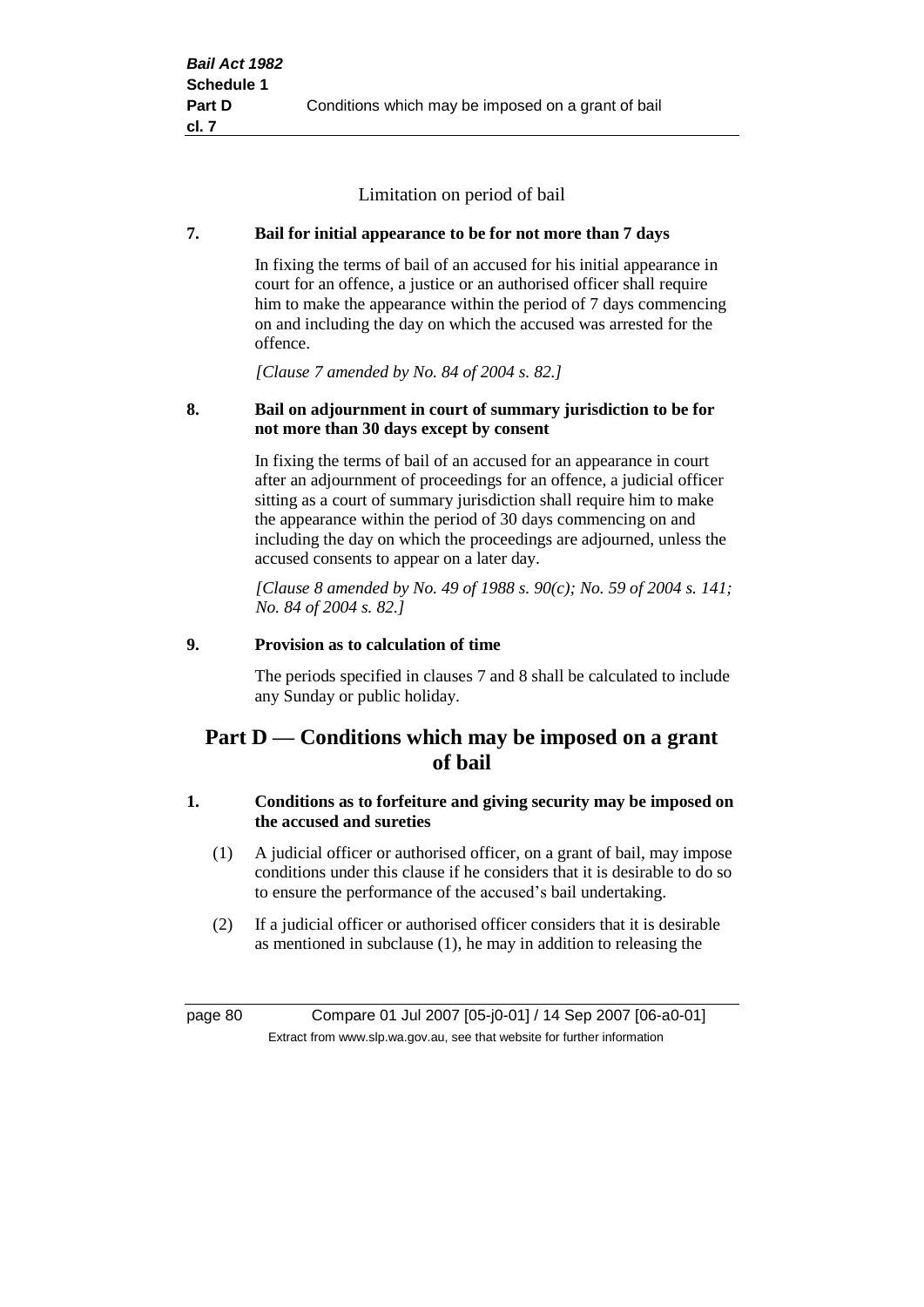Limitation on period of bail

**7. Bail for initial appearance to be for not more than 7 days**

In fixing the terms of bail of an accused for his initial appearance in court for an offence, a justice or an authorised officer shall require him to make the appearance within the period of 7 days commencing on and including the day on which the accused was arrested for the offence.

*[Clause 7 amended by No. 84 of 2004 s. 82.]*

**8. Bail on adjournment in court of summary jurisdiction to be for not more than 30 days except by consent**

In fixing the terms of bail of an accused for an appearance in court after an adjournment of proceedings for an offence, a judicial officer sitting as a court of summary jurisdiction shall require him to make the appearance within the period of 30 days commencing on and including the day on which the proceedings are adjourned, unless the accused consents to appear on a later day.

*[Clause 8 amended by No. 49 of 1988 s. 90(c); No. 59 of 2004 s. 141; No. 84 of 2004 s. 82.]*

**9. Provision as to calculation of time**

The periods specified in clauses 7 and 8 shall be calculated to include any Sunday or public holiday.

## Part D — Conditions which may be imposed on a grant of bail

**1. Conditions as to forfeiture and giving security may be imposed on the accused and sureties**

(1) A judicial officer or authorised officer, on a grant of bail, may impose conditions under this clause if he considers that it is desirable to do so to ensure the performance of the accused's bail undertaking.

(2) If a judicial officer or authorised officer considers that it is desirable as mentioned in subclause (1), he may in addition to releasing the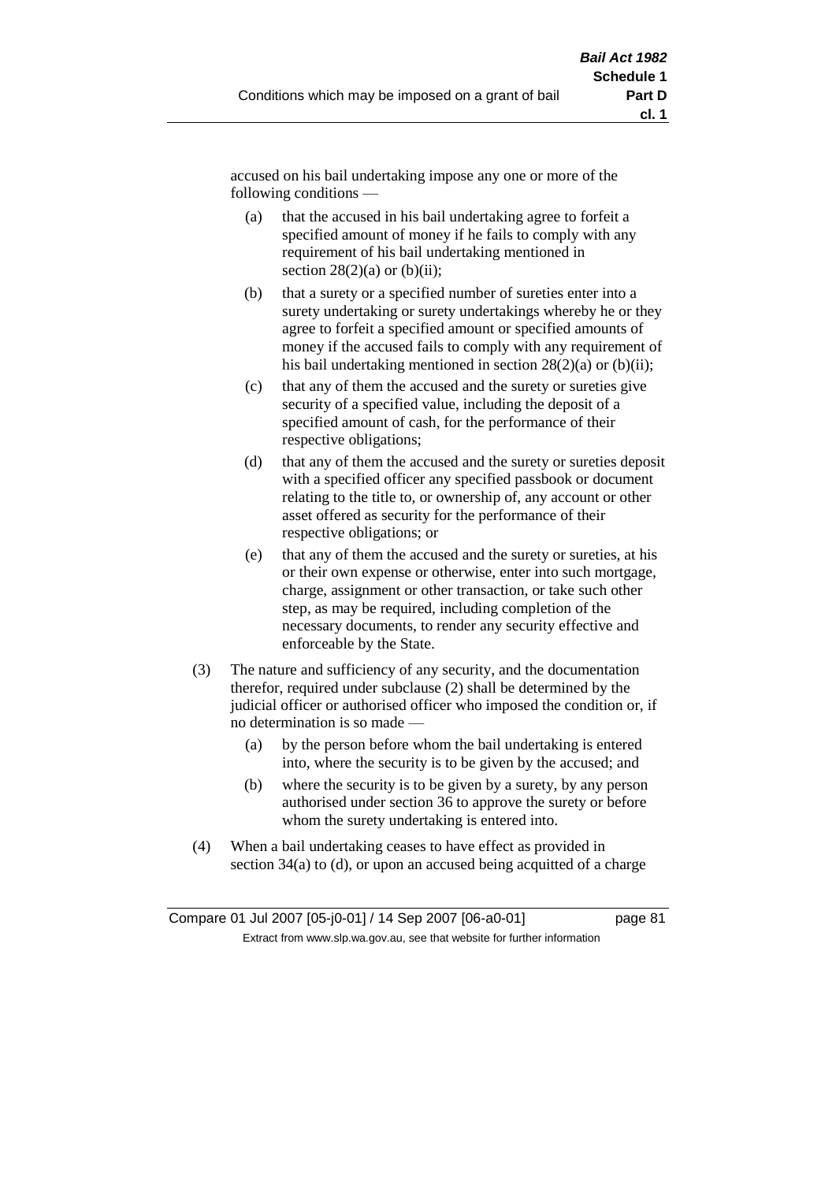accused on his bail undertaking impose any one or more of the following conditions —

(a) that the accused in his bail undertaking agree to forfeit a specified amount of money if he fails to comply with any requirement of his bail undertaking mentioned in section 28(2)(a) or (b)(ii);

(b) that a surety or a specified number of sureties enter into a surety undertaking or surety undertakings whereby he or they agree to forfeit a specified amount or specified amounts of money if the accused fails to comply with any requirement of his bail undertaking mentioned in section 28(2)(a) or (b)(ii);

(c) that any of them the accused and the surety or sureties give security of a specified value, including the deposit of a specified amount of cash, for the performance of their respective obligations;

(d) that any of them the accused and the surety or sureties deposit with a specified officer any specified passbook or document relating to the title to, or ownership of, any account or other asset offered as security for the performance of their respective obligations; or

(e) that any of them the accused and the surety or sureties, at his or their own expense or otherwise, enter into such mortgage, charge, assignment or other transaction, or take such other step, as may be required, including completion of the necessary documents, to render any security effective and enforceable by the State.

(3) The nature and sufficiency of any security, and the documentation therefor, required under subclause (2) shall be determined by the judicial officer or authorised officer who imposed the condition or, if no determination is so made —

(a) by the person before whom the bail undertaking is entered into, where the security is to be given by the accused; and

(b) where the security is to be given by a surety, by any person authorised under section 36 to approve the surety or before whom the surety undertaking is entered into.

(4) When a bail undertaking ceases to have effect as provided in section 34(a) to (d), or upon an accused being acquitted of a charge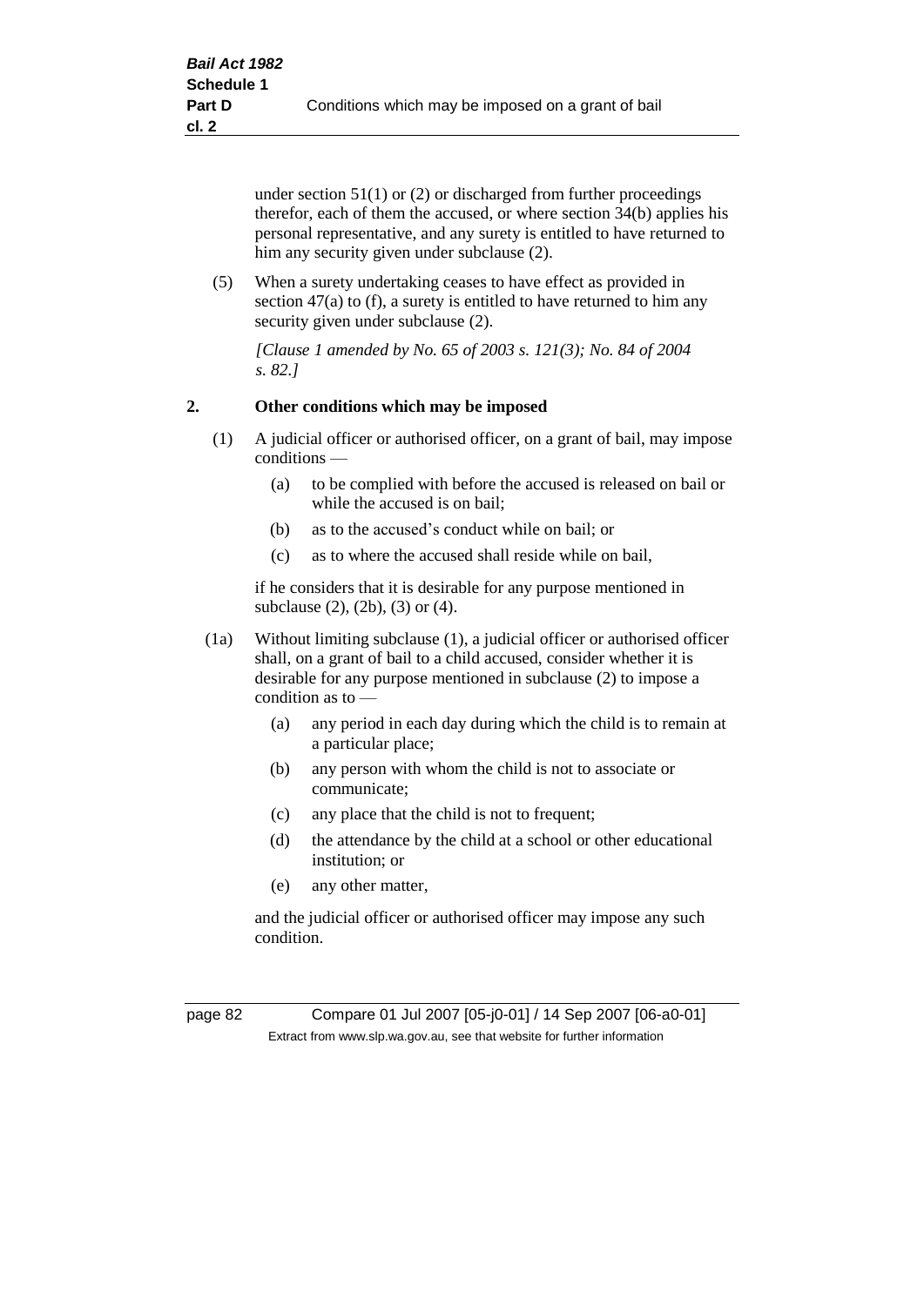under section 51(1) or (2) or discharged from further proceedings therefor, each of them the accused, or where section 34(b) applies his personal representative, and any surety is entitled to have returned to him any security given under subclause (2).

(5) When a surety undertaking ceases to have effect as provided in section 47(a) to (f), a surety is entitled to have returned to him any security given under subclause (2).

*[Clause 1 amended by No. 65 of 2003 s. 121(3); No. 84 of 2004 s. 82.]*

**2. Other conditions which may be imposed**

(1) A judicial officer or authorised officer, on a grant of bail, may impose conditions —

(a) to be complied with before the accused is released on bail or while the accused is on bail;

(b) as to the accused's conduct while on bail; or

(c) as to where the accused shall reside while on bail,

if he considers that it is desirable for any purpose mentioned in subclause (2), (2b), (3) or (4).

(1a) Without limiting subclause (1), a judicial officer or authorised officer shall, on a grant of bail to a child accused, consider whether it is desirable for any purpose mentioned in subclause (2) to impose a condition as to —

(a) any period in each day during which the child is to remain at a particular place;

(b) any person with whom the child is not to associate or communicate;

(c) any place that the child is not to frequent;

(d) the attendance by the child at a school or other educational institution; or

(e) any other matter,

and the judicial officer or authorised officer may impose any such condition.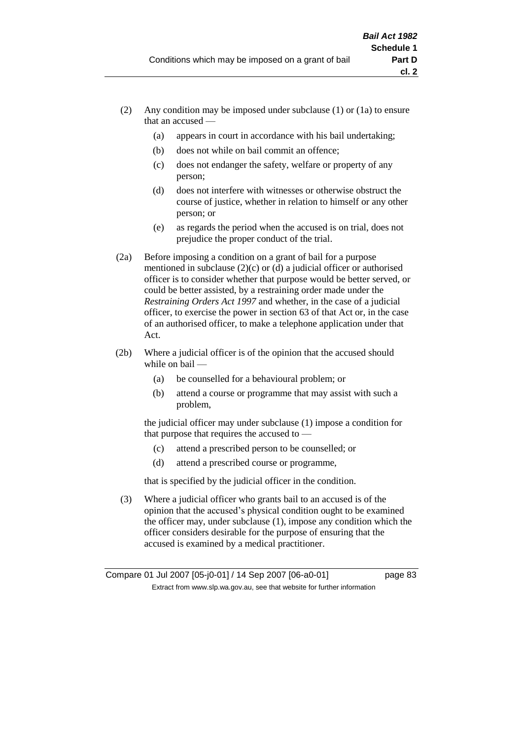(2) Any condition may be imposed under subclause (1) or (1a) to ensure that an accused —

   (a) appears in court in accordance with his bail undertaking;

   (b) does not while on bail commit an offence;

   (c) does not endanger the safety, welfare or property of any person;

   (d) does not interfere with witnesses or otherwise obstruct the course of justice, whether in relation to himself or any other person; or

   (e) as regards the period when the accused is on trial, does not prejudice the proper conduct of the trial.

(2a) Before imposing a condition on a grant of bail for a purpose mentioned in subclause (2)(c) or (d) a judicial officer or authorised officer is to consider whether that purpose would be better served, or could be better assisted, by a restraining order made under the *Restraining Orders Act 1997* and whether, in the case of a judicial officer, to exercise the power in section 63 of that Act or, in the case of an authorised officer, to make a telephone application under that Act.

(2b) Where a judicial officer is of the opinion that the accused should while on bail —

   (a) be counselled for a behavioural problem; or

   (b) attend a course or programme that may assist with such a problem,

   the judicial officer may under subclause (1) impose a condition for that purpose that requires the accused to —

   (c) attend a prescribed person to be counselled; or

   (d) attend a prescribed course or programme,

   that is specified by the judicial officer in the condition.

(3) Where a judicial officer who grants bail to an accused is of the opinion that the accused's physical condition ought to be examined the officer may, under subclause (1), impose any condition which the officer considers desirable for the purpose of ensuring that the accused is examined by a medical practitioner.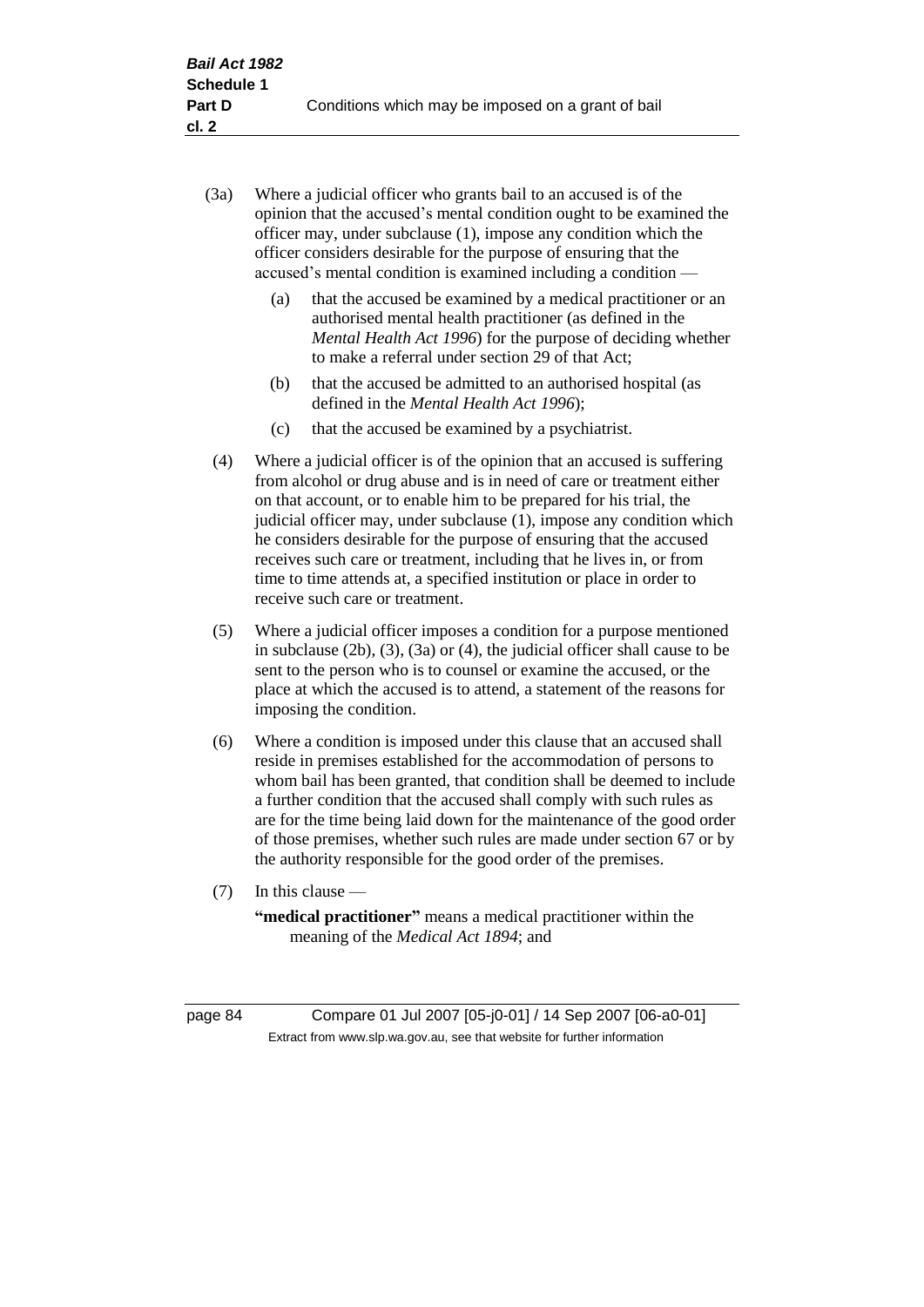(3a) Where a judicial officer who grants bail to an accused is of the opinion that the accused's mental condition ought to be examined the officer may, under subclause (1), impose any condition which the officer considers desirable for the purpose of ensuring that the accused's mental condition is examined including a condition —

(a) that the accused be examined by a medical practitioner or an authorised mental health practitioner (as defined in the *Mental Health Act 1996*) for the purpose of deciding whether to make a referral under section 29 of that Act;

(b) that the accused be admitted to an authorised hospital (as defined in the *Mental Health Act 1996*);

(c) that the accused be examined by a psychiatrist.

(4) Where a judicial officer is of the opinion that an accused is suffering from alcohol or drug abuse and is in need of care or treatment either on that account, or to enable him to be prepared for his trial, the judicial officer may, under subclause (1), impose any condition which he considers desirable for the purpose of ensuring that the accused receives such care or treatment, including that he lives in, or from time to time attends at, a specified institution or place in order to receive such care or treatment.

(5) Where a judicial officer imposes a condition for a purpose mentioned in subclause (2b), (3), (3a) or (4), the judicial officer shall cause to be sent to the person who is to counsel or examine the accused, or the place at which the accused is to attend, a statement of the reasons for imposing the condition.

(6) Where a condition is imposed under this clause that an accused shall reside in premises established for the accommodation of persons to whom bail has been granted, that condition shall be deemed to include a further condition that the accused shall comply with such rules as are for the time being laid down for the maintenance of the good order of those premises, whether such rules are made under section 67 or by the authority responsible for the good order of the premises.

(7) In this clause —

**"medical practitioner"** means a medical practitioner within the meaning of the *Medical Act 1894*; and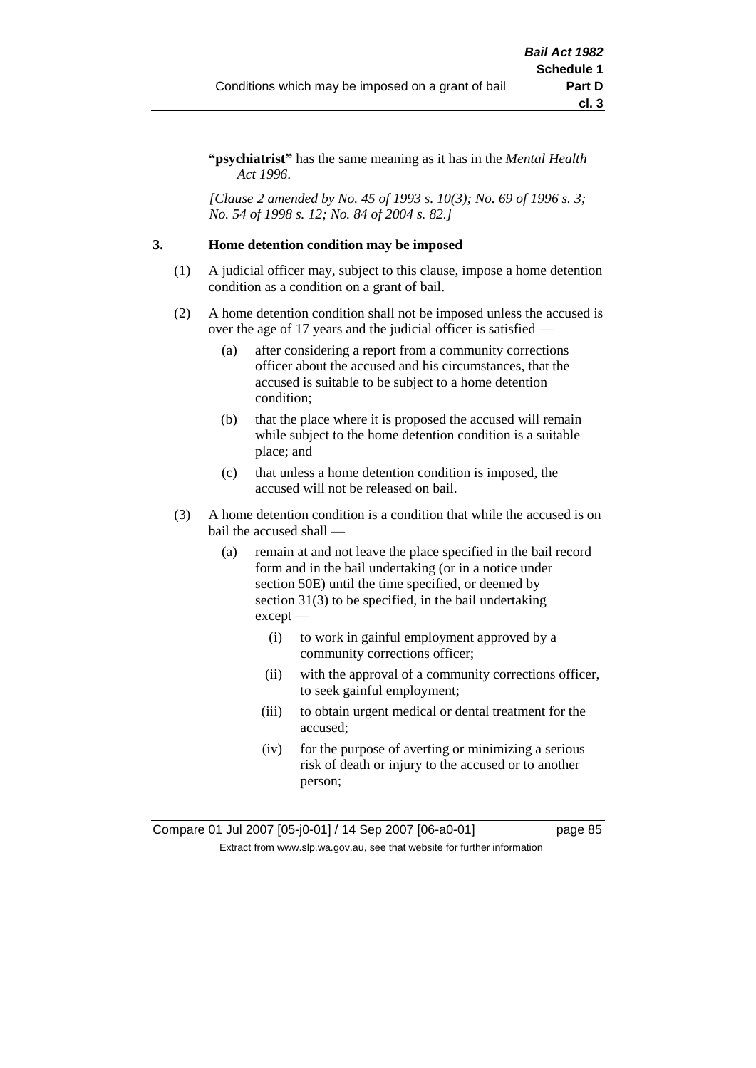**"psychiatrist"** has the same meaning as it has in the *Mental Health Act 1996*.

*[Clause 2 amended by No. 45 of 1993 s. 10(3); No. 69 of 1996 s. 3; No. 54 of 1998 s. 12; No. 84 of 2004 s. 82.]*

**3. Home detention condition may be imposed**

(1) A judicial officer may, subject to this clause, impose a home detention condition as a condition on a grant of bail.

(2) A home detention condition shall not be imposed unless the accused is over the age of 17 years and the judicial officer is satisfied —

(a) after considering a report from a community corrections officer about the accused and his circumstances, that the accused is suitable to be subject to a home detention condition;

(b) that the place where it is proposed the accused will remain while subject to the home detention condition is a suitable place; and

(c) that unless a home detention condition is imposed, the accused will not be released on bail.

(3) A home detention condition is a condition that while the accused is on bail the accused shall —

(a) remain at and not leave the place specified in the bail record form and in the bail undertaking (or in a notice under section 50E) until the time specified, or deemed by section 31(3) to be specified, in the bail undertaking except —

(i) to work in gainful employment approved by a community corrections officer;

(ii) with the approval of a community corrections officer, to seek gainful employment;

(iii) to obtain urgent medical or dental treatment for the accused;

(iv) for the purpose of averting or minimizing a serious risk of death or injury to the accused or to another person;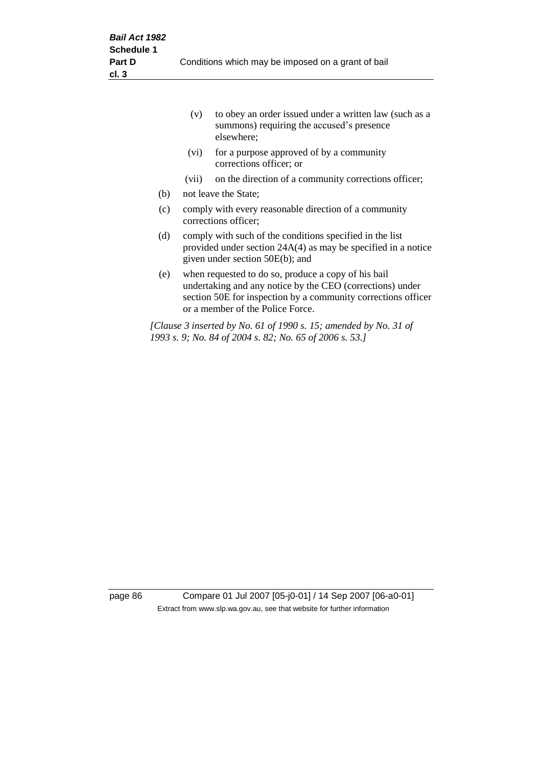(v) to obey an order issued under a written law (such as a summons) requiring the accused's presence elsewhere;

(vi) for a purpose approved of by a community corrections officer; or

(vii) on the direction of a community corrections officer;

(b) not leave the State;

(c) comply with every reasonable direction of a community corrections officer;

(d) comply with such of the conditions specified in the list provided under section 24A(4) as may be specified in a notice given under section 50E(b); and

(e) when requested to do so, produce a copy of his bail undertaking and any notice by the CEO (corrections) under section 50E for inspection by a community corrections officer or a member of the Police Force.

*[Clause 3 inserted by No. 61 of 1990 s. 15; amended by No. 31 of 1993 s. 9; No. 84 of 2004 s. 82; No. 65 of 2006 s. 53.]*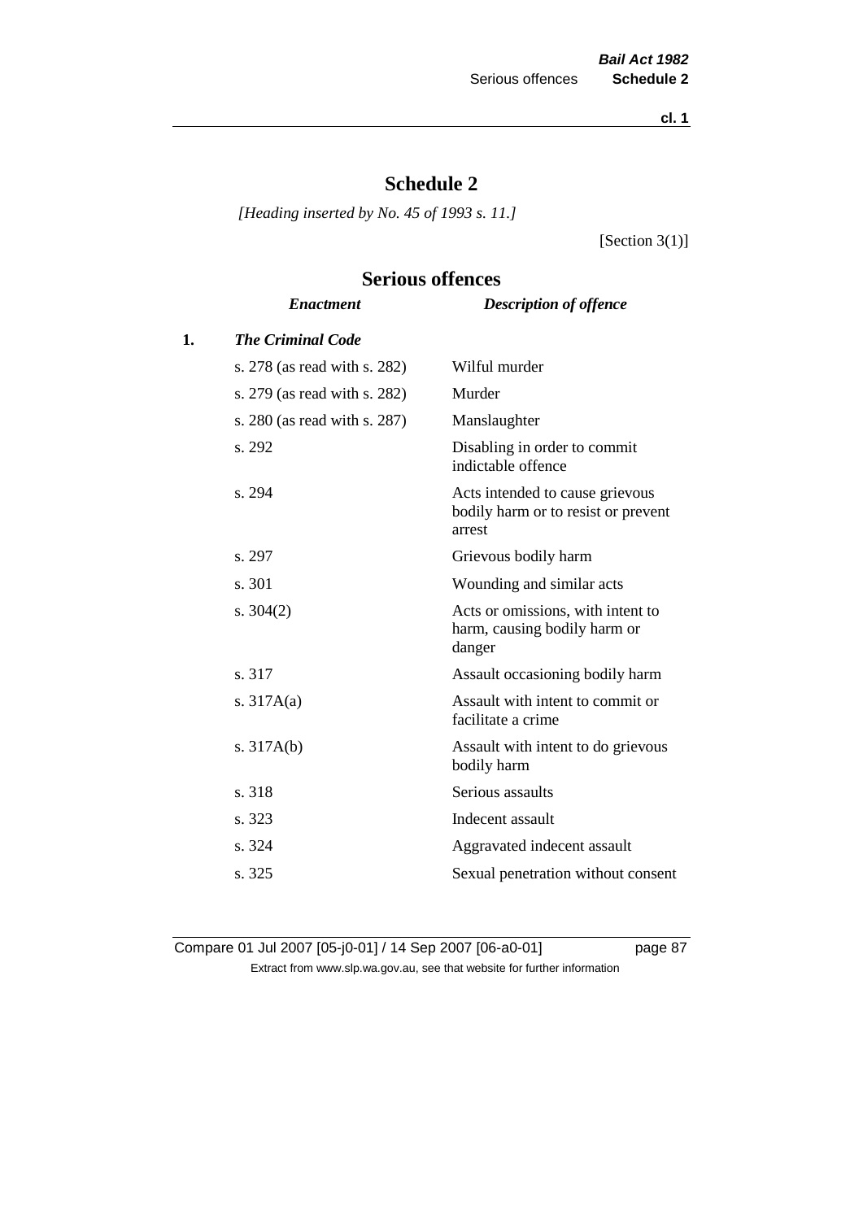# Schedule 2

*[Heading inserted by No. 45 of 1993 s. 11.]*

[Section 3(1)]

## Serious offences

| | *Enactment* | *Description of offence* |
|---|---|---|
| **1.** | ***The Criminal Code*** | |
| | s. 278 (as read with s. 282) | Wilful murder |
| | s. 279 (as read with s. 282) | Murder |
| | s. 280 (as read with s. 287) | Manslaughter |
| | s. 292 | Disabling in order to commit indictable offence |
| | s. 294 | Acts intended to cause grievous bodily harm or to resist or prevent arrest |
| | s. 297 | Grievous bodily harm |
| | s. 301 | Wounding and similar acts |
| | s. 304(2) | Acts or omissions, with intent to harm, causing bodily harm or danger |
| | s. 317 | Assault occasioning bodily harm |
| | s. 317A(a) | Assault with intent to commit or facilitate a crime |
| | s. 317A(b) | Assault with intent to do grievous bodily harm |
| | s. 318 | Serious assaults |
| | s. 323 | Indecent assault |
| | s. 324 | Aggravated indecent assault |
| | s. 325 | Sexual penetration without consent |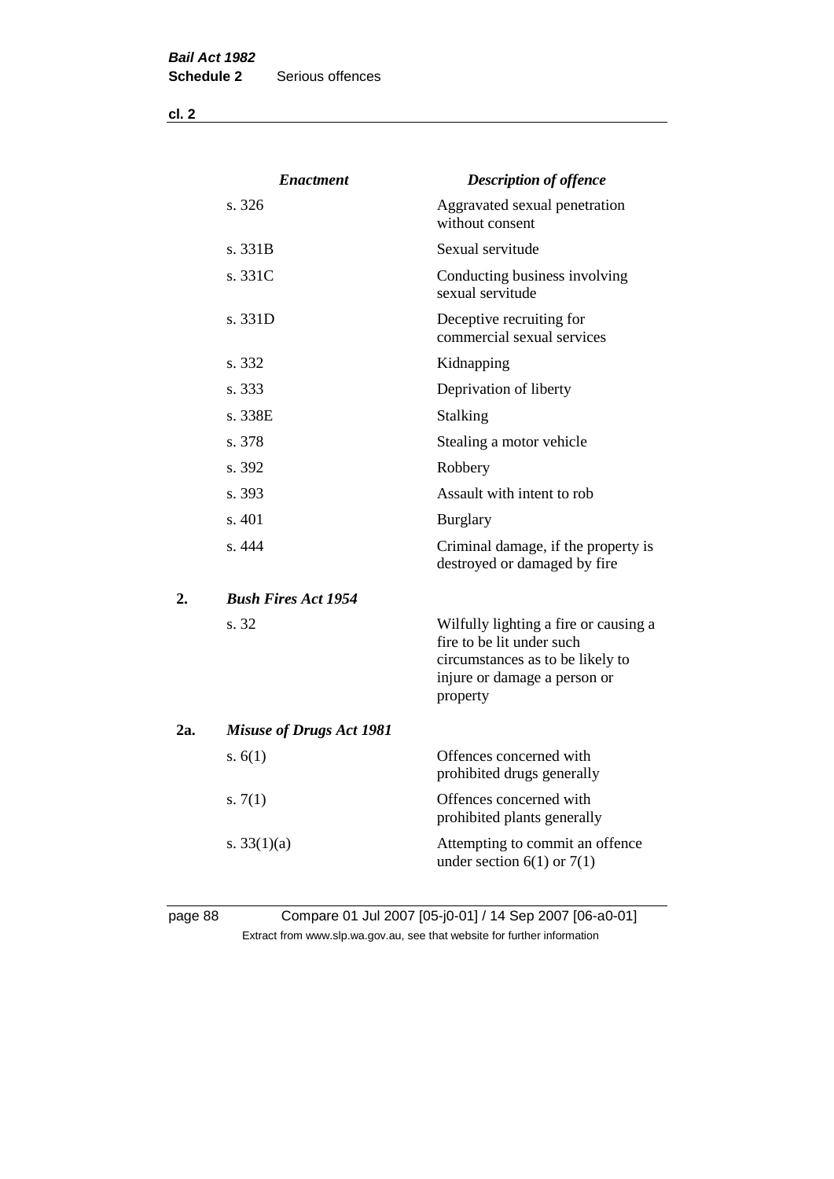| | *Enactment* | *Description of offence* |
|---|---|---|
| | s. 326 | Aggravated sexual penetration without consent |
| | s. 331B | Sexual servitude |
| | s. 331C | Conducting business involving sexual servitude |
| | s. 331D | Deceptive recruiting for commercial sexual services |
| | s. 332 | Kidnapping |
| | s. 333 | Deprivation of liberty |
| | s. 338E | Stalking |
| | s. 378 | Stealing a motor vehicle |
| | s. 392 | Robbery |
| | s. 393 | Assault with intent to rob |
| | s. 401 | Burglary |
| | s. 444 | Criminal damage, if the property is destroyed or damaged by fire |
| **2.** | ***Bush Fires Act 1954*** | |
| | s. 32 | Wilfully lighting a fire or causing a fire to be lit under such circumstances as to be likely to injure or damage a person or property |
| **2a.** | ***Misuse of Drugs Act 1981*** | |
| | s. 6(1) | Offences concerned with prohibited drugs generally |
| | s. 7(1) | Offences concerned with prohibited plants generally |
| | s. 33(1)(a) | Attempting to commit an offence under section 6(1) or 7(1) |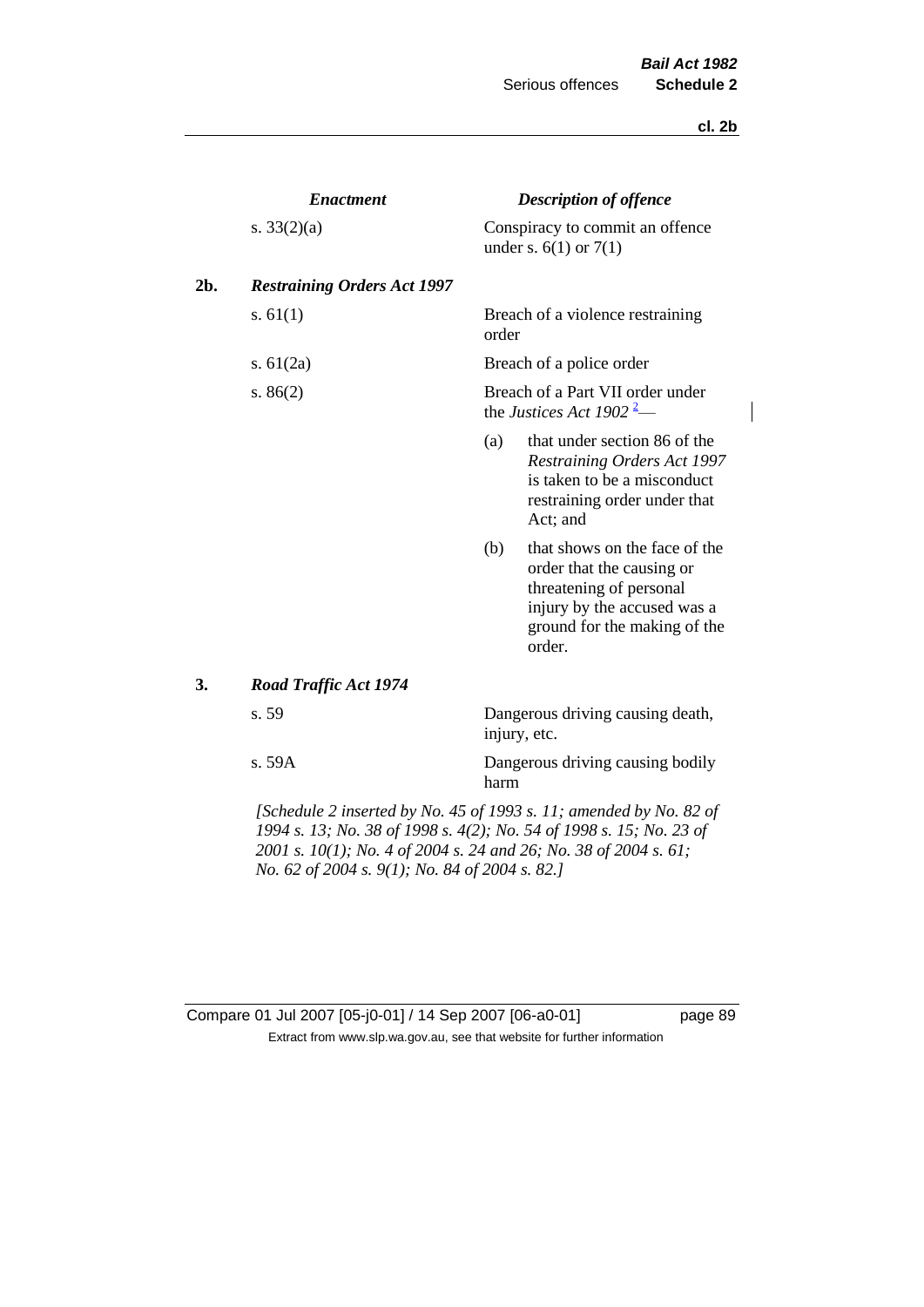| | *Enactment* | *Description of offence* |
|---|---|---|
| | s. 33(2)(a) | Conspiracy to commit an offence under s. 6(1) or 7(1) |
| **2b.** | ***Restraining Orders Act 1997*** | |
| | s. 61(1) | Breach of a violence restraining order |
| | s. 61(2a) | Breach of a police order |
| | s. 86(2) | Breach of a Part VII order under the *Justices Act 1902* [2]— (a) that under section 86 of the *Restraining Orders Act 1997* is taken to be a misconduct restraining order under that Act; and (b) that shows on the face of the order that the causing or threatening of personal injury by the accused was a ground for the making of the order. |
| **3.** | ***Road Traffic Act 1974*** | |
| | s. 59 | Dangerous driving causing death, injury, etc. |
| | s. 59A | Dangerous driving causing bodily harm |

*[Schedule 2 inserted by No. 45 of 1993 s. 11; amended by No. 82 of 1994 s. 13; No. 38 of 1998 s. 4(2); No. 54 of 1998 s. 15; No. 23 of 2001 s. 10(1); No. 4 of 2004 s. 24 and 26; No. 38 of 2004 s. 61; No. 62 of 2004 s. 9(1); No. 84 of 2004 s. 82.]*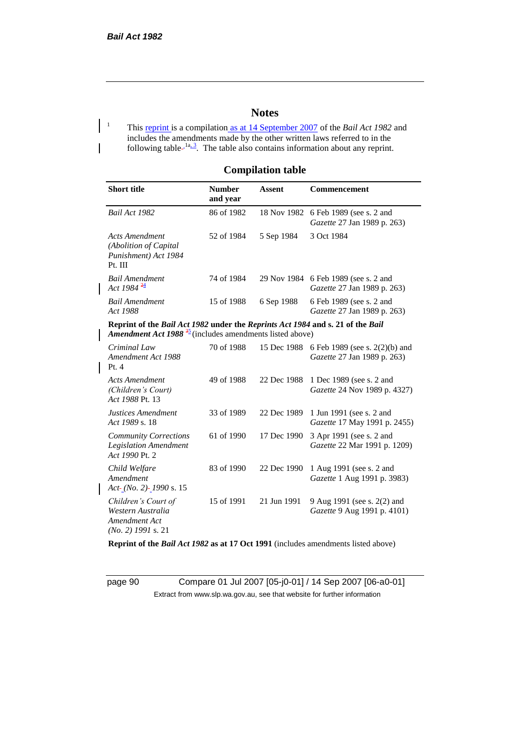# Notes

[1] This reprint is a compilation as at 14 September 2007 of the *Bail Act 1982* and includes the amendments made by the other written laws referred to in the following table [1a, 3]. The table also contains information about any reprint.

## Compilation table

| Short title | Number and year | Assent | Commencement |
|---|---|---|---|
| *Bail Act 1982* | 86 of 1982 | 18 Nov 1982 | 6 Feb 1989 (see s. 2 and *Gazette* 27 Jan 1989 p. 263) |
| *Acts Amendment (Abolition of Capital Punishment) Act 1984* Pt. III | 52 of 1984 | 5 Sep 1984 | 3 Oct 1984 |
| *Bail Amendment Act 1984* [4] | 74 of 1984 | 29 Nov 1984 | 6 Feb 1989 (see s. 2 and *Gazette* 27 Jan 1989 p. 263) |
| *Bail Amendment Act 1988* | 15 of 1988 | 6 Sep 1988 | 6 Feb 1989 (see s. 2 and *Gazette* 27 Jan 1989 p. 263) |
| **Reprint of the *Bail Act 1982* under the *Reprints Act 1984* and s. 21 of the *Bail Amendment Act 1988*** [5] (includes amendments listed above) | | | |
| *Criminal Law Amendment Act 1988* Pt. 4 | 70 of 1988 | 15 Dec 1988 | 6 Feb 1989 (see s. 2(2)(b) and *Gazette* 27 Jan 1989 p. 263) |
| *Acts Amendment (Children's Court) Act 1988* Pt. 13 | 49 of 1988 | 22 Dec 1988 | 1 Dec 1989 (see s. 2 and *Gazette* 24 Nov 1989 p. 4327) |
| *Justices Amendment Act 1989* s. 18 | 33 of 1989 | 22 Dec 1989 | 1 Jun 1991 (see s. 2 and *Gazette* 17 May 1991 p. 2455) |
| *Community Corrections Legislation Amendment Act 1990* Pt. 2 | 61 of 1990 | 17 Dec 1990 | 3 Apr 1991 (see s. 2 and *Gazette* 22 Mar 1991 p. 1209) |
| *Child Welfare Amendment Act (No. 2) 1990* s. 15 | 83 of 1990 | 22 Dec 1990 | 1 Aug 1991 (see s. 2 and *Gazette* 1 Aug 1991 p. 3983) |
| *Children's Court of Western Australia Amendment Act (No. 2) 1991* s. 21 | 15 of 1991 | 21 Jun 1991 | 9 Aug 1991 (see s. 2(2) and *Gazette* 9 Aug 1991 p. 4101) |
| **Reprint of the *Bail Act 1982* as at 17 Oct 1991** (includes amendments listed above) | | | |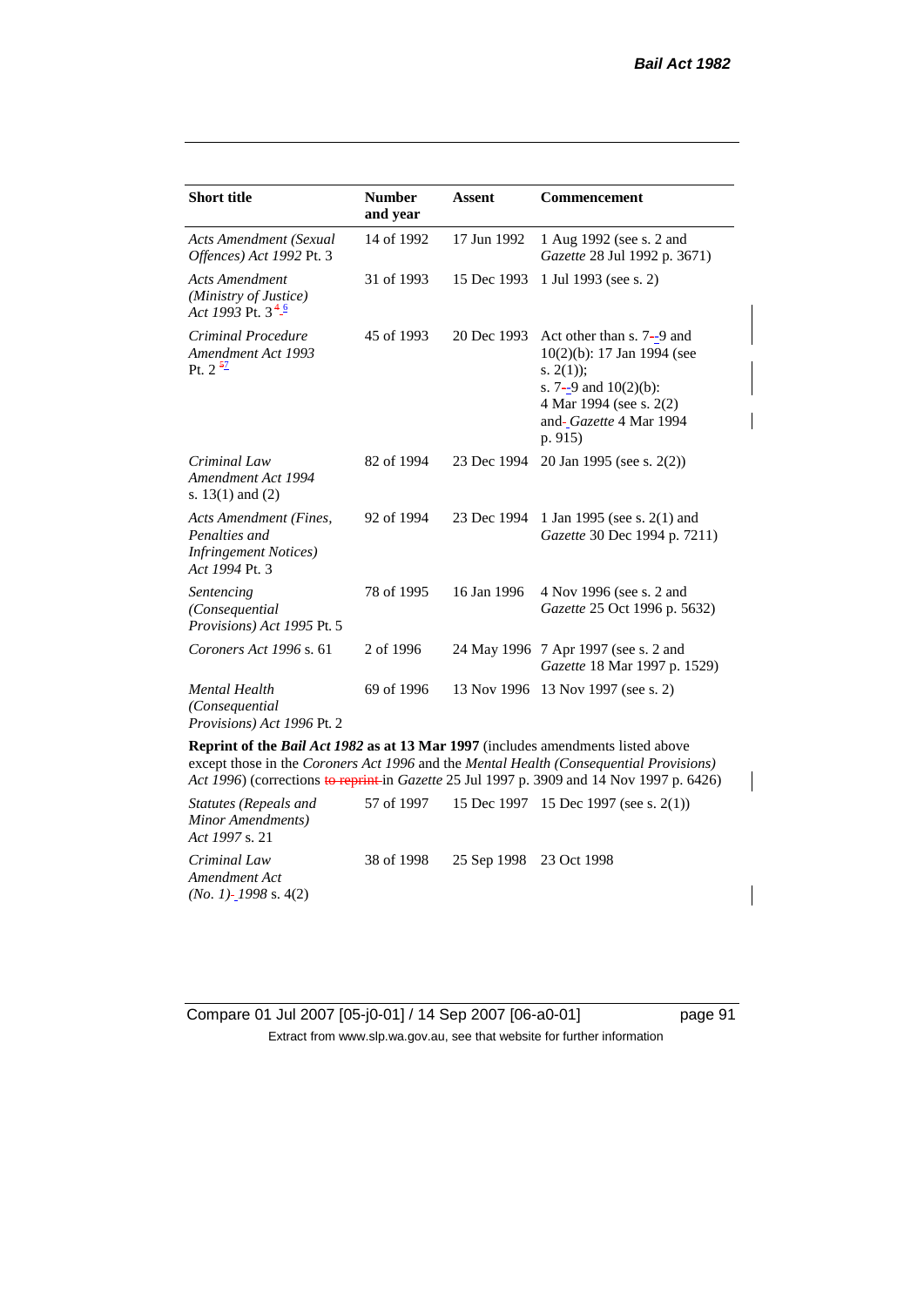| Short title | Number and year | Assent | Commencement |
|---|---|---|---|
| *Acts Amendment (Sexual Offences) Act 1992* Pt. 3 | 14 of 1992 | 17 Jun 1992 | 1 Aug 1992 (see s. 2 and *Gazette* 28 Jul 1992 p. 3671) |
| *Acts Amendment (Ministry of Justice) Act 1993* Pt. 3 [4 6] | 31 of 1993 | 15 Dec 1993 | 1 Jul 1993 (see s. 2) |
| *Criminal Procedure Amendment Act 1993* Pt. 2 [5 7] | 45 of 1993 | 20 Dec 1993 | Act other than s. 7-9 and 10(2)(b): 17 Jan 1994 (see s. 2(1)); s. 7-9 and 10(2)(b): 4 Mar 1994 (see s. 2(2) and *Gazette* 4 Mar 1994 p. 915) |
| *Criminal Law Amendment Act 1994* s. 13(1) and (2) | 82 of 1994 | 23 Dec 1994 | 20 Jan 1995 (see s. 2(2)) |
| *Acts Amendment (Fines, Penalties and Infringement Notices) Act 1994* Pt. 3 | 92 of 1994 | 23 Dec 1994 | 1 Jan 1995 (see s. 2(1) and *Gazette* 30 Dec 1994 p. 7211) |
| *Sentencing (Consequential Provisions) Act 1995* Pt. 5 | 78 of 1995 | 16 Jan 1996 | 4 Nov 1996 (see s. 2 and *Gazette* 25 Oct 1996 p. 5632) |
| *Coroners Act 1996* s. 61 | 2 of 1996 | 24 May 1996 | 7 Apr 1997 (see s. 2 and *Gazette* 18 Mar 1997 p. 1529) |
| *Mental Health (Consequential Provisions) Act 1996* Pt. 2 | 69 of 1996 | 13 Nov 1996 | 13 Nov 1997 (see s. 2) |
| **Reprint of the *Bail Act 1982* as at 13 Mar 1997** (includes amendments listed above except those in the *Coroners Act 1996* and the *Mental Health (Consequential Provisions) Act 1996*) (corrections ~~to reprint~~ in *Gazette* 25 Jul 1997 p. 3909 and 14 Nov 1997 p. 6426) | | | |
| *Statutes (Repeals and Minor Amendments) Act 1997* s. 21 | 57 of 1997 | 15 Dec 1997 | 15 Dec 1997 (see s. 2(1)) |
| *Criminal Law Amendment Act (No. 1) 1998* s. 4(2) | 38 of 1998 | 25 Sep 1998 | 23 Oct 1998 |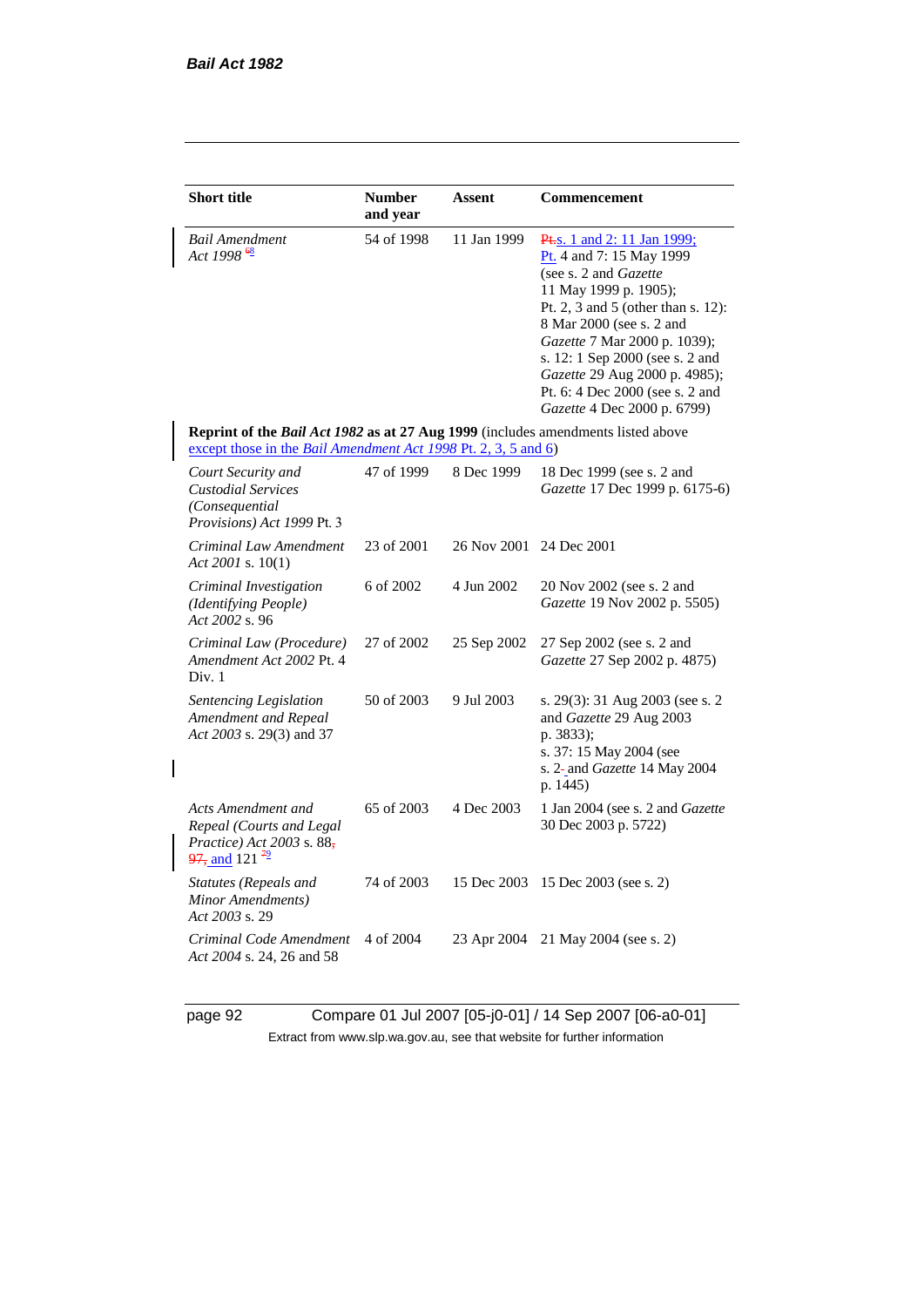| Short title | Number and year | Assent | Commencement |
|---|---|---|---|
| *Bail Amendment Act 1998* [68] | 54 of 1998 | 11 Jan 1999 | Pt. s. 1 and 2: 11 Jan 1999; Pt. 4 and 7: 15 May 1999 (see s. 2 and *Gazette* 11 May 1999 p. 1905); Pt. 2, 3 and 5 (other than s. 12): 8 Mar 2000 (see s. 2 and *Gazette* 7 Mar 2000 p. 1039); s. 12: 1 Sep 2000 (see s. 2 and *Gazette* 29 Aug 2000 p. 4985); Pt. 6: 4 Dec 2000 (see s. 2 and *Gazette* 4 Dec 2000 p. 6799) |
| **Reprint of the *Bail Act 1982* as at 27 Aug 1999** (includes amendments listed above except those in the *Bail Amendment Act 1998* Pt. 2, 3, 5 and 6) | | | |
| *Court Security and Custodial Services (Consequential Provisions) Act 1999* Pt. 3 | 47 of 1999 | 8 Dec 1999 | 18 Dec 1999 (see s. 2 and *Gazette* 17 Dec 1999 p. 6175-6) |
| *Criminal Law Amendment Act 2001* s. 10(1) | 23 of 2001 | 26 Nov 2001 | 24 Dec 2001 |
| *Criminal Investigation (Identifying People) Act 2002* s. 96 | 6 of 2002 | 4 Jun 2002 | 20 Nov 2002 (see s. 2 and *Gazette* 19 Nov 2002 p. 5505) |
| *Criminal Law (Procedure) Amendment Act 2002* Pt. 4 Div. 1 | 27 of 2002 | 25 Sep 2002 | 27 Sep 2002 (see s. 2 and *Gazette* 27 Sep 2002 p. 4875) |
| *Sentencing Legislation Amendment and Repeal Act 2003* s. 29(3) and 37 | 50 of 2003 | 9 Jul 2003 | s. 29(3): 31 Aug 2003 (see s. 2 and *Gazette* 29 Aug 2003 p. 3833); s. 37: 15 May 2004 (see s. 2 and *Gazette* 14 May 2004 p. 1445) |
| *Acts Amendment and Repeal (Courts and Legal Practice) Act 2003* s. 88, 97, and 121 [79] | 65 of 2003 | 4 Dec 2003 | 1 Jan 2004 (see s. 2 and *Gazette* 30 Dec 2003 p. 5722) |
| *Statutes (Repeals and Minor Amendments) Act 2003* s. 29 | 74 of 2003 | 15 Dec 2003 | 15 Dec 2003 (see s. 2) |
| *Criminal Code Amendment Act 2004* s. 24, 26 and 58 | 4 of 2004 | 23 Apr 2004 | 21 May 2004 (see s. 2) |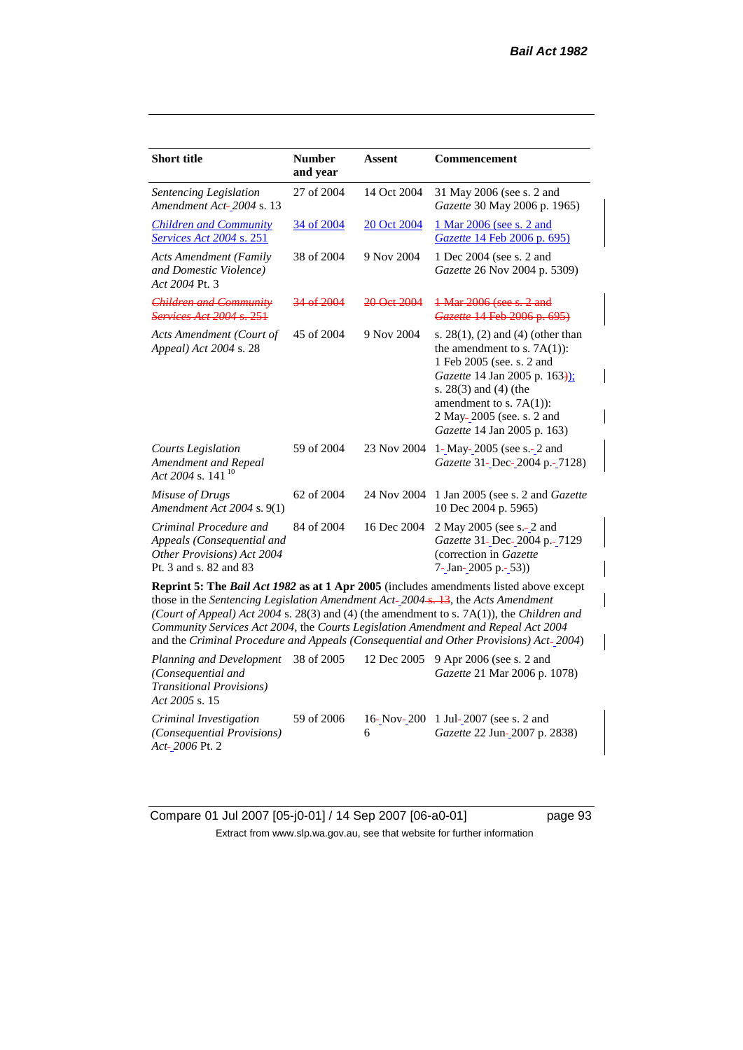| Short title | Number and year | Assent | Commencement |
|---|---|---|---|
| *Sentencing Legislation Amendment Act 2004* s. 13 | 27 of 2004 | 14 Oct 2004 | 31 May 2006 (see s. 2 and *Gazette* 30 May 2006 p. 1965) |
| *Children and Community Services Act 2004* s. 251 | 34 of 2004 | 20 Oct 2004 | 1 Mar 2006 (see s. 2 and *Gazette* 14 Feb 2006 p. 695) |
| *Acts Amendment (Family and Domestic Violence) Act 2004* Pt. 3 | 38 of 2004 | 9 Nov 2004 | 1 Dec 2004 (see s. 2 and *Gazette* 26 Nov 2004 p. 5309) |
| ~~*Children and Community Services Act 2004* s. 251~~ | ~~34 of 2004~~ | ~~20 Oct 2004~~ | ~~1 Mar 2006 (see s. 2 and *Gazette* 14 Feb 2006 p. 695)~~ |
| *Acts Amendment (Court of Appeal) Act 2004* s. 28 | 45 of 2004 | 9 Nov 2004 | s. 28(1), (2) and (4) (other than the amendment to s. 7A(1)): 1 Feb 2005 (see. s. 2 and *Gazette* 14 Jan 2005 p. 163)); s. 28(3) and (4) (the amendment to s. 7A(1)): 2 May 2005 (see. s. 2 and *Gazette* 14 Jan 2005 p. 163) |
| *Courts Legislation Amendment and Repeal Act 2004* s. 141 [10] | 59 of 2004 | 23 Nov 2004 | 1 May 2005 (see s. 2 and *Gazette* 31 Dec 2004 p. 7128) |
| *Misuse of Drugs Amendment Act 2004* s. 9(1) | 62 of 2004 | 24 Nov 2004 | 1 Jan 2005 (see s. 2 and *Gazette* 10 Dec 2004 p. 5965) |
| *Criminal Procedure and Appeals (Consequential and Other Provisions) Act 2004* Pt. 3 and s. 82 and 83 | 84 of 2004 | 16 Dec 2004 | 2 May 2005 (see s. 2 and *Gazette* 31 Dec 2004 p. 7129 (correction in *Gazette* 7 Jan 2005 p. 53)) |
| **Reprint 5: The *Bail Act 1982* as at 1 Apr 2005** (includes amendments listed above except those in the *Sentencing Legislation Amendment Act 2004* ~~s. 13~~, the *Acts Amendment (Court of Appeal) Act 2004* s. 28(3) and (4) (the amendment to s. 7A(1)), the *Children and Community Services Act 2004*, the *Courts Legislation Amendment and Repeal Act 2004* and the *Criminal Procedure and Appeals (Consequential and Other Provisions) Act 2004*) | | | |
| *Planning and Development (Consequential and Transitional Provisions) Act 2005* s. 15 | 38 of 2005 | 12 Dec 2005 | 9 Apr 2006 (see s. 2 and *Gazette* 21 Mar 2006 p. 1078) |
| *Criminal Investigation (Consequential Provisions) Act 2006* Pt. 2 | 59 of 2006 | 16 Nov 2006 | 1 Jul 2007 (see s. 2 and *Gazette* 22 Jun 2007 p. 2838) |

Compare 01 Jul 2007 [05-j0-01] / 14 Sep 2007 [06-a0-01]

Extract from www.slp.wa.gov.au, see that website for further information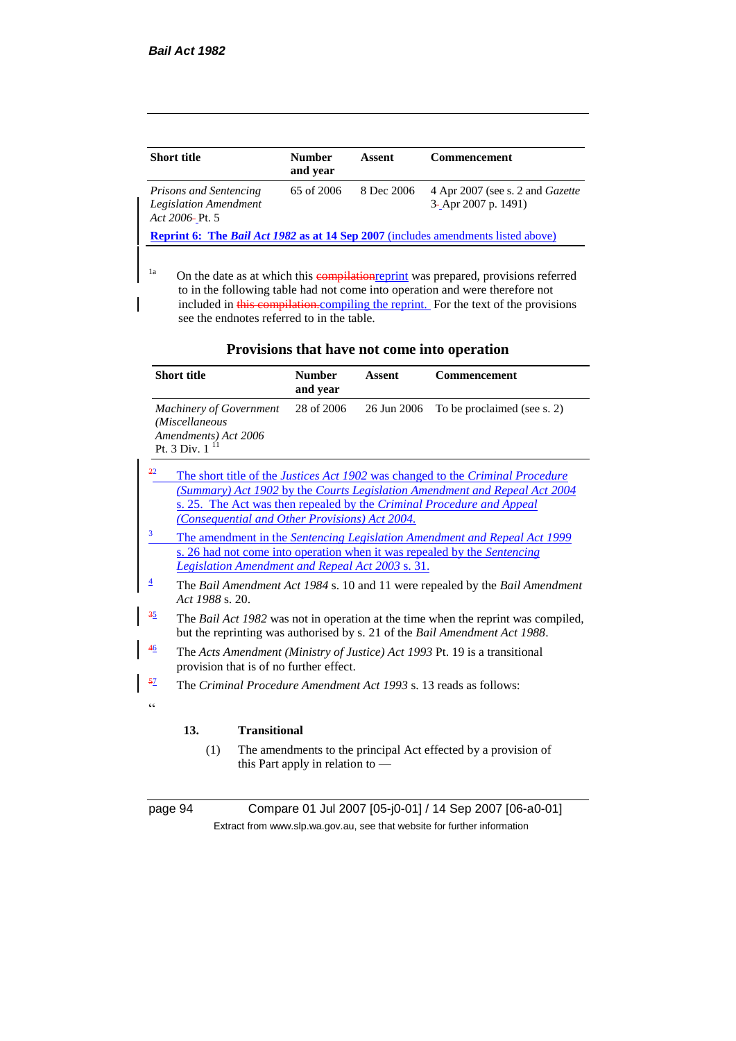| Short title | Number and year | Assent | Commencement |
|---|---|---|---|
| *Prisons and Sentencing Legislation Amendment Act 2006* Pt. 5 | 65 of 2006 | 8 Dec 2006 | 4 Apr 2007 (see s. 2 and *Gazette* 3 Apr 2007 p. 1491) |
| **Reprint 6: The *Bail Act 1982* as at 14 Sep 2007** (includes amendments listed above) | | | |

[1a] On the date as at which this compilationreprint was prepared, provisions referred to in the following table had not come into operation and were therefore not included in this compilation.compiling the reprint. For the text of the provisions see the endnotes referred to in the table.

### Provisions that have not come into operation

| Short title | Number and year | Assent | Commencement |
|---|---|---|---|
| *Machinery of Government (Miscellaneous Amendments) Act 2006* Pt. 3 Div. 1 [11] | 28 of 2006 | 26 Jun 2006 | To be proclaimed (see s. 2) |

[22] The short title of the *Justices Act 1902* was changed to the *Criminal Procedure (Summary) Act 1902* by the *Courts Legislation Amendment and Repeal Act 2004* s. 25. The Act was then repealed by the *Criminal Procedure and Appeal (Consequential and Other Provisions) Act 2004.*

[3] The amendment in the *Sentencing Legislation Amendment and Repeal Act 1999* s. 26 had not come into operation when it was repealed by the *Sentencing Legislation Amendment and Repeal Act 2003* s. 31.

[4] The *Bail Amendment Act 1984* s. 10 and 11 were repealed by the *Bail Amendment Act 1988* s. 20.

[35] The *Bail Act 1982* was not in operation at the time when the reprint was compiled, but the reprinting was authorised by s. 21 of the *Bail Amendment Act 1988*.

[46] The *Acts Amendment (Ministry of Justice) Act 1993* Pt. 19 is a transitional provision that is of no further effect.

[57] The *Criminal Procedure Amendment Act 1993* s. 13 reads as follows:

"

**13. Transitional**

(1) The amendments to the principal Act effected by a provision of this Part apply in relation to —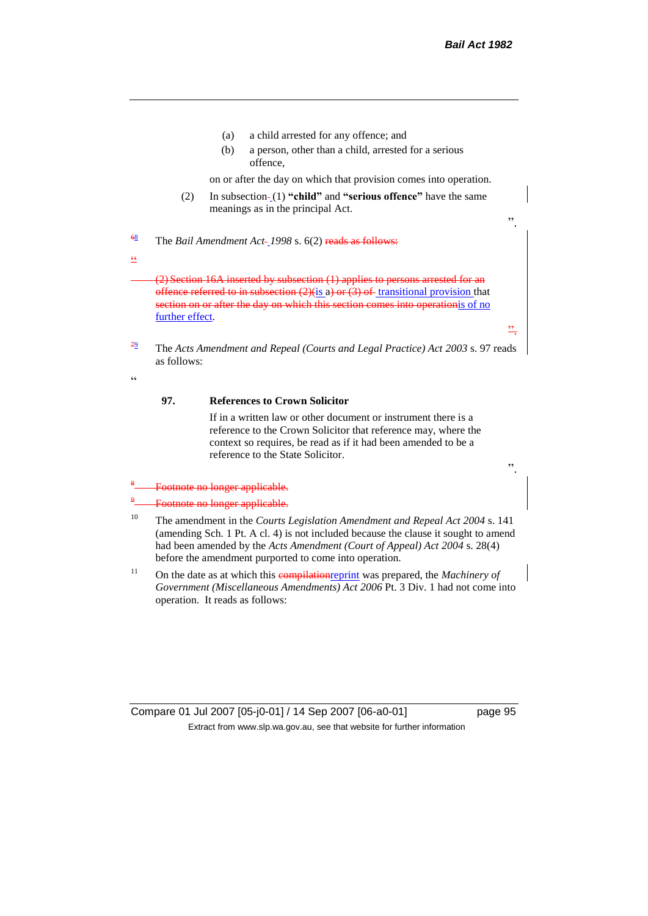(a) a child arrested for any offence; and

(b) a person, other than a child, arrested for a serious offence,

on or after the day on which that provision comes into operation.

(2) In subsection (1) **"child"** and **"serious offence"** have the same meanings as in the principal Act.

".

[6 8] The *Bail Amendment Act 1998* s. 6(2) reads as follows:

"

(2) Section 16A inserted by subsection (1) applies to persons arrested for an offence referred to in subsection (2)(is a) or (3) of transitional provision that section on or after the day on which this section comes into operationis of no further effect.

".

[7 9] The *Acts Amendment and Repeal (Courts and Legal Practice) Act 2003* s. 97 reads as follows:

"

**97. References to Crown Solicitor**

If in a written law or other document or instrument there is a reference to the Crown Solicitor that reference may, where the context so requires, be read as if it had been amended to be a reference to the State Solicitor.

".

[8] Footnote no longer applicable.

[9] Footnote no longer applicable.

[10] The amendment in the *Courts Legislation Amendment and Repeal Act 2004* s. 141 (amending Sch. 1 Pt. A cl. 4) is not included because the clause it sought to amend had been amended by the *Acts Amendment (Court of Appeal) Act 2004* s. 28(4) before the amendment purported to come into operation.

[11] On the date as at which this compilationreprint was prepared, the *Machinery of Government (Miscellaneous Amendments) Act 2006* Pt. 3 Div. 1 had not come into operation. It reads as follows: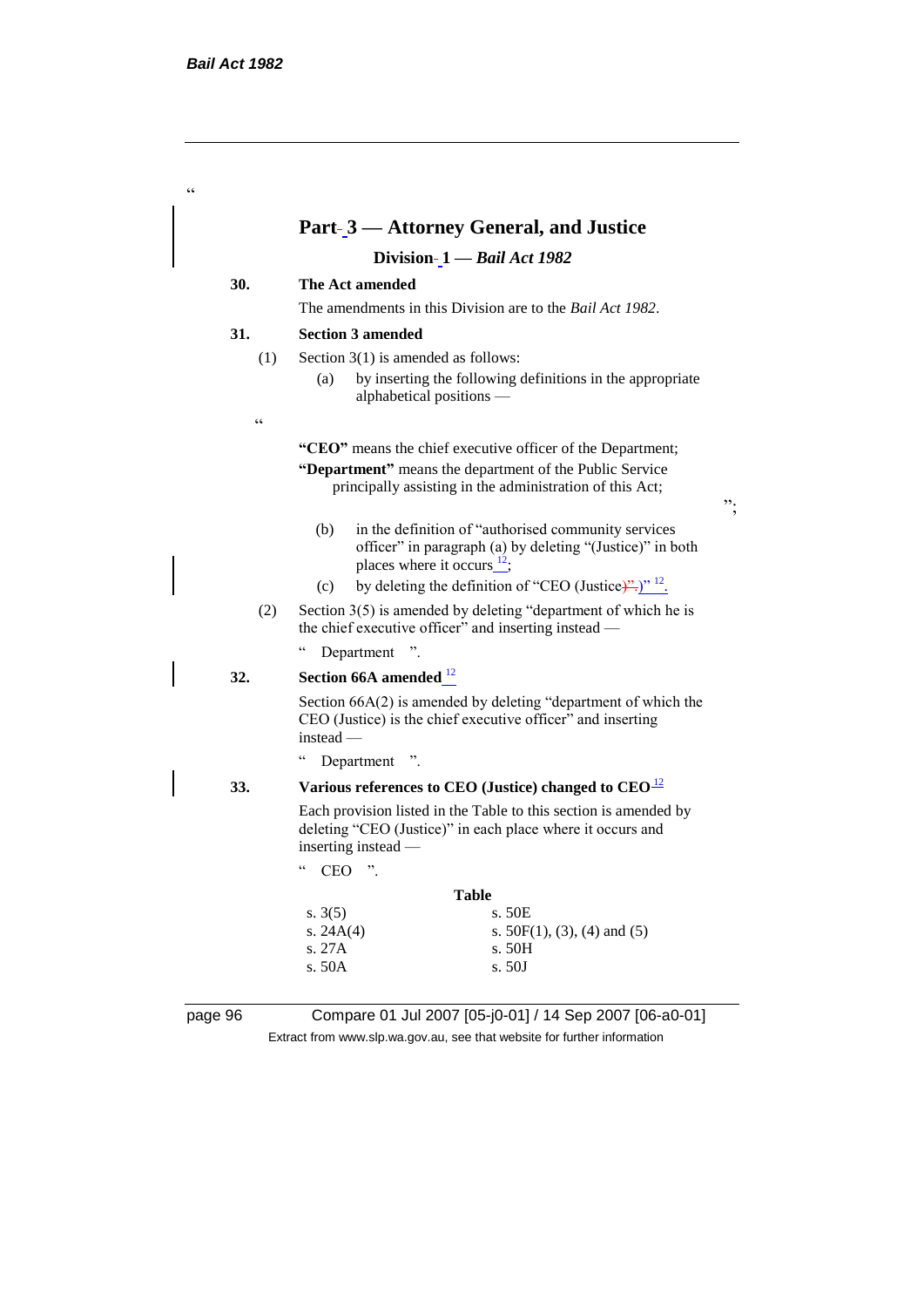"

## Part 3 — Attorney General, and Justice

### Division 1 — *Bail Act 1982*

**30. The Act amended**

The amendments in this Division are to the *Bail Act 1982*.

**31. Section 3 amended**

(1) Section 3(1) is amended as follows:

(a) by inserting the following definitions in the appropriate alphabetical positions —

"

**"CEO"** means the chief executive officer of the Department;

**"Department"** means the department of the Public Service principally assisting in the administration of this Act;

";

(b) in the definition of "authorised community services officer" in paragraph (a) by deleting "(Justice)" in both places where it occurs [12];

(c) by deleting the definition of "CEO (Justice)" [12].

(2) Section 3(5) is amended by deleting "department of which he is the chief executive officer" and inserting instead —

" Department ".

**32. Section 66A amended [12]**

Section 66A(2) is amended by deleting "department of which the CEO (Justice) is the chief executive officer" and inserting instead —

" Department ".

**33. Various references to CEO (Justice) changed to CEO [12]**

Each provision listed in the Table to this section is amended by deleting "CEO (Justice)" in each place where it occurs and inserting instead —

" CEO ".

**Table**

| | |
|---|---|
| s. 3(5) | s. 50E |
| s. 24A(4) | s. 50F(1), (3), (4) and (5) |
| s. 27A | s. 50H |
| s. 50A | s. 50J |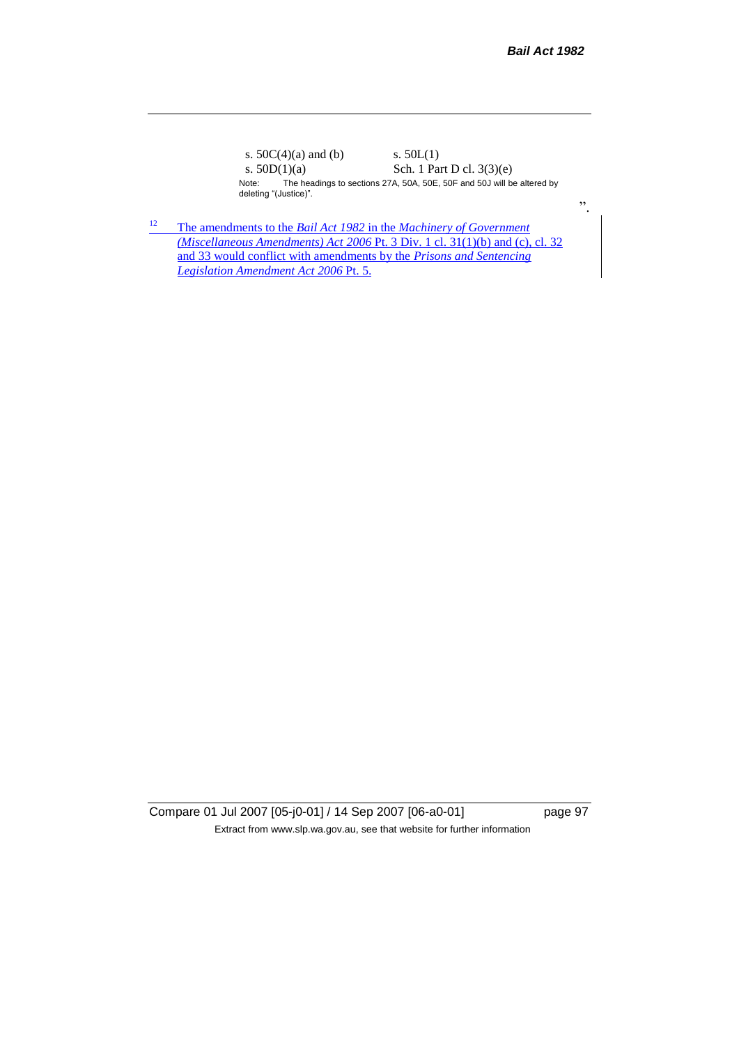| | |
|---|---|
| s. 50C(4)(a) and (b) | s. 50L(1) |
| s. 50D(1)(a) | Sch. 1 Part D cl. 3(3)(e) |

Note: The headings to sections 27A, 50A, 50E, 50F and 50J will be altered by deleting "(Justice)".

".

[12] The amendments to the *Bail Act 1982* in the *Machinery of Government (Miscellaneous Amendments) Act 2006* Pt. 3 Div. 1 cl. 31(1)(b) and (c), cl. 32 and 33 would conflict with amendments by the *Prisons and Sentencing Legislation Amendment Act 2006* Pt. 5.